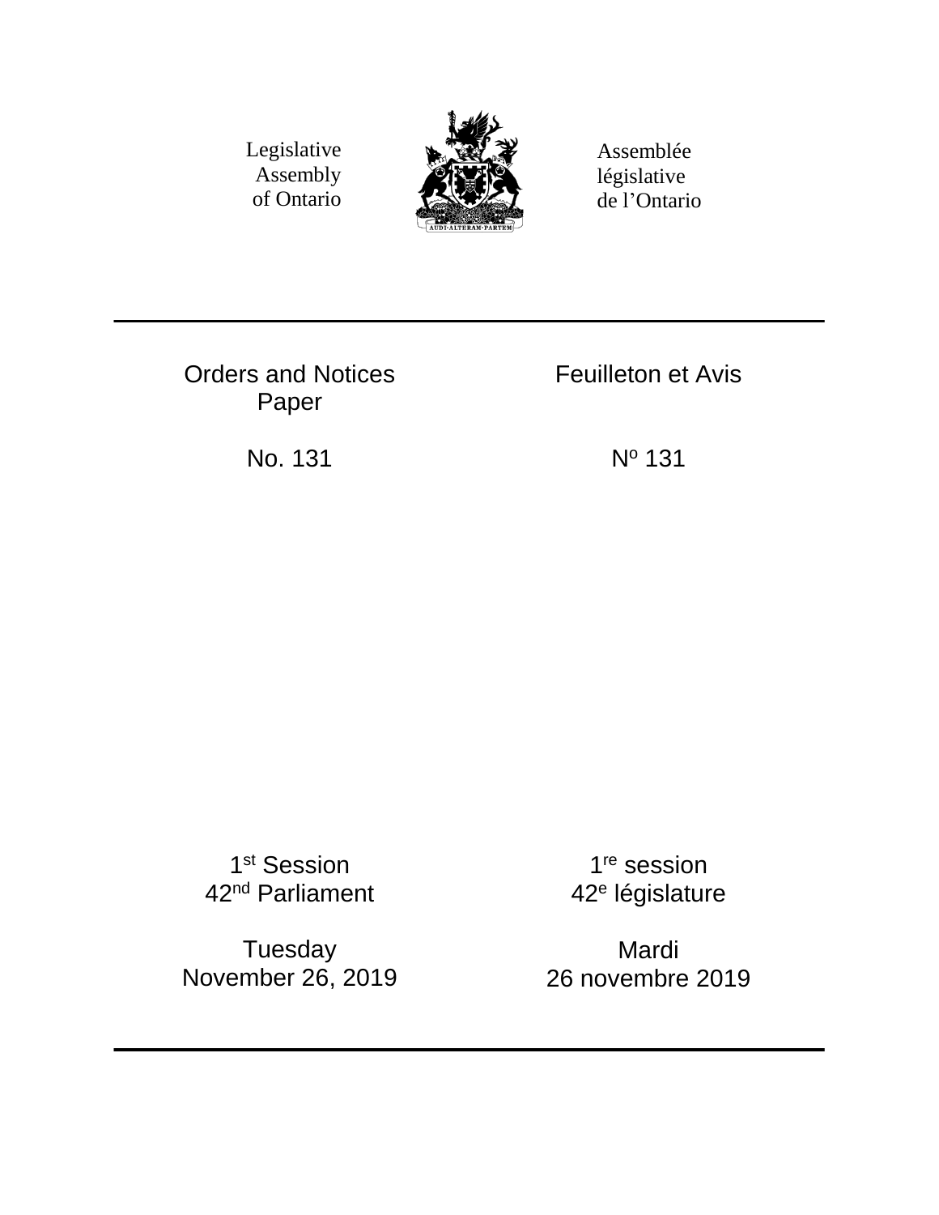Legislative Assembly of Ontario

Assemblée législative de l'Ontario

AUDI·ALTERAM·PARTEM

---

# Orders and Notices Paper

# Feuilleton et Avis

No. 131

Nº 131

1st Session
42nd Parliament

1re session
42e législature

Tuesday
November 26, 2019

Mardi
26 novembre 2019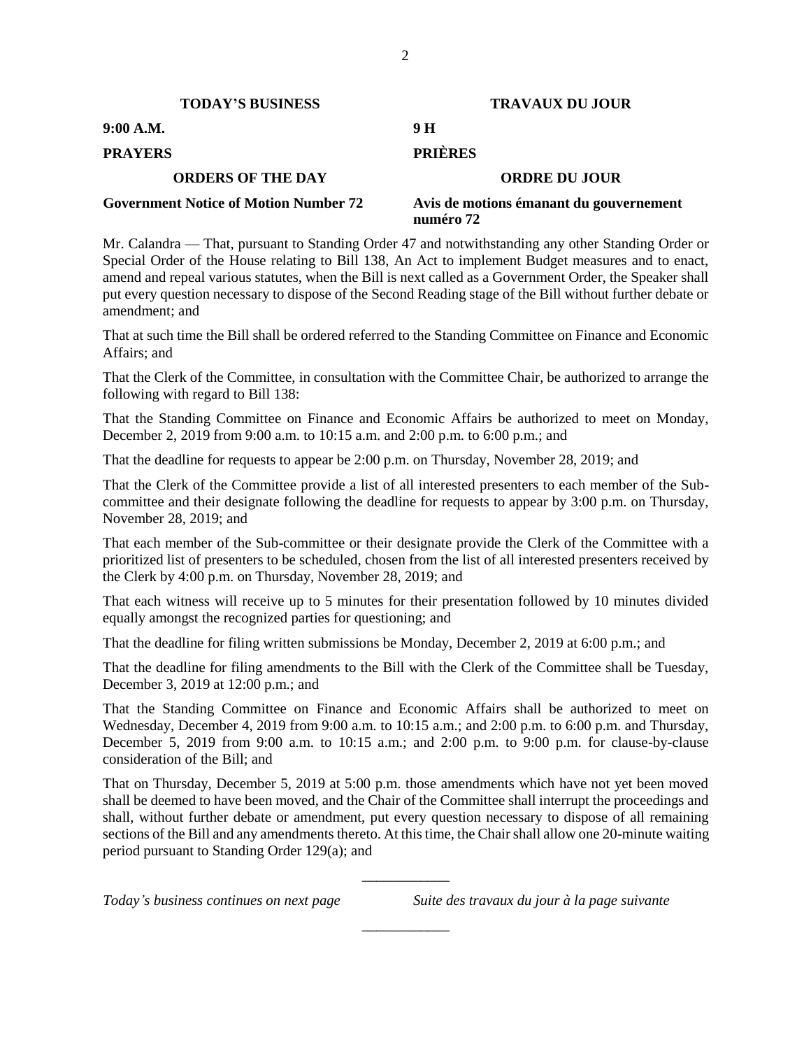**TODAY'S BUSINESS** / **TRAVAUX DU JOUR**

**9:00 A.M.** / **9 H**

**PRAYERS** / **PRIÈRES**

**ORDERS OF THE DAY** / **ORDRE DU JOUR**

**Government Notice of Motion Number 72** / **Avis de motions émanant du gouvernement numéro 72**

Mr. Calandra — That, pursuant to Standing Order 47 and notwithstanding any other Standing Order or Special Order of the House relating to Bill 138, An Act to implement Budget measures and to enact, amend and repeal various statutes, when the Bill is next called as a Government Order, the Speaker shall put every question necessary to dispose of the Second Reading stage of the Bill without further debate or amendment; and

That at such time the Bill shall be ordered referred to the Standing Committee on Finance and Economic Affairs; and

That the Clerk of the Committee, in consultation with the Committee Chair, be authorized to arrange the following with regard to Bill 138:

That the Standing Committee on Finance and Economic Affairs be authorized to meet on Monday, December 2, 2019 from 9:00 a.m. to 10:15 a.m. and 2:00 p.m. to 6:00 p.m.; and

That the deadline for requests to appear be 2:00 p.m. on Thursday, November 28, 2019; and

That the Clerk of the Committee provide a list of all interested presenters to each member of the Sub-committee and their designate following the deadline for requests to appear by 3:00 p.m. on Thursday, November 28, 2019; and

That each member of the Sub-committee or their designate provide the Clerk of the Committee with a prioritized list of presenters to be scheduled, chosen from the list of all interested presenters received by the Clerk by 4:00 p.m. on Thursday, November 28, 2019; and

That each witness will receive up to 5 minutes for their presentation followed by 10 minutes divided equally amongst the recognized parties for questioning; and

That the deadline for filing written submissions be Monday, December 2, 2019 at 6:00 p.m.; and

That the deadline for filing amendments to the Bill with the Clerk of the Committee shall be Tuesday, December 3, 2019 at 12:00 p.m.; and

That the Standing Committee on Finance and Economic Affairs shall be authorized to meet on Wednesday, December 4, 2019 from 9:00 a.m. to 10:15 a.m.; and 2:00 p.m. to 6:00 p.m. and Thursday, December 5, 2019 from 9:00 a.m. to 10:15 a.m.; and 2:00 p.m. to 9:00 p.m. for clause-by-clause consideration of the Bill; and

That on Thursday, December 5, 2019 at 5:00 p.m. those amendments which have not yet been moved shall be deemed to have been moved, and the Chair of the Committee shall interrupt the proceedings and shall, without further debate or amendment, put every question necessary to dispose of all remaining sections of the Bill and any amendments thereto. At this time, the Chair shall allow one 20-minute waiting period pursuant to Standing Order 129(a); and

---

*Today's business continues on next page* / *Suite des travaux du jour à la page suivante*

---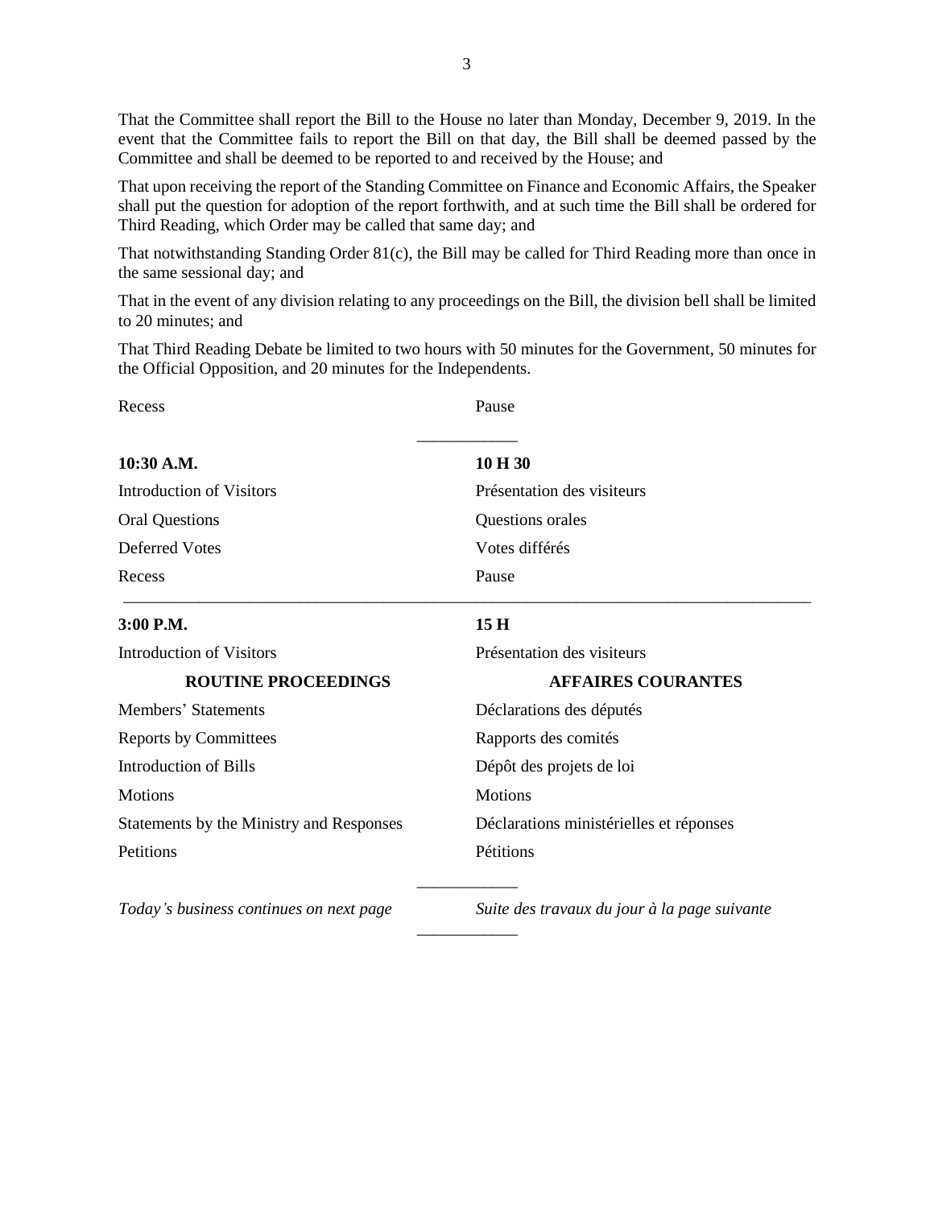That the Committee shall report the Bill to the House no later than Monday, December 9, 2019. In the event that the Committee fails to report the Bill on that day, the Bill shall be deemed passed by the Committee and shall be deemed to be reported to and received by the House; and

That upon receiving the report of the Standing Committee on Finance and Economic Affairs, the Speaker shall put the question for adoption of the report forthwith, and at such time the Bill shall be ordered for Third Reading, which Order may be called that same day; and

That notwithstanding Standing Order 81(c), the Bill may be called for Third Reading more than once in the same sessional day; and

That in the event of any division relating to any proceedings on the Bill, the division bell shall be limited to 20 minutes; and

That Third Reading Debate be limited to two hours with 50 minutes for the Government, 50 minutes for the Official Opposition, and 20 minutes for the Independents.

| | |
|---|---|
| Recess | Pause |

---

| | |
|---|---|
| **10:30 A.M.** | **10 H 30** |
| Introduction of Visitors | Présentation des visiteurs |
| Oral Questions | Questions orales |
| Deferred Votes | Votes différés |
| Recess | Pause |

---

| | |
|---|---|
| **3:00 P.M.** | **15 H** |
| Introduction of Visitors | Présentation des visiteurs |
| **ROUTINE PROCEEDINGS** | **AFFAIRES COURANTES** |
| Members' Statements | Déclarations des députés |
| Reports by Committees | Rapports des comités |
| Introduction of Bills | Dépôt des projets de loi |
| Motions | Motions |
| Statements by the Ministry and Responses | Déclarations ministérielles et réponses |
| Petitions | Pétitions |

---

*Today's business continues on next page* — *Suite des travaux du jour à la page suivante*

---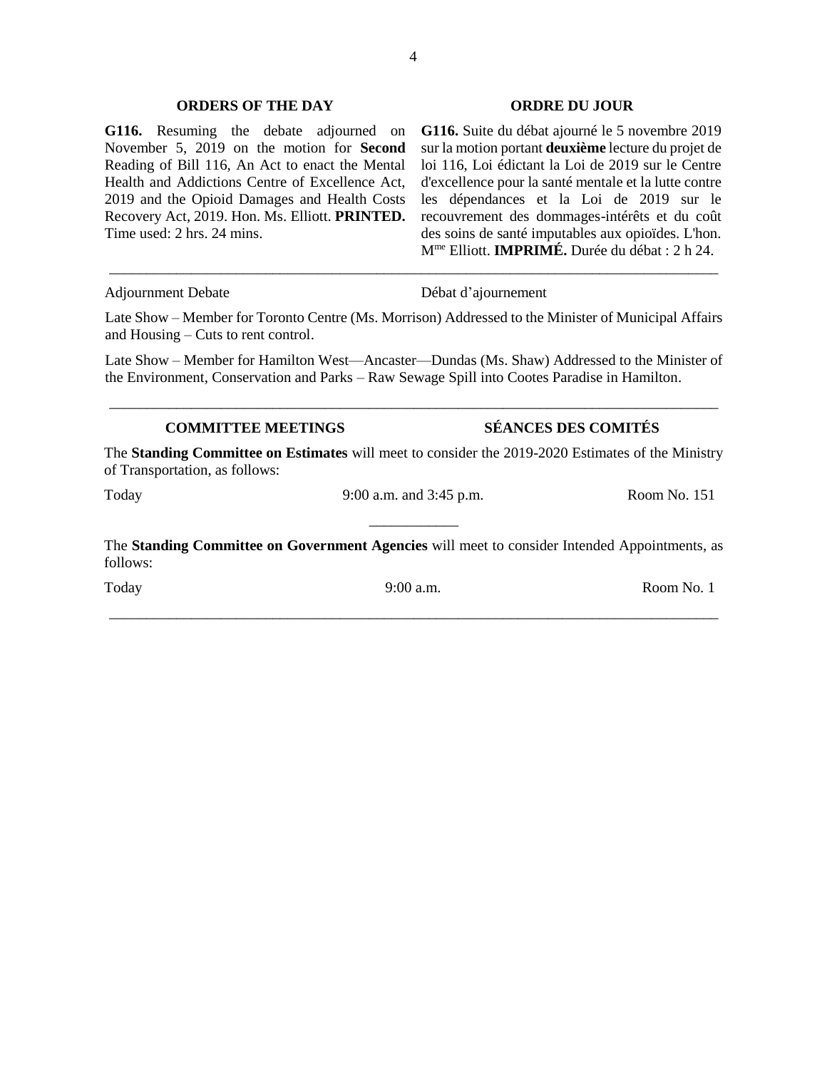## ORDERS OF THE DAY

**G116.** Resuming the debate adjourned on November 5, 2019 on the motion for **Second** Reading of Bill 116, An Act to enact the Mental Health and Addictions Centre of Excellence Act, 2019 and the Opioid Damages and Health Costs Recovery Act, 2019. Hon. Ms. Elliott. **PRINTED.** Time used: 2 hrs. 24 mins.

## ORDRE DU JOUR

**G116.** Suite du débat ajourné le 5 novembre 2019 sur la motion portant **deuxième** lecture du projet de loi 116, Loi édictant la Loi de 2019 sur le Centre d'excellence pour la santé mentale et la lutte contre les dépendances et la Loi de 2019 sur le recouvrement des dommages-intérêts et du coût des soins de santé imputables aux opioïdes. L'hon. M^me^ Elliott. **IMPRIMÉ.** Durée du débat : 2 h 24.

---

Adjournment Debate — Débat d'ajournement

Late Show – Member for Toronto Centre (Ms. Morrison) Addressed to the Minister of Municipal Affairs and Housing – Cuts to rent control.

Late Show – Member for Hamilton West—Ancaster—Dundas (Ms. Shaw) Addressed to the Minister of the Environment, Conservation and Parks – Raw Sewage Spill into Cootes Paradise in Hamilton.

---

## COMMITTEE MEETINGS — SÉANCES DES COMITÉS

The **Standing Committee on Estimates** will meet to consider the 2019-2020 Estimates of the Ministry of Transportation, as follows:

| Today | 9:00 a.m. and 3:45 p.m. | Room No. 151 |
|---|---|---|

---

The **Standing Committee on Government Agencies** will meet to consider Intended Appointments, as follows:

| Today | 9:00 a.m. | Room No. 1 |
|---|---|---|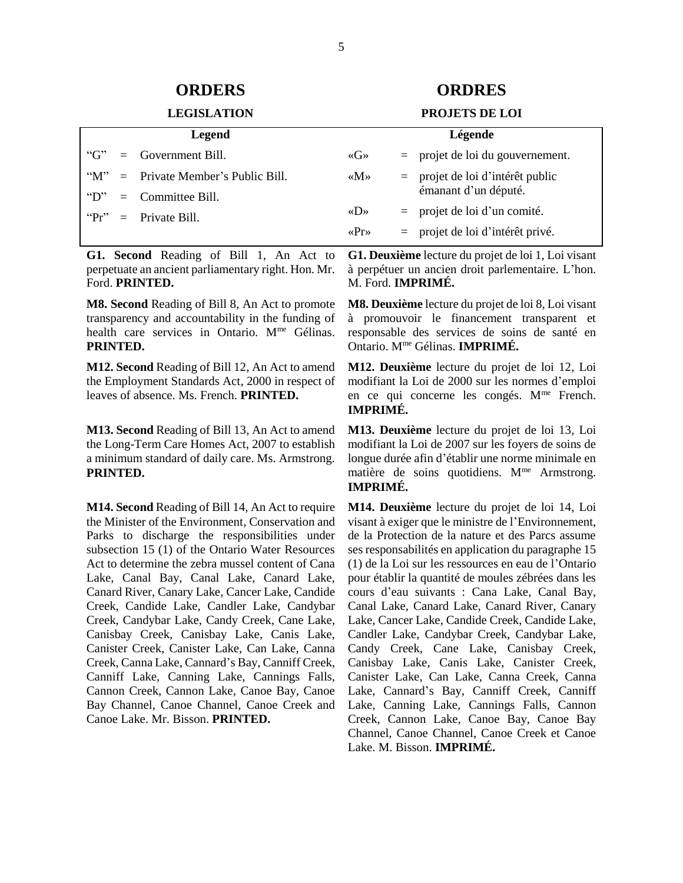# ORDERS

## LEGISLATION

| Legend | | |
|---|---|---|
| "G" | = | Government Bill. |
| "M" | = | Private Member's Public Bill. |
| "D" | = | Committee Bill. |
| "Pr" | = | Private Bill. |

**G1. Second** Reading of Bill 1, An Act to perpetuate an ancient parliamentary right. Hon. Mr. Ford. **PRINTED.**

**M8. Second** Reading of Bill 8, An Act to promote transparency and accountability in the funding of health care services in Ontario. M^me^ Gélinas. **PRINTED.**

**M12. Second** Reading of Bill 12, An Act to amend the Employment Standards Act, 2000 in respect of leaves of absence. Ms. French. **PRINTED.**

**M13. Second** Reading of Bill 13, An Act to amend the Long-Term Care Homes Act, 2007 to establish a minimum standard of daily care. Ms. Armstrong. **PRINTED.**

**M14. Second** Reading of Bill 14, An Act to require the Minister of the Environment, Conservation and Parks to discharge the responsibilities under subsection 15 (1) of the Ontario Water Resources Act to determine the zebra mussel content of Cana Lake, Canal Bay, Canal Lake, Canard Lake, Canard River, Canary Lake, Cancer Lake, Candide Creek, Candide Lake, Candler Lake, Candybar Creek, Candybar Lake, Candy Creek, Cane Lake, Canisbay Creek, Canisbay Lake, Canis Lake, Canister Creek, Canister Lake, Can Lake, Canna Creek, Canna Lake, Cannard's Bay, Canniff Creek, Canniff Lake, Canning Lake, Cannings Falls, Cannon Creek, Cannon Lake, Canoe Bay, Canoe Bay Channel, Canoe Channel, Canoe Creek and Canoe Lake. Mr. Bisson. **PRINTED.**

# ORDRES

## PROJETS DE LOI

| Légende | | |
|---|---|---|
| «G» | = | projet de loi du gouvernement. |
| «M» | = | projet de loi d'intérêt public émanant d'un député. |
| «D» | = | projet de loi d'un comité. |
| «Pr» | = | projet de loi d'intérêt privé. |

**G1. Deuxième** lecture du projet de loi 1, Loi visant à perpétuer un ancien droit parlementaire. L'hon. M. Ford. **IMPRIMÉ.**

**M8. Deuxième** lecture du projet de loi 8, Loi visant à promouvoir le financement transparent et responsable des services de soins de santé en Ontario. M^me^ Gélinas. **IMPRIMÉ.**

**M12. Deuxième** lecture du projet de loi 12, Loi modifiant la Loi de 2000 sur les normes d'emploi en ce qui concerne les congés. M^me^ French. **IMPRIMÉ.**

**M13. Deuxième** lecture du projet de loi 13, Loi modifiant la Loi de 2007 sur les foyers de soins de longue durée afin d'établir une norme minimale en matière de soins quotidiens. M^me^ Armstrong. **IMPRIMÉ.**

**M14. Deuxième** lecture du projet de loi 14, Loi visant à exiger que le ministre de l'Environnement, de la Protection de la nature et des Parcs assume ses responsabilités en application du paragraphe 15 (1) de la Loi sur les ressources en eau de l'Ontario pour établir la quantité de moules zébrées dans les cours d'eau suivants : Cana Lake, Canal Bay, Canal Lake, Canard Lake, Canard River, Canary Lake, Cancer Lake, Candide Creek, Candide Lake, Candler Lake, Candybar Creek, Candybar Lake, Candy Creek, Cane Lake, Canisbay Creek, Canisbay Lake, Canis Lake, Canister Creek, Canister Lake, Can Lake, Canna Creek, Canna Lake, Cannard's Bay, Canniff Creek, Canniff Lake, Canning Lake, Cannings Falls, Cannon Creek, Cannon Lake, Canoe Bay, Canoe Bay Channel, Canoe Channel, Canoe Creek et Canoe Lake. M. Bisson. **IMPRIMÉ.**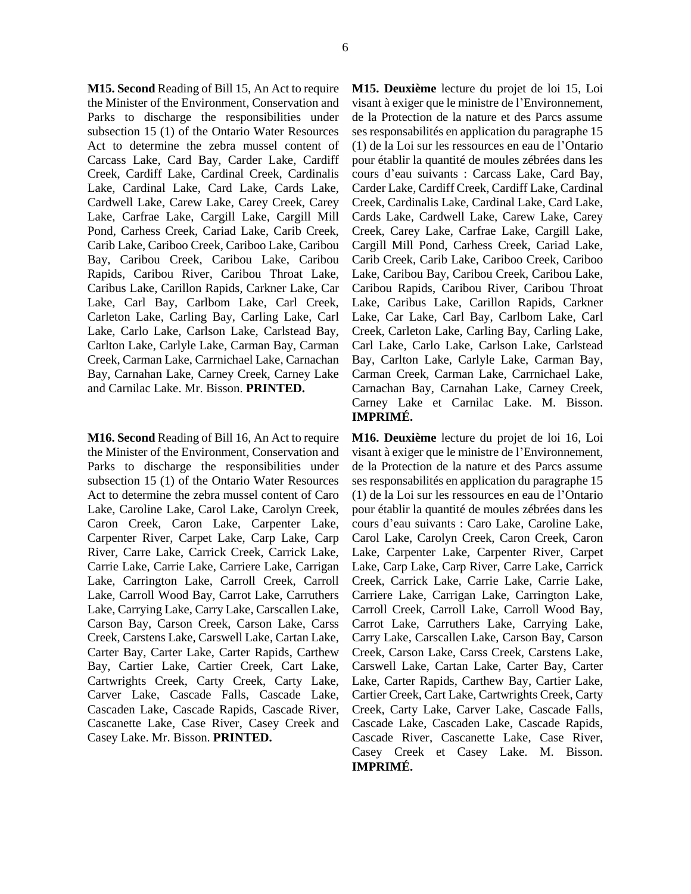**M15. Second** Reading of Bill 15, An Act to require the Minister of the Environment, Conservation and Parks to discharge the responsibilities under subsection 15 (1) of the Ontario Water Resources Act to determine the zebra mussel content of Carcass Lake, Card Bay, Carder Lake, Cardiff Creek, Cardiff Lake, Cardinal Creek, Cardinalis Lake, Cardinal Lake, Card Lake, Cards Lake, Cardwell Lake, Carew Lake, Carey Creek, Carey Lake, Carfrae Lake, Cargill Lake, Cargill Mill Pond, Carhess Creek, Cariad Lake, Carib Creek, Carib Lake, Cariboo Creek, Cariboo Lake, Caribou Bay, Caribou Creek, Caribou Lake, Caribou Rapids, Caribou River, Caribou Throat Lake, Caribus Lake, Carillon Rapids, Carkner Lake, Car Lake, Carl Bay, Carlbom Lake, Carl Creek, Carleton Lake, Carling Bay, Carling Lake, Carl Lake, Carlo Lake, Carlson Lake, Carlstead Bay, Carlton Lake, Carlyle Lake, Carman Bay, Carman Creek, Carman Lake, Carrnichael Lake, Carnachan Bay, Carnahan Lake, Carney Creek, Carney Lake and Carnilac Lake. Mr. Bisson. **PRINTED.**

**M15. Deuxième** lecture du projet de loi 15, Loi visant à exiger que le ministre de l'Environnement, de la Protection de la nature et des Parcs assume ses responsabilités en application du paragraphe 15 (1) de la Loi sur les ressources en eau de l'Ontario pour établir la quantité de moules zébrées dans les cours d'eau suivants : Carcass Lake, Card Bay, Carder Lake, Cardiff Creek, Cardiff Lake, Cardinal Creek, Cardinalis Lake, Cardinal Lake, Card Lake, Cards Lake, Cardwell Lake, Carew Lake, Carey Creek, Carey Lake, Carfrae Lake, Cargill Lake, Cargill Mill Pond, Carhess Creek, Cariad Lake, Carib Creek, Carib Lake, Cariboo Creek, Cariboo Lake, Caribou Bay, Caribou Creek, Caribou Lake, Caribou Rapids, Caribou River, Caribou Throat Lake, Caribus Lake, Carillon Rapids, Carkner Lake, Car Lake, Carl Bay, Carlbom Lake, Carl Creek, Carleton Lake, Carling Bay, Carling Lake, Carl Lake, Carlo Lake, Carlson Lake, Carlstead Bay, Carlton Lake, Carlyle Lake, Carman Bay, Carman Creek, Carman Lake, Carrnichael Lake, Carnachan Bay, Carnahan Lake, Carney Creek, Carney Lake et Carnilac Lake. M. Bisson. **IMPRIMÉ.**

**M16. Second** Reading of Bill 16, An Act to require the Minister of the Environment, Conservation and Parks to discharge the responsibilities under subsection 15 (1) of the Ontario Water Resources Act to determine the zebra mussel content of Caro Lake, Caroline Lake, Carol Lake, Carolyn Creek, Caron Creek, Caron Lake, Carpenter Lake, Carpenter River, Carpet Lake, Carp Lake, Carp River, Carre Lake, Carrick Creek, Carrick Lake, Carrie Lake, Carrie Lake, Carriere Lake, Carrigan Lake, Carrington Lake, Carroll Creek, Carroll Lake, Carroll Wood Bay, Carrot Lake, Carruthers Lake, Carrying Lake, Carry Lake, Carscallen Lake, Carson Bay, Carson Creek, Carson Lake, Carss Creek, Carstens Lake, Carswell Lake, Cartan Lake, Carter Bay, Carter Lake, Carter Rapids, Carthew Bay, Cartier Lake, Cartier Creek, Cart Lake, Cartwrights Creek, Carty Creek, Carty Lake, Carver Lake, Cascade Falls, Cascade Lake, Cascaden Lake, Cascade Rapids, Cascade River, Cascanette Lake, Case River, Casey Creek and Casey Lake. Mr. Bisson. **PRINTED.**

**M16. Deuxième** lecture du projet de loi 16, Loi visant à exiger que le ministre de l'Environnement, de la Protection de la nature et des Parcs assume ses responsabilités en application du paragraphe 15 (1) de la Loi sur les ressources en eau de l'Ontario pour établir la quantité de moules zébrées dans les cours d'eau suivants : Caro Lake, Caroline Lake, Carol Lake, Carolyn Creek, Caron Creek, Caron Lake, Carpenter Lake, Carpenter River, Carpet Lake, Carp Lake, Carp River, Carre Lake, Carrick Creek, Carrick Lake, Carrie Lake, Carrie Lake, Carriere Lake, Carrigan Lake, Carrington Lake, Carroll Creek, Carroll Lake, Carroll Wood Bay, Carrot Lake, Carruthers Lake, Carrying Lake, Carry Lake, Carscallen Lake, Carson Bay, Carson Creek, Carson Lake, Carss Creek, Carstens Lake, Carswell Lake, Cartan Lake, Carter Bay, Carter Lake, Carter Rapids, Carthew Bay, Cartier Lake, Cartier Creek, Cart Lake, Cartwrights Creek, Carty Creek, Carty Lake, Carver Lake, Cascade Falls, Cascade Lake, Cascaden Lake, Cascade Rapids, Cascade River, Cascanette Lake, Case River, Casey Creek et Casey Lake. M. Bisson. **IMPRIMÉ.**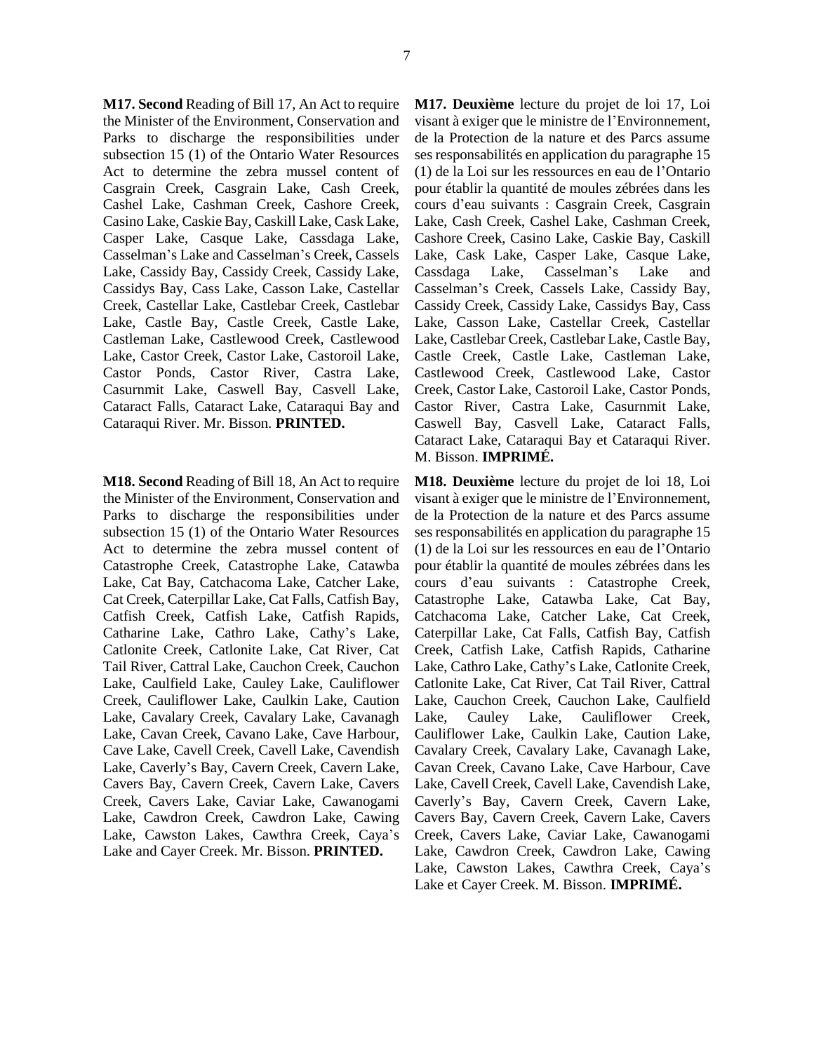**M17. Second** Reading of Bill 17, An Act to require the Minister of the Environment, Conservation and Parks to discharge the responsibilities under subsection 15 (1) of the Ontario Water Resources Act to determine the zebra mussel content of Casgrain Creek, Casgrain Lake, Cash Creek, Cashel Lake, Cashman Creek, Cashore Creek, Casino Lake, Caskie Bay, Caskill Lake, Cask Lake, Casper Lake, Casque Lake, Cassdaga Lake, Casselman's Lake and Casselman's Creek, Cassels Lake, Cassidy Bay, Cassidy Creek, Cassidy Lake, Cassidys Bay, Cass Lake, Casson Lake, Castellar Creek, Castellar Lake, Castlebar Creek, Castlebar Lake, Castle Bay, Castle Creek, Castle Lake, Castleman Lake, Castlewood Creek, Castlewood Lake, Castor Creek, Castor Lake, Castoroil Lake, Castor Ponds, Castor River, Castra Lake, Casurnmit Lake, Caswell Bay, Casvell Lake, Cataract Falls, Cataract Lake, Cataraqui Bay and Cataraqui River. Mr. Bisson. **PRINTED.**

**M17. Deuxième** lecture du projet de loi 17, Loi visant à exiger que le ministre de l'Environnement, de la Protection de la nature et des Parcs assume ses responsabilités en application du paragraphe 15 (1) de la Loi sur les ressources en eau de l'Ontario pour établir la quantité de moules zébrées dans les cours d'eau suivants : Casgrain Creek, Casgrain Lake, Cash Creek, Cashel Lake, Cashman Creek, Cashore Creek, Casino Lake, Caskie Bay, Caskill Lake, Cask Lake, Casper Lake, Casque Lake, Cassdaga Lake, Casselman's Lake and Casselman's Creek, Cassels Lake, Cassidy Bay, Cassidy Creek, Cassidy Lake, Cassidys Bay, Cass Lake, Casson Lake, Castellar Creek, Castellar Lake, Castlebar Creek, Castlebar Lake, Castle Bay, Castle Creek, Castle Lake, Castleman Lake, Castlewood Creek, Castlewood Lake, Castor Creek, Castor Lake, Castoroil Lake, Castor Ponds, Castor River, Castra Lake, Casurnmit Lake, Caswell Bay, Casvell Lake, Cataract Falls, Cataract Lake, Cataraqui Bay et Cataraqui River. M. Bisson. **IMPRIMÉ.**

**M18. Second** Reading of Bill 18, An Act to require the Minister of the Environment, Conservation and Parks to discharge the responsibilities under subsection 15 (1) of the Ontario Water Resources Act to determine the zebra mussel content of Catastrophe Creek, Catastrophe Lake, Catawba Lake, Cat Bay, Catchacoma Lake, Catcher Lake, Cat Creek, Caterpillar Lake, Cat Falls, Catfish Bay, Catfish Creek, Catfish Lake, Catfish Rapids, Catharine Lake, Cathro Lake, Cathy's Lake, Catlonite Creek, Catlonite Lake, Cat River, Cat Tail River, Cattral Lake, Cauchon Creek, Cauchon Lake, Caulfield Lake, Cauley Lake, Cauliflower Creek, Cauliflower Lake, Caulkin Lake, Caution Lake, Cavalary Creek, Cavalary Lake, Cavanagh Lake, Cavan Creek, Cavano Lake, Cave Harbour, Cave Lake, Cavell Creek, Cavell Lake, Cavendish Lake, Caverly's Bay, Cavern Creek, Cavern Lake, Cavers Bay, Cavern Creek, Cavern Lake, Cavers Creek, Cavers Lake, Caviar Lake, Cawanogami Lake, Cawdron Creek, Cawdron Lake, Cawing Lake, Cawston Lakes, Cawthra Creek, Caya's Lake and Cayer Creek. Mr. Bisson. **PRINTED.**

**M18. Deuxième** lecture du projet de loi 18, Loi visant à exiger que le ministre de l'Environnement, de la Protection de la nature et des Parcs assume ses responsabilités en application du paragraphe 15 (1) de la Loi sur les ressources en eau de l'Ontario pour établir la quantité de moules zébrées dans les cours d'eau suivants : Catastrophe Creek, Catastrophe Lake, Catawba Lake, Cat Bay, Catchacoma Lake, Catcher Lake, Cat Creek, Caterpillar Lake, Cat Falls, Catfish Bay, Catfish Creek, Catfish Lake, Catfish Rapids, Catharine Lake, Cathro Lake, Cathy's Lake, Catlonite Creek, Catlonite Lake, Cat River, Cat Tail River, Cattral Lake, Cauchon Creek, Cauchon Lake, Caulfield Lake, Cauley Lake, Cauliflower Creek, Cauliflower Lake, Caulkin Lake, Caution Lake, Cavalary Creek, Cavalary Lake, Cavanagh Lake, Cavan Creek, Cavano Lake, Cave Harbour, Cave Lake, Cavell Creek, Cavell Lake, Cavendish Lake, Caverly's Bay, Cavern Creek, Cavern Lake, Cavers Bay, Cavern Creek, Cavern Lake, Cavers Creek, Cavers Lake, Caviar Lake, Cawanogami Lake, Cawdron Creek, Cawdron Lake, Cawing Lake, Cawston Lakes, Cawthra Creek, Caya's Lake et Cayer Creek. M. Bisson. **IMPRIMÉ.**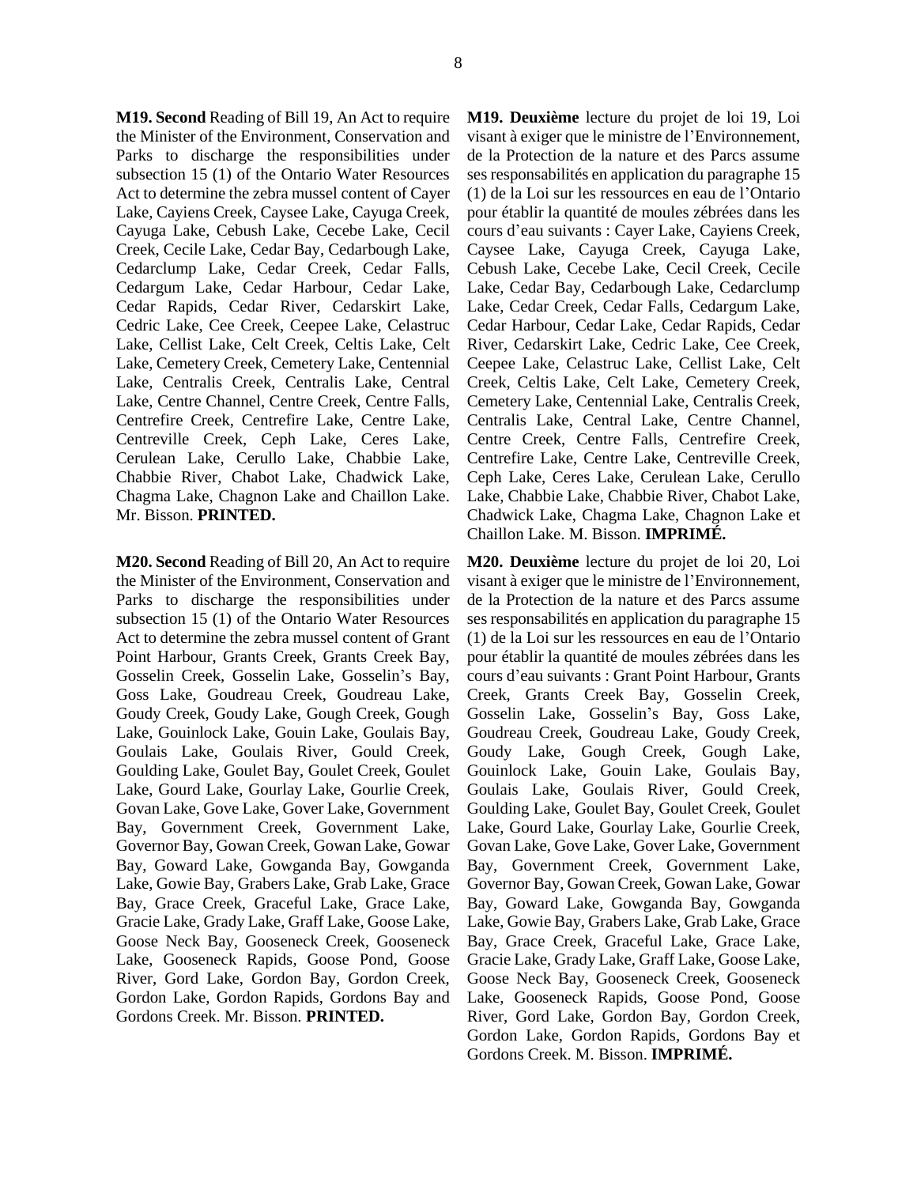**M19. Second** Reading of Bill 19, An Act to require the Minister of the Environment, Conservation and Parks to discharge the responsibilities under subsection 15 (1) of the Ontario Water Resources Act to determine the zebra mussel content of Cayer Lake, Cayiens Creek, Caysee Lake, Cayuga Creek, Cayuga Lake, Cebush Lake, Cecebe Lake, Cecil Creek, Cecile Lake, Cedar Bay, Cedarbough Lake, Cedarclump Lake, Cedar Creek, Cedar Falls, Cedargum Lake, Cedar Harbour, Cedar Lake, Cedar Rapids, Cedar River, Cedarskirt Lake, Cedric Lake, Cee Creek, Ceepee Lake, Celastruc Lake, Cellist Lake, Celt Creek, Celtis Lake, Celt Lake, Cemetery Creek, Cemetery Lake, Centennial Lake, Centralis Creek, Centralis Lake, Central Lake, Centre Channel, Centre Creek, Centre Falls, Centrefire Creek, Centrefire Lake, Centre Lake, Centreville Creek, Ceph Lake, Ceres Lake, Cerulean Lake, Cerullo Lake, Chabbie Lake, Chabbie River, Chabot Lake, Chadwick Lake, Chagma Lake, Chagnon Lake and Chaillon Lake. Mr. Bisson. **PRINTED.**

**M19. Deuxième** lecture du projet de loi 19, Loi visant à exiger que le ministre de l'Environnement, de la Protection de la nature et des Parcs assume ses responsabilités en application du paragraphe 15 (1) de la Loi sur les ressources en eau de l'Ontario pour établir la quantité de moules zébrées dans les cours d'eau suivants : Cayer Lake, Cayiens Creek, Caysee Lake, Cayuga Creek, Cayuga Lake, Cebush Lake, Cecebe Lake, Cecil Creek, Cecile Lake, Cedar Bay, Cedarbough Lake, Cedarclump Lake, Cedar Creek, Cedar Falls, Cedargum Lake, Cedar Harbour, Cedar Lake, Cedar Rapids, Cedar River, Cedarskirt Lake, Cedric Lake, Cee Creek, Ceepee Lake, Celastruc Lake, Cellist Lake, Celt Creek, Celtis Lake, Celt Lake, Cemetery Creek, Cemetery Lake, Centennial Lake, Centralis Creek, Centralis Lake, Central Lake, Centre Channel, Centre Creek, Centre Falls, Centrefire Creek, Centrefire Lake, Centre Lake, Centreville Creek, Ceph Lake, Ceres Lake, Cerulean Lake, Cerullo Lake, Chabbie Lake, Chabbie River, Chabot Lake, Chadwick Lake, Chagma Lake, Chagnon Lake et Chaillon Lake. M. Bisson. **IMPRIMÉ.**

**M20. Second** Reading of Bill 20, An Act to require the Minister of the Environment, Conservation and Parks to discharge the responsibilities under subsection 15 (1) of the Ontario Water Resources Act to determine the zebra mussel content of Grant Point Harbour, Grants Creek, Grants Creek Bay, Gosselin Creek, Gosselin Lake, Gosselin's Bay, Goss Lake, Goudreau Creek, Goudreau Lake, Goudy Creek, Goudy Lake, Gough Creek, Gough Lake, Gouinlock Lake, Gouin Lake, Goulais Bay, Goulais Lake, Goulais River, Gould Creek, Goulding Lake, Goulet Bay, Goulet Creek, Goulet Lake, Gourd Lake, Gourlay Lake, Gourlie Creek, Govan Lake, Gove Lake, Gover Lake, Government Bay, Government Creek, Government Lake, Governor Bay, Gowan Creek, Gowan Lake, Gowar Bay, Goward Lake, Gowganda Bay, Gowganda Lake, Gowie Bay, Grabers Lake, Grab Lake, Grace Bay, Grace Creek, Graceful Lake, Grace Lake, Gracie Lake, Grady Lake, Graff Lake, Goose Lake, Goose Neck Bay, Gooseneck Creek, Gooseneck Lake, Gooseneck Rapids, Goose Pond, Goose River, Gord Lake, Gordon Bay, Gordon Creek, Gordon Lake, Gordon Rapids, Gordons Bay and Gordons Creek. Mr. Bisson. **PRINTED.**

**M20. Deuxième** lecture du projet de loi 20, Loi visant à exiger que le ministre de l'Environnement, de la Protection de la nature et des Parcs assume ses responsabilités en application du paragraphe 15 (1) de la Loi sur les ressources en eau de l'Ontario pour établir la quantité de moules zébrées dans les cours d'eau suivants : Grant Point Harbour, Grants Creek, Grants Creek Bay, Gosselin Creek, Gosselin Lake, Gosselin's Bay, Goss Lake, Goudreau Creek, Goudreau Lake, Goudy Creek, Goudy Lake, Gough Creek, Gough Lake, Gouinlock Lake, Gouin Lake, Goulais Bay, Goulais Lake, Goulais River, Gould Creek, Goulding Lake, Goulet Bay, Goulet Creek, Goulet Lake, Gourd Lake, Gourlay Lake, Gourlie Creek, Govan Lake, Gove Lake, Gover Lake, Government Bay, Government Creek, Government Lake, Governor Bay, Gowan Creek, Gowan Lake, Gowar Bay, Goward Lake, Gowganda Bay, Gowganda Lake, Gowie Bay, Grabers Lake, Grab Lake, Grace Bay, Grace Creek, Graceful Lake, Grace Lake, Gracie Lake, Grady Lake, Graff Lake, Goose Lake, Goose Neck Bay, Gooseneck Creek, Gooseneck Lake, Gooseneck Rapids, Goose Pond, Goose River, Gord Lake, Gordon Bay, Gordon Creek, Gordon Lake, Gordon Rapids, Gordons Bay et Gordons Creek. M. Bisson. **IMPRIMÉ.**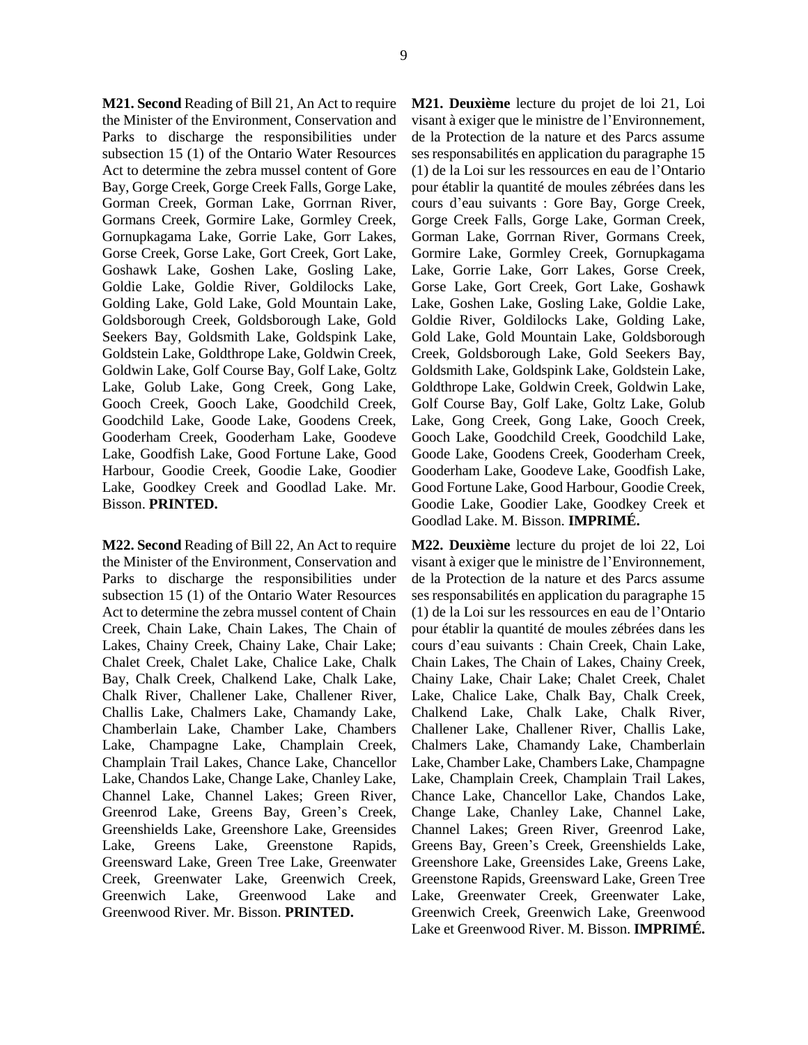**M21. Second** Reading of Bill 21, An Act to require the Minister of the Environment, Conservation and Parks to discharge the responsibilities under subsection 15 (1) of the Ontario Water Resources Act to determine the zebra mussel content of Gore Bay, Gorge Creek, Gorge Creek Falls, Gorge Lake, Gorman Creek, Gorman Lake, Gorrnan River, Gormans Creek, Gormire Lake, Gormley Creek, Gornupkagama Lake, Gorrie Lake, Gorr Lakes, Gorse Creek, Gorse Lake, Gort Creek, Gort Lake, Goshawk Lake, Goshen Lake, Gosling Lake, Goldie Lake, Goldie River, Goldilocks Lake, Golding Lake, Gold Lake, Gold Mountain Lake, Goldsborough Creek, Goldsborough Lake, Gold Seekers Bay, Goldsmith Lake, Goldspink Lake, Goldstein Lake, Goldthrope Lake, Goldwin Creek, Goldwin Lake, Golf Course Bay, Golf Lake, Goltz Lake, Golub Lake, Gong Creek, Gong Lake, Gooch Creek, Gooch Lake, Goodchild Creek, Goodchild Lake, Goode Lake, Goodens Creek, Gooderham Creek, Gooderham Lake, Goodeve Lake, Goodfish Lake, Good Fortune Lake, Good Harbour, Goodie Creek, Goodie Lake, Goodier Lake, Goodkey Creek and Goodlad Lake. Mr. Bisson. **PRINTED.**

**M21. Deuxième** lecture du projet de loi 21, Loi visant à exiger que le ministre de l'Environnement, de la Protection de la nature et des Parcs assume ses responsabilités en application du paragraphe 15 (1) de la Loi sur les ressources en eau de l'Ontario pour établir la quantité de moules zébrées dans les cours d'eau suivants : Gore Bay, Gorge Creek, Gorge Creek Falls, Gorge Lake, Gorman Creek, Gorman Lake, Gorrnan River, Gormans Creek, Gormire Lake, Gormley Creek, Gornupkagama Lake, Gorrie Lake, Gorr Lakes, Gorse Creek, Gorse Lake, Gort Creek, Gort Lake, Goshawk Lake, Goshen Lake, Gosling Lake, Goldie Lake, Goldie River, Goldilocks Lake, Golding Lake, Gold Lake, Gold Mountain Lake, Goldsborough Creek, Goldsborough Lake, Gold Seekers Bay, Goldsmith Lake, Goldspink Lake, Goldstein Lake, Goldthrope Lake, Goldwin Creek, Goldwin Lake, Golf Course Bay, Golf Lake, Goltz Lake, Golub Lake, Gong Creek, Gong Lake, Gooch Creek, Gooch Lake, Goodchild Creek, Goodchild Lake, Goode Lake, Goodens Creek, Gooderham Creek, Gooderham Lake, Goodeve Lake, Goodfish Lake, Good Fortune Lake, Good Harbour, Goodie Creek, Goodie Lake, Goodier Lake, Goodkey Creek et Goodlad Lake. M. Bisson. **IMPRIMÉ.**

**M22. Second** Reading of Bill 22, An Act to require the Minister of the Environment, Conservation and Parks to discharge the responsibilities under subsection 15 (1) of the Ontario Water Resources Act to determine the zebra mussel content of Chain Creek, Chain Lake, Chain Lakes, The Chain of Lakes, Chainy Creek, Chainy Lake, Chair Lake; Chalet Creek, Chalet Lake, Chalice Lake, Chalk Bay, Chalk Creek, Chalkend Lake, Chalk Lake, Chalk River, Challener Lake, Challener River, Challis Lake, Chalmers Lake, Chamandy Lake, Chamberlain Lake, Chamber Lake, Chambers Lake, Champagne Lake, Champlain Creek, Champlain Trail Lakes, Chance Lake, Chancellor Lake, Chandos Lake, Change Lake, Chanley Lake, Channel Lake, Channel Lakes; Green River, Greenrod Lake, Greens Bay, Green's Creek, Greenshields Lake, Greenshore Lake, Greensides Lake, Greens Lake, Greenstone Rapids, Greensward Lake, Green Tree Lake, Greenwater Creek, Greenwater Lake, Greenwich Creek, Greenwich Lake, Greenwood Lake and Greenwood River. Mr. Bisson. **PRINTED.**

**M22. Deuxième** lecture du projet de loi 22, Loi visant à exiger que le ministre de l'Environnement, de la Protection de la nature et des Parcs assume ses responsabilités en application du paragraphe 15 (1) de la Loi sur les ressources en eau de l'Ontario pour établir la quantité de moules zébrées dans les cours d'eau suivants : Chain Creek, Chain Lake, Chain Lakes, The Chain of Lakes, Chainy Creek, Chainy Lake, Chair Lake; Chalet Creek, Chalet Lake, Chalice Lake, Chalk Bay, Chalk Creek, Chalkend Lake, Chalk Lake, Chalk River, Challener Lake, Challener River, Challis Lake, Chalmers Lake, Chamandy Lake, Chamberlain Lake, Chamber Lake, Chambers Lake, Champagne Lake, Champlain Creek, Champlain Trail Lakes, Chance Lake, Chancellor Lake, Chandos Lake, Change Lake, Chanley Lake, Channel Lake, Channel Lakes; Green River, Greenrod Lake, Greens Bay, Green's Creek, Greenshields Lake, Greenshore Lake, Greensides Lake, Greens Lake, Greenstone Rapids, Greensward Lake, Green Tree Lake, Greenwater Creek, Greenwater Lake, Greenwich Creek, Greenwich Lake, Greenwood Lake et Greenwood River. M. Bisson. **IMPRIMÉ.**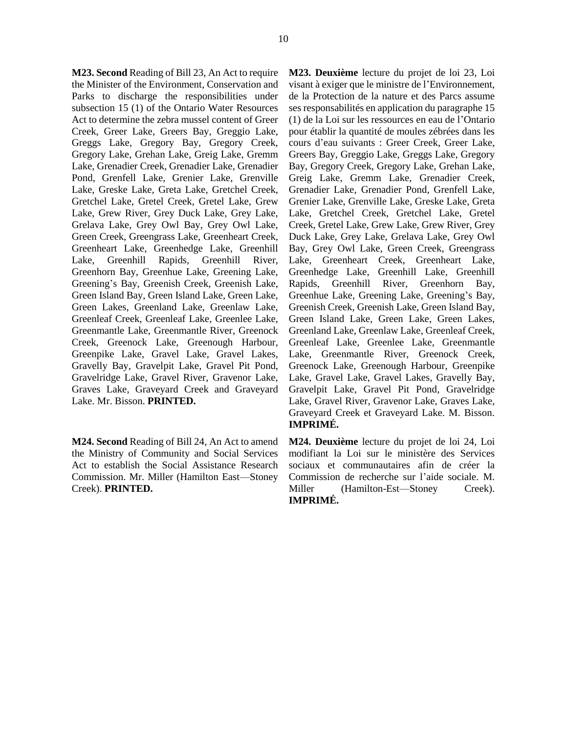**M23. Second** Reading of Bill 23, An Act to require the Minister of the Environment, Conservation and Parks to discharge the responsibilities under subsection 15 (1) of the Ontario Water Resources Act to determine the zebra mussel content of Greer Creek, Greer Lake, Greers Bay, Greggio Lake, Greggs Lake, Gregory Bay, Gregory Creek, Gregory Lake, Grehan Lake, Greig Lake, Gremm Lake, Grenadier Creek, Grenadier Lake, Grenadier Pond, Grenfell Lake, Grenier Lake, Grenville Lake, Greske Lake, Greta Lake, Gretchel Creek, Gretchel Lake, Gretel Creek, Gretel Lake, Grew Lake, Grew River, Grey Duck Lake, Grey Lake, Grelava Lake, Grey Owl Bay, Grey Owl Lake, Green Creek, Greengrass Lake, Greenheart Creek, Greenheart Lake, Greenhedge Lake, Greenhill Lake, Greenhill Rapids, Greenhill River, Greenhorn Bay, Greenhue Lake, Greening Lake, Greening's Bay, Greenish Creek, Greenish Lake, Green Island Bay, Green Island Lake, Green Lake, Green Lakes, Greenland Lake, Greenlaw Lake, Greenleaf Creek, Greenleaf Lake, Greenlee Lake, Greenmantle Lake, Greenmantle River, Greenock Creek, Greenock Lake, Greenough Harbour, Greenpike Lake, Gravel Lake, Gravel Lakes, Gravelly Bay, Gravelpit Lake, Gravel Pit Pond, Gravelridge Lake, Gravel River, Gravenor Lake, Graves Lake, Graveyard Creek and Graveyard Lake. Mr. Bisson. **PRINTED.**

**M23. Deuxième** lecture du projet de loi 23, Loi visant à exiger que le ministre de l'Environnement, de la Protection de la nature et des Parcs assume ses responsabilités en application du paragraphe 15 (1) de la Loi sur les ressources en eau de l'Ontario pour établir la quantité de moules zébrées dans les cours d'eau suivants : Greer Creek, Greer Lake, Greers Bay, Greggio Lake, Greggs Lake, Gregory Bay, Gregory Creek, Gregory Lake, Grehan Lake, Greig Lake, Gremm Lake, Grenadier Creek, Grenadier Lake, Grenadier Pond, Grenfell Lake, Grenier Lake, Grenville Lake, Greske Lake, Greta Lake, Gretchel Creek, Gretchel Lake, Gretel Creek, Gretel Lake, Grew Lake, Grew River, Grey Duck Lake, Grey Lake, Grelava Lake, Grey Owl Bay, Grey Owl Lake, Green Creek, Greengrass Lake, Greenheart Creek, Greenheart Lake, Greenhedge Lake, Greenhill Lake, Greenhill Rapids, Greenhill River, Greenhorn Bay, Greenhue Lake, Greening Lake, Greening's Bay, Greenish Creek, Greenish Lake, Green Island Bay, Green Island Lake, Green Lake, Green Lakes, Greenland Lake, Greenlaw Lake, Greenleaf Creek, Greenleaf Lake, Greenlee Lake, Greenmantle Lake, Greenmantle River, Greenock Creek, Greenock Lake, Greenough Harbour, Greenpike Lake, Gravel Lake, Gravel Lakes, Gravelly Bay, Gravelpit Lake, Gravel Pit Pond, Gravelridge Lake, Gravel River, Gravenor Lake, Graves Lake, Graveyard Creek et Graveyard Lake. M. Bisson. **IMPRIMÉ.**

**M24. Second** Reading of Bill 24, An Act to amend the Ministry of Community and Social Services Act to establish the Social Assistance Research Commission. Mr. Miller (Hamilton East—Stoney Creek). **PRINTED.**

**M24. Deuxième** lecture du projet de loi 24, Loi modifiant la Loi sur le ministère des Services sociaux et communautaires afin de créer la Commission de recherche sur l'aide sociale. M. Miller (Hamilton-Est—Stoney Creek). **IMPRIMÉ.**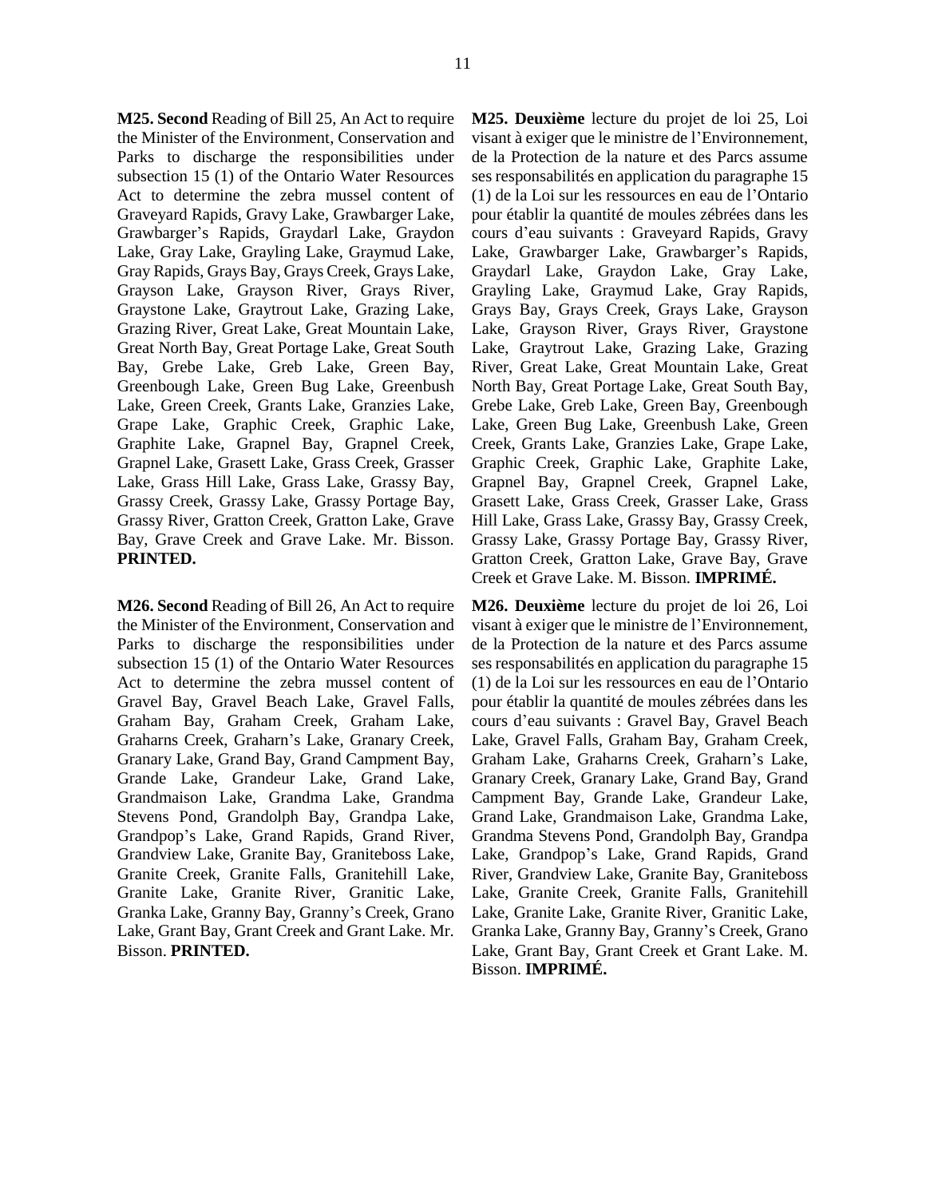**M25. Second** Reading of Bill 25, An Act to require the Minister of the Environment, Conservation and Parks to discharge the responsibilities under subsection 15 (1) of the Ontario Water Resources Act to determine the zebra mussel content of Graveyard Rapids, Gravy Lake, Grawbarger Lake, Grawbarger's Rapids, Graydarl Lake, Graydon Lake, Gray Lake, Grayling Lake, Graymud Lake, Gray Rapids, Grays Bay, Grays Creek, Grays Lake, Grayson Lake, Grayson River, Grays River, Graystone Lake, Graytrout Lake, Grazing Lake, Grazing River, Great Lake, Great Mountain Lake, Great North Bay, Great Portage Lake, Great South Bay, Grebe Lake, Greb Lake, Green Bay, Greenbough Lake, Green Bug Lake, Greenbush Lake, Green Creek, Grants Lake, Granzies Lake, Grape Lake, Graphic Creek, Graphic Lake, Graphite Lake, Grapnel Bay, Grapnel Creek, Grapnel Lake, Grasett Lake, Grass Creek, Grasser Lake, Grass Hill Lake, Grass Lake, Grassy Bay, Grassy Creek, Grassy Lake, Grassy Portage Bay, Grassy River, Gratton Creek, Gratton Lake, Grave Bay, Grave Creek and Grave Lake. Mr. Bisson. **PRINTED.**

**M26. Second** Reading of Bill 26, An Act to require the Minister of the Environment, Conservation and Parks to discharge the responsibilities under subsection 15 (1) of the Ontario Water Resources Act to determine the zebra mussel content of Gravel Bay, Gravel Beach Lake, Gravel Falls, Graham Bay, Graham Creek, Graham Lake, Graharns Creek, Graharn's Lake, Granary Creek, Granary Lake, Grand Bay, Grand Campment Bay, Grande Lake, Grandeur Lake, Grand Lake, Grandmaison Lake, Grandma Lake, Grandma Stevens Pond, Grandolph Bay, Grandpa Lake, Grandpop's Lake, Grand Rapids, Grand River, Grandview Lake, Granite Bay, Graniteboss Lake, Granite Creek, Granite Falls, Granitehill Lake, Granite Lake, Granite River, Granitic Lake, Granka Lake, Granny Bay, Granny's Creek, Grano Lake, Grant Bay, Grant Creek and Grant Lake. Mr. Bisson. **PRINTED.**

**M25. Deuxième** lecture du projet de loi 25, Loi visant à exiger que le ministre de l'Environnement, de la Protection de la nature et des Parcs assume ses responsabilités en application du paragraphe 15 (1) de la Loi sur les ressources en eau de l'Ontario pour établir la quantité de moules zébrées dans les cours d'eau suivants : Graveyard Rapids, Gravy Lake, Grawbarger Lake, Grawbarger's Rapids, Graydarl Lake, Graydon Lake, Gray Lake, Grayling Lake, Graymud Lake, Gray Rapids, Grays Bay, Grays Creek, Grays Lake, Grayson Lake, Grayson River, Grays River, Graystone Lake, Graytrout Lake, Grazing Lake, Grazing River, Great Lake, Great Mountain Lake, Great North Bay, Great Portage Lake, Great South Bay, Grebe Lake, Greb Lake, Green Bay, Greenbough Lake, Green Bug Lake, Greenbush Lake, Green Creek, Grants Lake, Granzies Lake, Grape Lake, Graphic Creek, Graphic Lake, Graphite Lake, Grapnel Bay, Grapnel Creek, Grapnel Lake, Grasett Lake, Grass Creek, Grasser Lake, Grass Hill Lake, Grass Lake, Grassy Bay, Grassy Creek, Grassy Lake, Grassy Portage Bay, Grassy River, Gratton Creek, Gratton Lake, Grave Bay, Grave Creek et Grave Lake. M. Bisson. **IMPRIMÉ.**

**M26. Deuxième** lecture du projet de loi 26, Loi visant à exiger que le ministre de l'Environnement, de la Protection de la nature et des Parcs assume ses responsabilités en application du paragraphe 15 (1) de la Loi sur les ressources en eau de l'Ontario pour établir la quantité de moules zébrées dans les cours d'eau suivants : Gravel Bay, Gravel Beach Lake, Gravel Falls, Graham Bay, Graham Creek, Graham Lake, Graharns Creek, Graharn's Lake, Granary Creek, Granary Lake, Grand Bay, Grand Campment Bay, Grande Lake, Grandeur Lake, Grand Lake, Grandmaison Lake, Grandma Lake, Grandma Stevens Pond, Grandolph Bay, Grandpa Lake, Grandpop's Lake, Grand Rapids, Grand River, Grandview Lake, Granite Bay, Graniteboss Lake, Granite Creek, Granite Falls, Granitehill Lake, Granite Lake, Granite River, Granitic Lake, Granka Lake, Granny Bay, Granny's Creek, Grano Lake, Grant Bay, Grant Creek et Grant Lake. M. Bisson. **IMPRIMÉ.**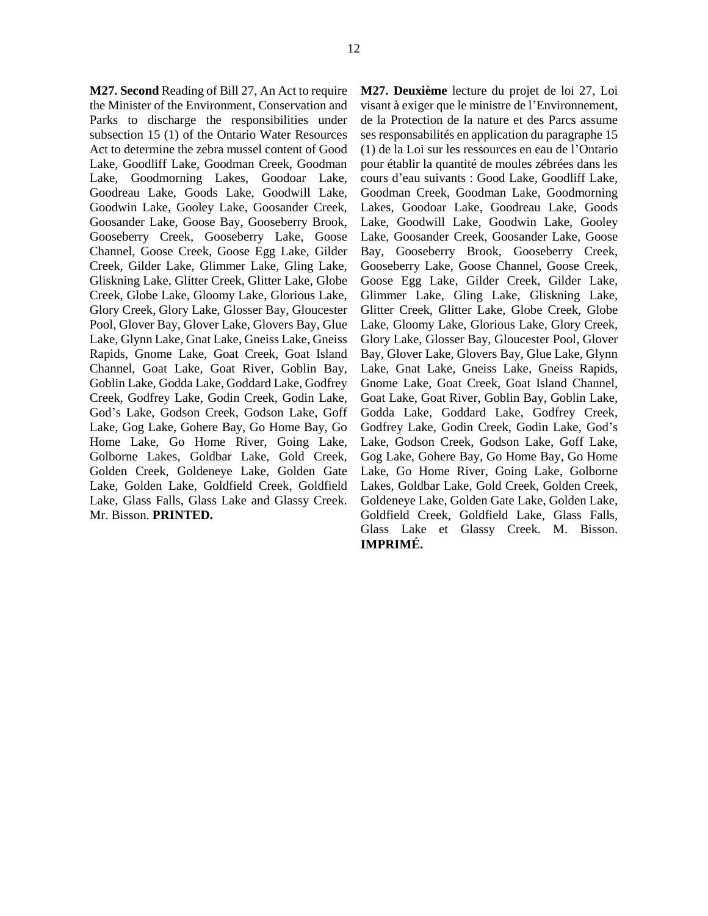**M27. Second** Reading of Bill 27, An Act to require the Minister of the Environment, Conservation and Parks to discharge the responsibilities under subsection 15 (1) of the Ontario Water Resources Act to determine the zebra mussel content of Good Lake, Goodliff Lake, Goodman Creek, Goodman Lake, Goodmorning Lakes, Goodoar Lake, Goodreau Lake, Goods Lake, Goodwill Lake, Goodwin Lake, Gooley Lake, Goosander Creek, Goosander Lake, Goose Bay, Gooseberry Brook, Gooseberry Creek, Gooseberry Lake, Goose Channel, Goose Creek, Goose Egg Lake, Gilder Creek, Gilder Lake, Glimmer Lake, Gling Lake, Gliskning Lake, Glitter Creek, Glitter Lake, Globe Creek, Globe Lake, Gloomy Lake, Glorious Lake, Glory Creek, Glory Lake, Glosser Bay, Gloucester Pool, Glover Bay, Glover Lake, Glovers Bay, Glue Lake, Glynn Lake, Gnat Lake, Gneiss Lake, Gneiss Rapids, Gnome Lake, Goat Creek, Goat Island Channel, Goat Lake, Goat River, Goblin Bay, Goblin Lake, Godda Lake, Goddard Lake, Godfrey Creek, Godfrey Lake, Godin Creek, Godin Lake, God's Lake, Godson Creek, Godson Lake, Goff Lake, Gog Lake, Gohere Bay, Go Home Bay, Go Home Lake, Go Home River, Going Lake, Golborne Lakes, Goldbar Lake, Gold Creek, Golden Creek, Goldeneye Lake, Golden Gate Lake, Golden Lake, Goldfield Creek, Goldfield Lake, Glass Falls, Glass Lake and Glassy Creek. Mr. Bisson. **PRINTED.**

**M27. Deuxième** lecture du projet de loi 27, Loi visant à exiger que le ministre de l'Environnement, de la Protection de la nature et des Parcs assume ses responsabilités en application du paragraphe 15 (1) de la Loi sur les ressources en eau de l'Ontario pour établir la quantité de moules zébrées dans les cours d'eau suivants : Good Lake, Goodliff Lake, Goodman Creek, Goodman Lake, Goodmorning Lakes, Goodoar Lake, Goodreau Lake, Goods Lake, Goodwill Lake, Goodwin Lake, Gooley Lake, Goosander Creek, Goosander Lake, Goose Bay, Gooseberry Brook, Gooseberry Creek, Gooseberry Lake, Goose Channel, Goose Creek, Goose Egg Lake, Gilder Creek, Gilder Lake, Glimmer Lake, Gling Lake, Gliskning Lake, Glitter Creek, Glitter Lake, Globe Creek, Globe Lake, Gloomy Lake, Glorious Lake, Glory Creek, Glory Lake, Glosser Bay, Gloucester Pool, Glover Bay, Glover Lake, Glovers Bay, Glue Lake, Glynn Lake, Gnat Lake, Gneiss Lake, Gneiss Rapids, Gnome Lake, Goat Creek, Goat Island Channel, Goat Lake, Goat River, Goblin Bay, Goblin Lake, Godda Lake, Goddard Lake, Godfrey Creek, Godfrey Lake, Godin Creek, Godin Lake, God's Lake, Godson Creek, Godson Lake, Goff Lake, Gog Lake, Gohere Bay, Go Home Bay, Go Home Lake, Go Home River, Going Lake, Golborne Lakes, Goldbar Lake, Gold Creek, Golden Creek, Goldeneye Lake, Golden Gate Lake, Golden Lake, Goldfield Creek, Goldfield Lake, Glass Falls, Glass Lake et Glassy Creek. M. Bisson. **IMPRIMÉ.**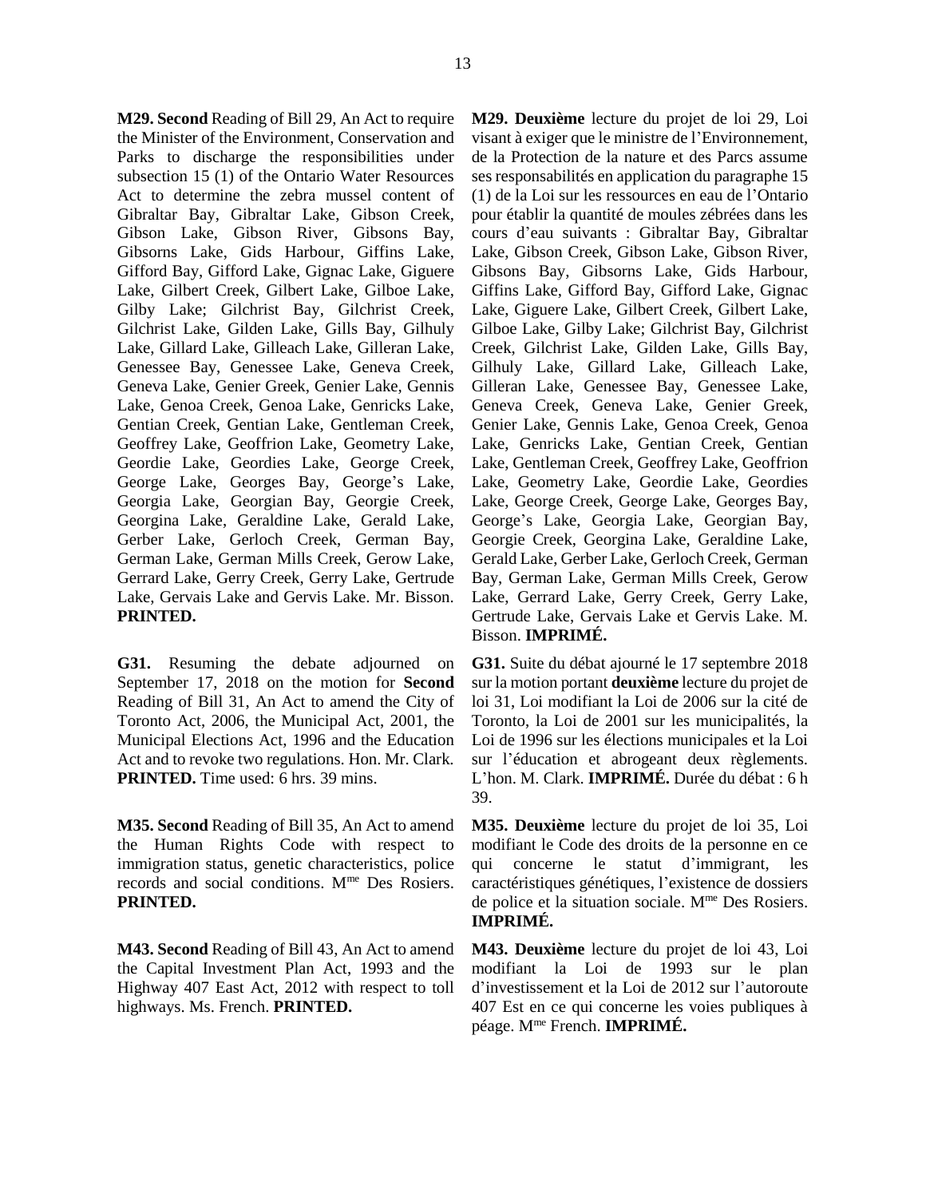**M29. Second** Reading of Bill 29, An Act to require the Minister of the Environment, Conservation and Parks to discharge the responsibilities under subsection 15 (1) of the Ontario Water Resources Act to determine the zebra mussel content of Gibraltar Bay, Gibraltar Lake, Gibson Creek, Gibson Lake, Gibson River, Gibsons Bay, Gibsorns Lake, Gids Harbour, Giffins Lake, Gifford Bay, Gifford Lake, Gignac Lake, Giguere Lake, Gilbert Creek, Gilbert Lake, Gilboe Lake, Gilby Lake; Gilchrist Bay, Gilchrist Creek, Gilchrist Lake, Gilden Lake, Gills Bay, Gilhuly Lake, Gillard Lake, Gilleach Lake, Gilleran Lake, Genessee Bay, Genessee Lake, Geneva Creek, Geneva Lake, Genier Greek, Genier Lake, Gennis Lake, Genoa Creek, Genoa Lake, Genricks Lake, Gentian Creek, Gentian Lake, Gentleman Creek, Geoffrey Lake, Geoffrion Lake, Geometry Lake, Geordie Lake, Geordies Lake, George Creek, George Lake, Georges Bay, George's Lake, Georgia Lake, Georgian Bay, Georgie Creek, Georgina Lake, Geraldine Lake, Gerald Lake, Gerber Lake, Gerloch Creek, German Bay, German Lake, German Mills Creek, Gerow Lake, Gerrard Lake, Gerry Creek, Gerry Lake, Gertrude Lake, Gervais Lake and Gervis Lake. Mr. Bisson. **PRINTED.**

**M29. Deuxième** lecture du projet de loi 29, Loi visant à exiger que le ministre de l'Environnement, de la Protection de la nature et des Parcs assume ses responsabilités en application du paragraphe 15 (1) de la Loi sur les ressources en eau de l'Ontario pour établir la quantité de moules zébrées dans les cours d'eau suivants : Gibraltar Bay, Gibraltar Lake, Gibson Creek, Gibson Lake, Gibson River, Gibsons Bay, Gibsorns Lake, Gids Harbour, Giffins Lake, Gifford Bay, Gifford Lake, Gignac Lake, Giguere Lake, Gilbert Creek, Gilbert Lake, Gilboe Lake, Gilby Lake; Gilchrist Bay, Gilchrist Creek, Gilchrist Lake, Gilden Lake, Gills Bay, Gilhuly Lake, Gillard Lake, Gilleach Lake, Gilleran Lake, Genessee Bay, Genessee Lake, Geneva Creek, Geneva Lake, Genier Greek, Genier Lake, Gennis Lake, Genoa Creek, Genoa Lake, Genricks Lake, Gentian Creek, Gentian Lake, Gentleman Creek, Geoffrey Lake, Geoffrion Lake, Geometry Lake, Geordie Lake, Geordies Lake, George Creek, George Lake, Georges Bay, George's Lake, Georgia Lake, Georgian Bay, Georgie Creek, Georgina Lake, Geraldine Lake, Gerald Lake, Gerber Lake, Gerloch Creek, German Bay, German Lake, German Mills Creek, Gerow Lake, Gerrard Lake, Gerry Creek, Gerry Lake, Gertrude Lake, Gervais Lake et Gervis Lake. M. Bisson. **IMPRIMÉ.**

**G31.** Resuming the debate adjourned on September 17, 2018 on the motion for **Second** Reading of Bill 31, An Act to amend the City of Toronto Act, 2006, the Municipal Act, 2001, the Municipal Elections Act, 1996 and the Education Act and to revoke two regulations. Hon. Mr. Clark. **PRINTED.** Time used: 6 hrs. 39 mins.

**G31.** Suite du débat ajourné le 17 septembre 2018 sur la motion portant **deuxième** lecture du projet de loi 31, Loi modifiant la Loi de 2006 sur la cité de Toronto, la Loi de 2001 sur les municipalités, la Loi de 1996 sur les élections municipales et la Loi sur l'éducation et abrogeant deux règlements. L'hon. M. Clark. **IMPRIMÉ.** Durée du débat : 6 h 39.

**M35. Second** Reading of Bill 35, An Act to amend the Human Rights Code with respect to immigration status, genetic characteristics, police records and social conditions. M[me] Des Rosiers. **PRINTED.**

**M35. Deuxième** lecture du projet de loi 35, Loi modifiant le Code des droits de la personne en ce qui concerne le statut d'immigrant, les caractéristiques génétiques, l'existence de dossiers de police et la situation sociale. M[me] Des Rosiers. **IMPRIMÉ.**

**M43. Second** Reading of Bill 43, An Act to amend the Capital Investment Plan Act, 1993 and the Highway 407 East Act, 2012 with respect to toll highways. Ms. French. **PRINTED.**

**M43. Deuxième** lecture du projet de loi 43, Loi modifiant la Loi de 1993 sur le plan d'investissement et la Loi de 2012 sur l'autoroute 407 Est en ce qui concerne les voies publiques à péage. M[me] French. **IMPRIMÉ.**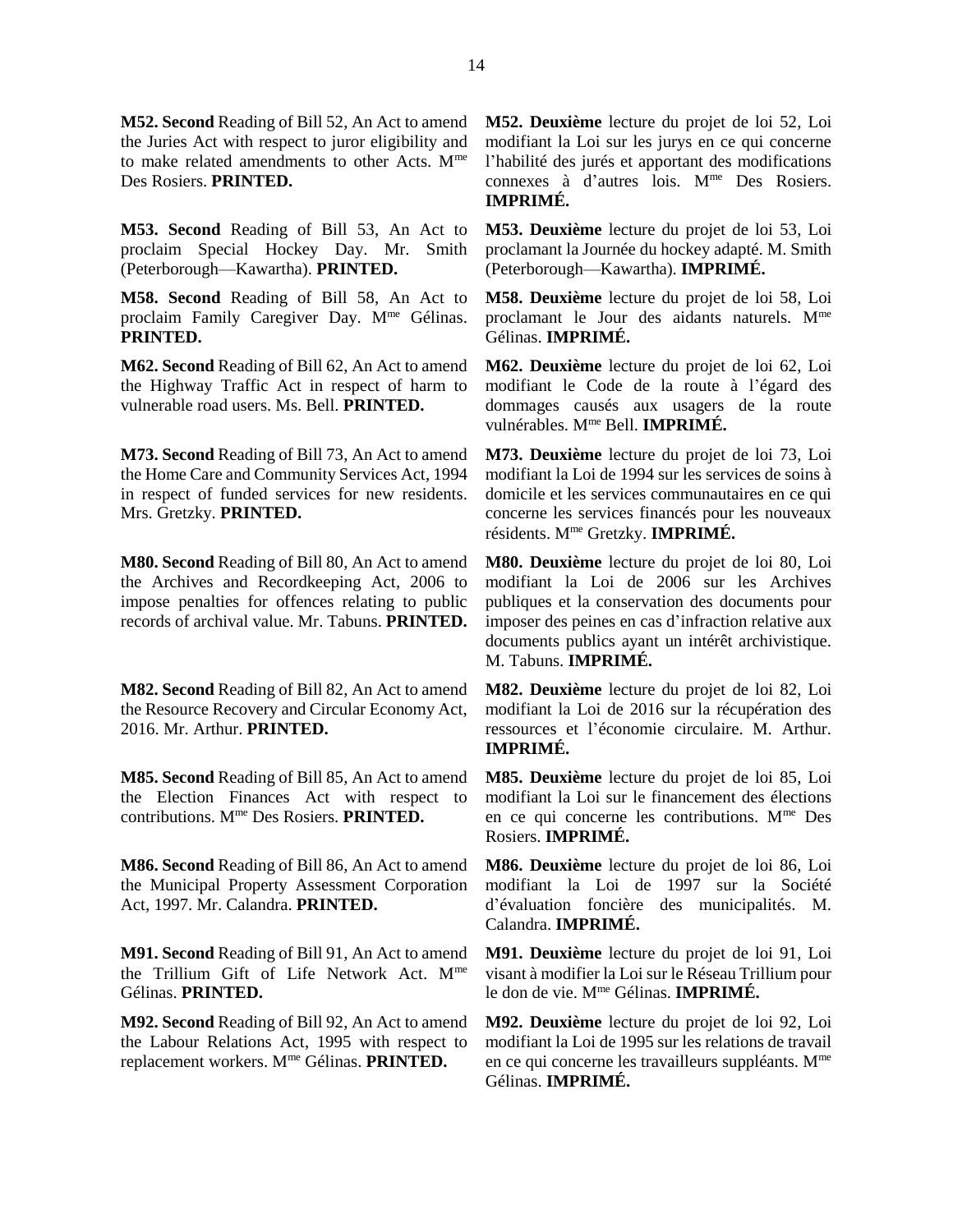**M52. Second** Reading of Bill 52, An Act to amend the Juries Act with respect to juror eligibility and to make related amendments to other Acts. M[me] Des Rosiers. **PRINTED.**

**M52. Deuxième** lecture du projet de loi 52, Loi modifiant la Loi sur les jurys en ce qui concerne l'habilité des jurés et apportant des modifications connexes à d'autres lois. M[me] Des Rosiers. **IMPRIMÉ.**

**M53. Second** Reading of Bill 53, An Act to proclaim Special Hockey Day. Mr. Smith (Peterborough—Kawartha). **PRINTED.**

**M53. Deuxième** lecture du projet de loi 53, Loi proclamant la Journée du hockey adapté. M. Smith (Peterborough—Kawartha). **IMPRIMÉ.**

**M58. Second** Reading of Bill 58, An Act to proclaim Family Caregiver Day. M[me] Gélinas. **PRINTED.**

**M58. Deuxième** lecture du projet de loi 58, Loi proclamant le Jour des aidants naturels. M[me] Gélinas. **IMPRIMÉ.**

**M62. Second** Reading of Bill 62, An Act to amend the Highway Traffic Act in respect of harm to vulnerable road users. Ms. Bell. **PRINTED.**

**M62. Deuxième** lecture du projet de loi 62, Loi modifiant le Code de la route à l'égard des dommages causés aux usagers de la route vulnérables. M[me] Bell. **IMPRIMÉ.**

**M73. Second** Reading of Bill 73, An Act to amend the Home Care and Community Services Act, 1994 in respect of funded services for new residents. Mrs. Gretzky. **PRINTED.**

**M73. Deuxième** lecture du projet de loi 73, Loi modifiant la Loi de 1994 sur les services de soins à domicile et les services communautaires en ce qui concerne les services financés pour les nouveaux résidents. M[me] Gretzky. **IMPRIMÉ.**

**M80. Second** Reading of Bill 80, An Act to amend the Archives and Recordkeeping Act, 2006 to impose penalties for offences relating to public records of archival value. Mr. Tabuns. **PRINTED.**

**M80. Deuxième** lecture du projet de loi 80, Loi modifiant la Loi de 2006 sur les Archives publiques et la conservation des documents pour imposer des peines en cas d'infraction relative aux documents publics ayant un intérêt archivistique. M. Tabuns. **IMPRIMÉ.**

**M82. Second** Reading of Bill 82, An Act to amend the Resource Recovery and Circular Economy Act, 2016. Mr. Arthur. **PRINTED.**

**M82. Deuxième** lecture du projet de loi 82, Loi modifiant la Loi de 2016 sur la récupération des ressources et l'économie circulaire. M. Arthur. **IMPRIMÉ.**

**M85. Second** Reading of Bill 85, An Act to amend the Election Finances Act with respect to contributions. M[me] Des Rosiers. **PRINTED.**

**M85. Deuxième** lecture du projet de loi 85, Loi modifiant la Loi sur le financement des élections en ce qui concerne les contributions. M[me] Des Rosiers. **IMPRIMÉ.**

**M86. Second** Reading of Bill 86, An Act to amend the Municipal Property Assessment Corporation Act, 1997. Mr. Calandra. **PRINTED.**

**M86. Deuxième** lecture du projet de loi 86, Loi modifiant la Loi de 1997 sur la Société d'évaluation foncière des municipalités. M. Calandra. **IMPRIMÉ.**

**M91. Second** Reading of Bill 91, An Act to amend the Trillium Gift of Life Network Act. M[me] Gélinas. **PRINTED.**

**M91. Deuxième** lecture du projet de loi 91, Loi visant à modifier la Loi sur le Réseau Trillium pour le don de vie. M[me] Gélinas. **IMPRIMÉ.**

**M92. Second** Reading of Bill 92, An Act to amend the Labour Relations Act, 1995 with respect to replacement workers. M[me] Gélinas. **PRINTED.**

**M92. Deuxième** lecture du projet de loi 92, Loi modifiant la Loi de 1995 sur les relations de travail en ce qui concerne les travailleurs suppléants. M[me] Gélinas. **IMPRIMÉ.**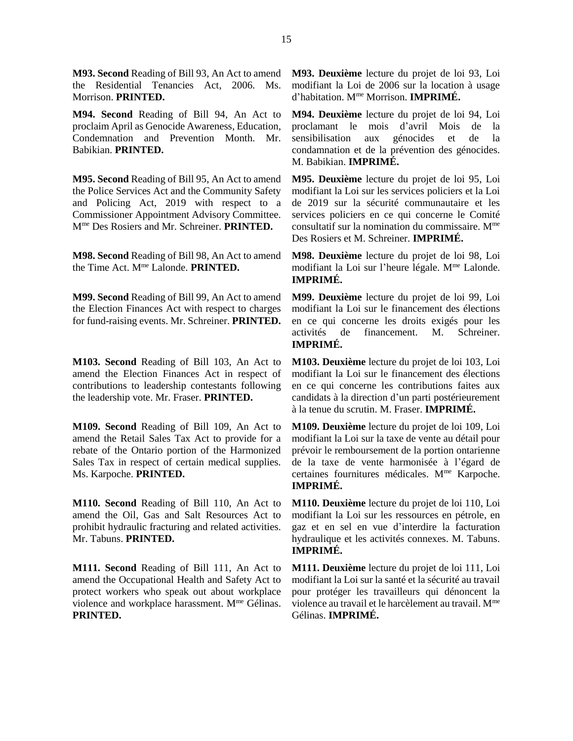**M93. Second** Reading of Bill 93, An Act to amend the Residential Tenancies Act, 2006. Ms. Morrison. **PRINTED.**

**M93. Deuxième** lecture du projet de loi 93, Loi modifiant la Loi de 2006 sur la location à usage d'habitation. Mme Morrison. **IMPRIMÉ.**

**M94. Second** Reading of Bill 94, An Act to proclaim April as Genocide Awareness, Education, Condemnation and Prevention Month. Mr. Babikian. **PRINTED.**

**M94. Deuxième** lecture du projet de loi 94, Loi proclamant le mois d'avril Mois de la sensibilisation aux génocides et de la condamnation et de la prévention des génocides. M. Babikian. **IMPRIMÉ.**

**M95. Second** Reading of Bill 95, An Act to amend the Police Services Act and the Community Safety and Policing Act, 2019 with respect to a Commissioner Appointment Advisory Committee. Mme Des Rosiers and Mr. Schreiner. **PRINTED.**

**M95. Deuxième** lecture du projet de loi 95, Loi modifiant la Loi sur les services policiers et la Loi de 2019 sur la sécurité communautaire et les services policiers en ce qui concerne le Comité consultatif sur la nomination du commissaire. Mme Des Rosiers et M. Schreiner. **IMPRIMÉ.**

**M98. Second** Reading of Bill 98, An Act to amend the Time Act. Mme Lalonde. **PRINTED.**

**M98. Deuxième** lecture du projet de loi 98, Loi modifiant la Loi sur l'heure légale. Mme Lalonde. **IMPRIMÉ.**

**M99. Second** Reading of Bill 99, An Act to amend the Election Finances Act with respect to charges for fund-raising events. Mr. Schreiner. **PRINTED.**

**M99. Deuxième** lecture du projet de loi 99, Loi modifiant la Loi sur le financement des élections en ce qui concerne les droits exigés pour les activités de financement. M. Schreiner. **IMPRIMÉ.**

**M103. Second** Reading of Bill 103, An Act to amend the Election Finances Act in respect of contributions to leadership contestants following the leadership vote. Mr. Fraser. **PRINTED.**

**M103. Deuxième** lecture du projet de loi 103, Loi modifiant la Loi sur le financement des élections en ce qui concerne les contributions faites aux candidats à la direction d'un parti postérieurement à la tenue du scrutin. M. Fraser. **IMPRIMÉ.**

**M109. Second** Reading of Bill 109, An Act to amend the Retail Sales Tax Act to provide for a rebate of the Ontario portion of the Harmonized Sales Tax in respect of certain medical supplies. Ms. Karpoche. **PRINTED.**

**M109. Deuxième** lecture du projet de loi 109, Loi modifiant la Loi sur la taxe de vente au détail pour prévoir le remboursement de la portion ontarienne de la taxe de vente harmonisée à l'égard de certaines fournitures médicales. Mme Karpoche. **IMPRIMÉ.**

**M110. Second** Reading of Bill 110, An Act to amend the Oil, Gas and Salt Resources Act to prohibit hydraulic fracturing and related activities. Mr. Tabuns. **PRINTED.**

**M110. Deuxième** lecture du projet de loi 110, Loi modifiant la Loi sur les ressources en pétrole, en gaz et en sel en vue d'interdire la facturation hydraulique et les activités connexes. M. Tabuns. **IMPRIMÉ.**

**M111. Second** Reading of Bill 111, An Act to amend the Occupational Health and Safety Act to protect workers who speak out about workplace violence and workplace harassment. Mme Gélinas. **PRINTED.**

**M111. Deuxième** lecture du projet de loi 111, Loi modifiant la Loi sur la santé et la sécurité au travail pour protéger les travailleurs qui dénoncent la violence au travail et le harcèlement au travail. Mme Gélinas. **IMPRIMÉ.**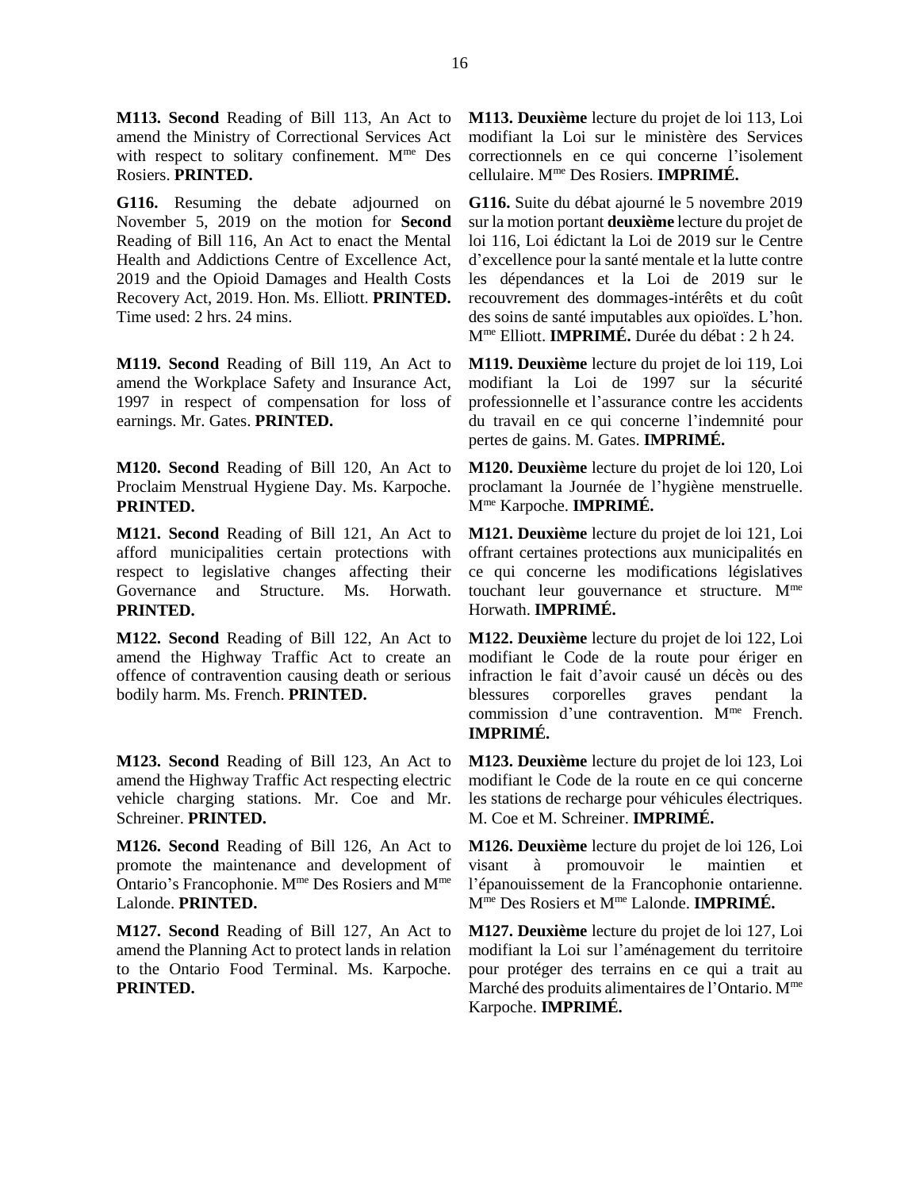**M113. Second** Reading of Bill 113, An Act to amend the Ministry of Correctional Services Act with respect to solitary confinement. Mme Des Rosiers. **PRINTED.**

**M113. Deuxième** lecture du projet de loi 113, Loi modifiant la Loi sur le ministère des Services correctionnels en ce qui concerne l'isolement cellulaire. Mme Des Rosiers. **IMPRIMÉ.**

**G116.** Resuming the debate adjourned on November 5, 2019 on the motion for **Second** Reading of Bill 116, An Act to enact the Mental Health and Addictions Centre of Excellence Act, 2019 and the Opioid Damages and Health Costs Recovery Act, 2019. Hon. Ms. Elliott. **PRINTED.** Time used: 2 hrs. 24 mins.

**G116.** Suite du débat ajourné le 5 novembre 2019 sur la motion portant **deuxième** lecture du projet de loi 116, Loi édictant la Loi de 2019 sur le Centre d'excellence pour la santé mentale et la lutte contre les dépendances et la Loi de 2019 sur le recouvrement des dommages-intérêts et du coût des soins de santé imputables aux opioïdes. L'hon. Mme Elliott. **IMPRIMÉ.** Durée du débat : 2 h 24.

**M119. Second** Reading of Bill 119, An Act to amend the Workplace Safety and Insurance Act, 1997 in respect of compensation for loss of earnings. Mr. Gates. **PRINTED.**

**M119. Deuxième** lecture du projet de loi 119, Loi modifiant la Loi de 1997 sur la sécurité professionnelle et l'assurance contre les accidents du travail en ce qui concerne l'indemnité pour pertes de gains. M. Gates. **IMPRIMÉ.**

**M120. Second** Reading of Bill 120, An Act to Proclaim Menstrual Hygiene Day. Ms. Karpoche. **PRINTED.**

**M120. Deuxième** lecture du projet de loi 120, Loi proclamant la Journée de l'hygiène menstruelle. Mme Karpoche. **IMPRIMÉ.**

**M121. Second** Reading of Bill 121, An Act to afford municipalities certain protections with respect to legislative changes affecting their Governance and Structure. Ms. Horwath. **PRINTED.**

**M121. Deuxième** lecture du projet de loi 121, Loi offrant certaines protections aux municipalités en ce qui concerne les modifications législatives touchant leur gouvernance et structure. Mme Horwath. **IMPRIMÉ.**

**M122. Second** Reading of Bill 122, An Act to amend the Highway Traffic Act to create an offence of contravention causing death or serious bodily harm. Ms. French. **PRINTED.**

**M122. Deuxième** lecture du projet de loi 122, Loi modifiant le Code de la route pour ériger en infraction le fait d'avoir causé un décès ou des blessures corporelles graves pendant la commission d'une contravention. Mme French. **IMPRIMÉ.**

**M123. Second** Reading of Bill 123, An Act to amend the Highway Traffic Act respecting electric vehicle charging stations. Mr. Coe and Mr. Schreiner. **PRINTED.**

**M123. Deuxième** lecture du projet de loi 123, Loi modifiant le Code de la route en ce qui concerne les stations de recharge pour véhicules électriques. M. Coe et M. Schreiner. **IMPRIMÉ.**

**M126. Second** Reading of Bill 126, An Act to promote the maintenance and development of Ontario's Francophonie. Mme Des Rosiers and Mme Lalonde. **PRINTED.**

**M126. Deuxième** lecture du projet de loi 126, Loi visant à promouvoir le maintien et l'épanouissement de la Francophonie ontarienne. Mme Des Rosiers et Mme Lalonde. **IMPRIMÉ.**

**M127. Second** Reading of Bill 127, An Act to amend the Planning Act to protect lands in relation to the Ontario Food Terminal. Ms. Karpoche. **PRINTED.**

**M127. Deuxième** lecture du projet de loi 127, Loi modifiant la Loi sur l'aménagement du territoire pour protéger des terrains en ce qui a trait au Marché des produits alimentaires de l'Ontario. Mme Karpoche. **IMPRIMÉ.**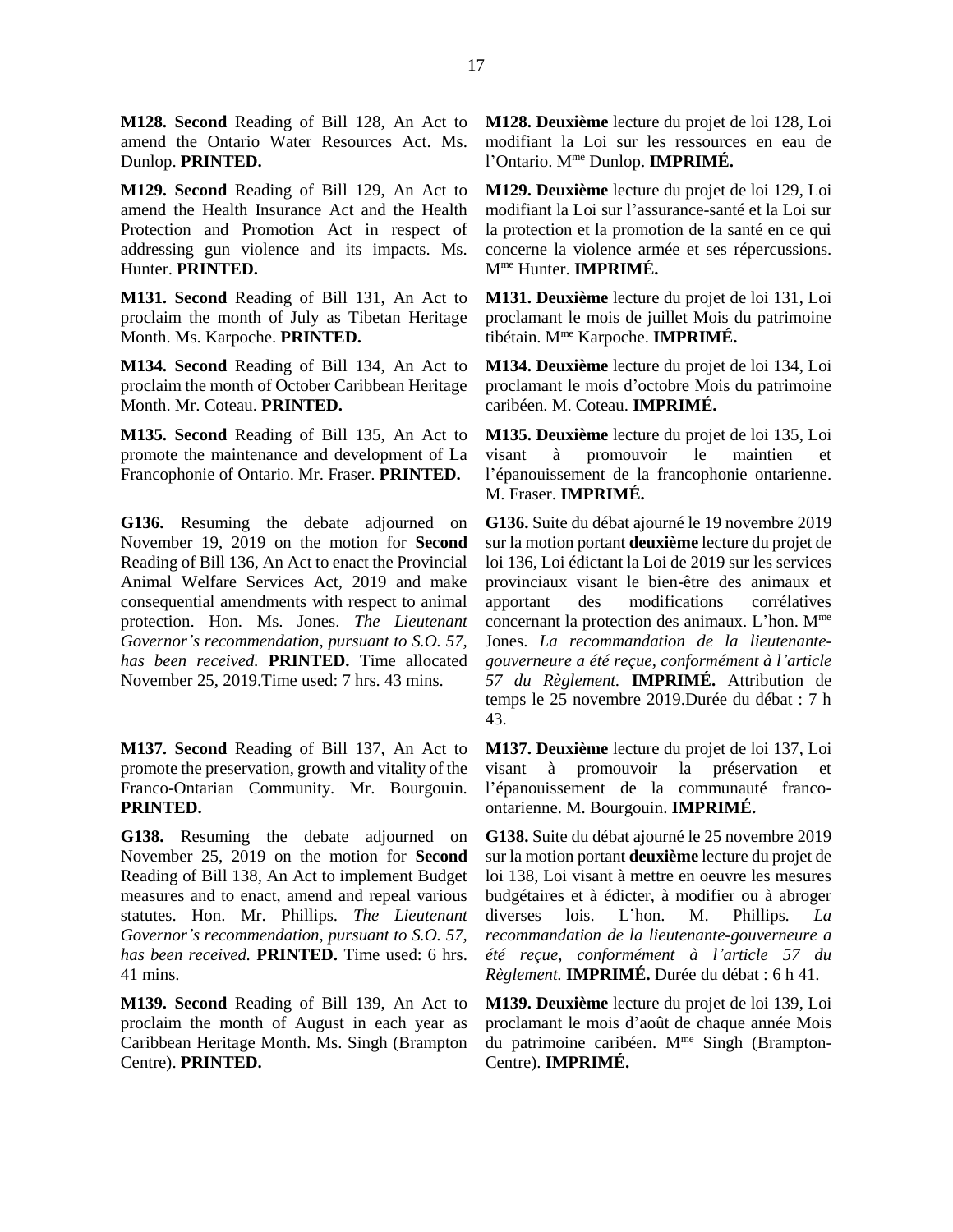**M128. Second** Reading of Bill 128, An Act to amend the Ontario Water Resources Act. Ms. Dunlop. **PRINTED.**

**M128. Deuxième** lecture du projet de loi 128, Loi modifiant la Loi sur les ressources en eau de l'Ontario. Mme Dunlop. **IMPRIMÉ.**

**M129. Second** Reading of Bill 129, An Act to amend the Health Insurance Act and the Health Protection and Promotion Act in respect of addressing gun violence and its impacts. Ms. Hunter. **PRINTED.**

**M129. Deuxième** lecture du projet de loi 129, Loi modifiant la Loi sur l'assurance-santé et la Loi sur la protection et la promotion de la santé en ce qui concerne la violence armée et ses répercussions. Mme Hunter. **IMPRIMÉ.**

**M131. Second** Reading of Bill 131, An Act to proclaim the month of July as Tibetan Heritage Month. Ms. Karpoche. **PRINTED.**

**M131. Deuxième** lecture du projet de loi 131, Loi proclamant le mois de juillet Mois du patrimoine tibétain. Mme Karpoche. **IMPRIMÉ.**

**M134. Second** Reading of Bill 134, An Act to proclaim the month of October Caribbean Heritage Month. Mr. Coteau. **PRINTED.**

**M134. Deuxième** lecture du projet de loi 134, Loi proclamant le mois d'octobre Mois du patrimoine caribéen. M. Coteau. **IMPRIMÉ.**

**M135. Second** Reading of Bill 135, An Act to promote the maintenance and development of La Francophonie of Ontario. Mr. Fraser. **PRINTED.**

**M135. Deuxième** lecture du projet de loi 135, Loi visant à promouvoir le maintien et l'épanouissement de la francophonie ontarienne. M. Fraser. **IMPRIMÉ.**

**G136.** Resuming the debate adjourned on November 19, 2019 on the motion for **Second** Reading of Bill 136, An Act to enact the Provincial Animal Welfare Services Act, 2019 and make consequential amendments with respect to animal protection. Hon. Ms. Jones. *The Lieutenant Governor's recommendation, pursuant to S.O. 57, has been received.* **PRINTED.** Time allocated November 25, 2019.Time used: 7 hrs. 43 mins.

**G136.** Suite du débat ajourné le 19 novembre 2019 sur la motion portant **deuxième** lecture du projet de loi 136, Loi édictant la Loi de 2019 sur les services provinciaux visant le bien-être des animaux et apportant des modifications corrélatives concernant la protection des animaux. L'hon. Mme Jones. *La recommandation de la lieutenante-gouverneure a été reçue, conformément à l'article 57 du Règlement.* **IMPRIMÉ.** Attribution de temps le 25 novembre 2019.Durée du débat : 7 h 43.

**M137. Second** Reading of Bill 137, An Act to promote the preservation, growth and vitality of the Franco-Ontarian Community. Mr. Bourgouin. **PRINTED.**

**M137. Deuxième** lecture du projet de loi 137, Loi visant à promouvoir la préservation et l'épanouissement de la communauté franco-ontarienne. M. Bourgouin. **IMPRIMÉ.**

**G138.** Resuming the debate adjourned on November 25, 2019 on the motion for **Second** Reading of Bill 138, An Act to implement Budget measures and to enact, amend and repeal various statutes. Hon. Mr. Phillips. *The Lieutenant Governor's recommendation, pursuant to S.O. 57, has been received.* **PRINTED.** Time used: 6 hrs. 41 mins.

**G138.** Suite du débat ajourné le 25 novembre 2019 sur la motion portant **deuxième** lecture du projet de loi 138, Loi visant à mettre en oeuvre les mesures budgétaires et à édicter, à modifier ou à abroger diverses lois. L'hon. M. Phillips. *La recommandation de la lieutenante-gouverneure a été reçue, conformément à l'article 57 du Règlement.* **IMPRIMÉ.** Durée du débat : 6 h 41.

**M139. Second** Reading of Bill 139, An Act to proclaim the month of August in each year as Caribbean Heritage Month. Ms. Singh (Brampton Centre). **PRINTED.**

**M139. Deuxième** lecture du projet de loi 139, Loi proclamant le mois d'août de chaque année Mois du patrimoine caribéen. Mme Singh (Brampton-Centre). **IMPRIMÉ.**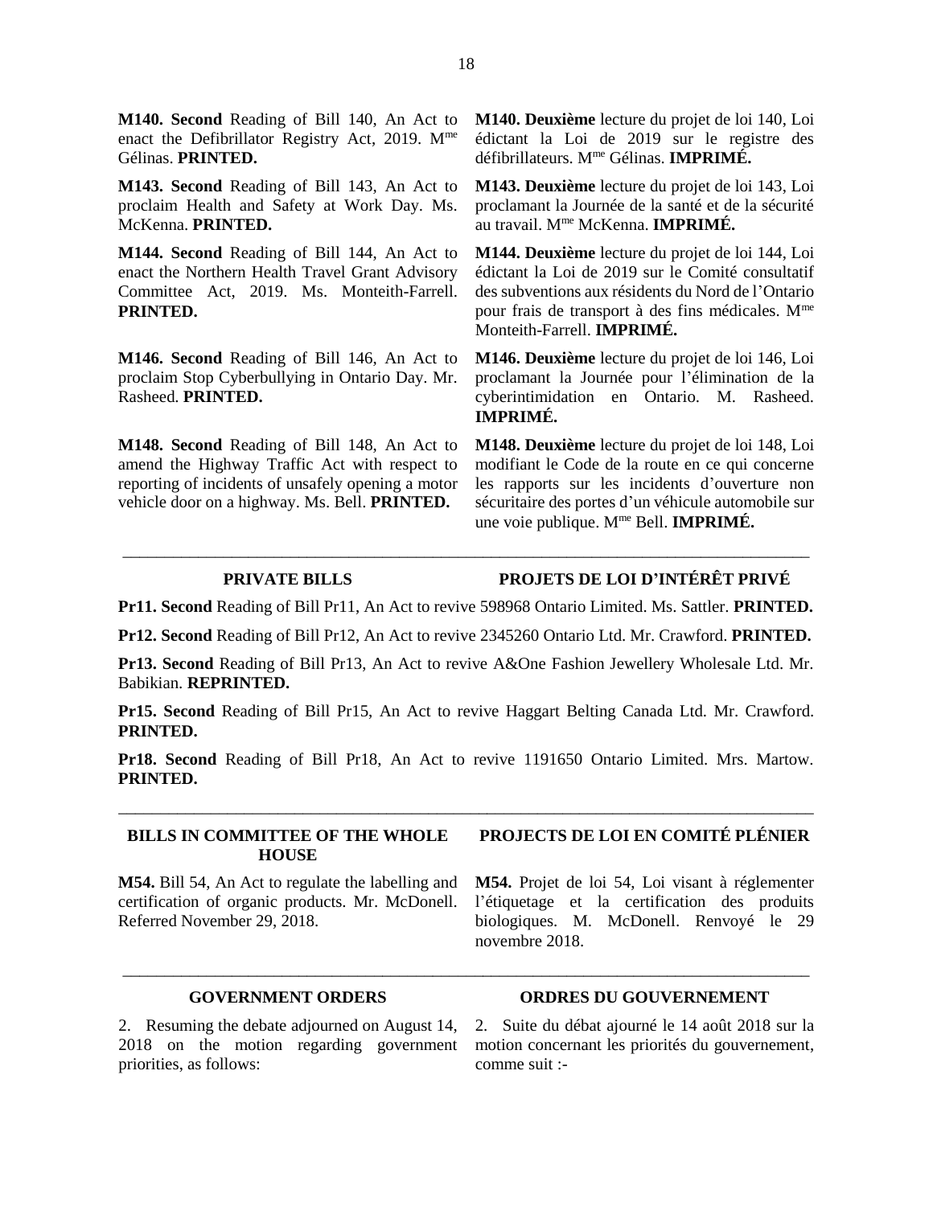**M140. Second** Reading of Bill 140, An Act to enact the Defibrillator Registry Act, 2019. Mme Gélinas. **PRINTED.**

**M140. Deuxième** lecture du projet de loi 140, Loi édictant la Loi de 2019 sur le registre des défibrillateurs. Mme Gélinas. **IMPRIMÉ.**

**M143. Second** Reading of Bill 143, An Act to proclaim Health and Safety at Work Day. Ms. McKenna. **PRINTED.**

**M143. Deuxième** lecture du projet de loi 143, Loi proclamant la Journée de la santé et de la sécurité au travail. Mme McKenna. **IMPRIMÉ.**

**M144. Second** Reading of Bill 144, An Act to enact the Northern Health Travel Grant Advisory Committee Act, 2019. Ms. Monteith-Farrell. **PRINTED.**

**M144. Deuxième** lecture du projet de loi 144, Loi édictant la Loi de 2019 sur le Comité consultatif des subventions aux résidents du Nord de l'Ontario pour frais de transport à des fins médicales. Mme Monteith-Farrell. **IMPRIMÉ.**

**M146. Second** Reading of Bill 146, An Act to proclaim Stop Cyberbullying in Ontario Day. Mr. Rasheed. **PRINTED.**

**M146. Deuxième** lecture du projet de loi 146, Loi proclamant la Journée pour l'élimination de la cyberintimidation en Ontario. M. Rasheed. **IMPRIMÉ.**

**M148. Second** Reading of Bill 148, An Act to amend the Highway Traffic Act with respect to reporting of incidents of unsafely opening a motor vehicle door on a highway. Ms. Bell. **PRINTED.**

**M148. Deuxième** lecture du projet de loi 148, Loi modifiant le Code de la route en ce qui concerne les rapports sur les incidents d'ouverture non sécuritaire des portes d'un véhicule automobile sur une voie publique. Mme Bell. **IMPRIMÉ.**

---

## PRIVATE BILLS / PROJETS DE LOI D'INTÉRÊT PRIVÉ

**Pr11. Second** Reading of Bill Pr11, An Act to revive 598968 Ontario Limited. Ms. Sattler. **PRINTED.**

**Pr12. Second** Reading of Bill Pr12, An Act to revive 2345260 Ontario Ltd. Mr. Crawford. **PRINTED.**

**Pr13. Second** Reading of Bill Pr13, An Act to revive A&One Fashion Jewellery Wholesale Ltd. Mr. Babikian. **REPRINTED.**

**Pr15. Second** Reading of Bill Pr15, An Act to revive Haggart Belting Canada Ltd. Mr. Crawford. **PRINTED.**

**Pr18. Second** Reading of Bill Pr18, An Act to revive 1191650 Ontario Limited. Mrs. Martow. **PRINTED.**

---

## BILLS IN COMMITTEE OF THE WHOLE HOUSE / PROJECTS DE LOI EN COMITÉ PLÉNIER

**M54.** Bill 54, An Act to regulate the labelling and certification of organic products. Mr. McDonell. Referred November 29, 2018.

**M54.** Projet de loi 54, Loi visant à réglementer l'étiquetage et la certification des produits biologiques. M. McDonell. Renvoyé le 29 novembre 2018.

---

## GOVERNMENT ORDERS / ORDRES DU GOUVERNEMENT

2. Resuming the debate adjourned on August 14, 2018 on the motion regarding government priorities, as follows:

2. Suite du débat ajourné le 14 août 2018 sur la motion concernant les priorités du gouvernement, comme suit :-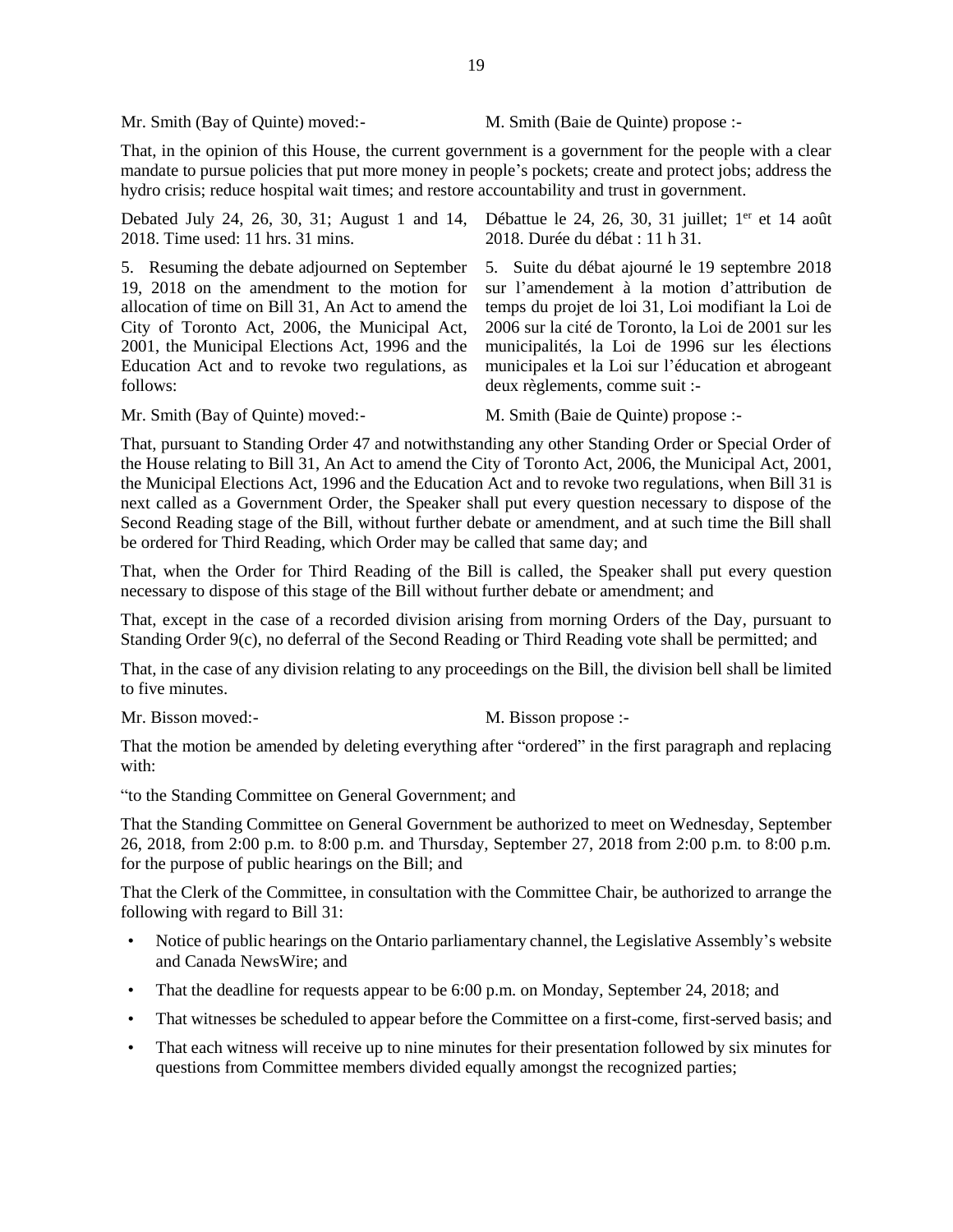Mr. Smith (Bay of Quinte) moved:-

M. Smith (Baie de Quinte) propose :-

That, in the opinion of this House, the current government is a government for the people with a clear mandate to pursue policies that put more money in people's pockets; create and protect jobs; address the hydro crisis; reduce hospital wait times; and restore accountability and trust in government.

Debated July 24, 26, 30, 31; August 1 and 14, 2018. Time used: 11 hrs. 31 mins.

Débattue le 24, 26, 30, 31 juillet; 1er et 14 août 2018. Durée du débat : 11 h 31.

5. Resuming the debate adjourned on September 19, 2018 on the amendment to the motion for allocation of time on Bill 31, An Act to amend the City of Toronto Act, 2006, the Municipal Act, 2001, the Municipal Elections Act, 1996 and the Education Act and to revoke two regulations, as follows:

5. Suite du débat ajourné le 19 septembre 2018 sur l'amendement à la motion d'attribution de temps du projet de loi 31, Loi modifiant la Loi de 2006 sur la cité de Toronto, la Loi de 2001 sur les municipalités, la Loi de 1996 sur les élections municipales et la Loi sur l'éducation et abrogeant deux règlements, comme suit :-

Mr. Smith (Bay of Quinte) moved:-

M. Smith (Baie de Quinte) propose :-

That, pursuant to Standing Order 47 and notwithstanding any other Standing Order or Special Order of the House relating to Bill 31, An Act to amend the City of Toronto Act, 2006, the Municipal Act, 2001, the Municipal Elections Act, 1996 and the Education Act and to revoke two regulations, when Bill 31 is next called as a Government Order, the Speaker shall put every question necessary to dispose of the Second Reading stage of the Bill, without further debate or amendment, and at such time the Bill shall be ordered for Third Reading, which Order may be called that same day; and

That, when the Order for Third Reading of the Bill is called, the Speaker shall put every question necessary to dispose of this stage of the Bill without further debate or amendment; and

That, except in the case of a recorded division arising from morning Orders of the Day, pursuant to Standing Order 9(c), no deferral of the Second Reading or Third Reading vote shall be permitted; and

That, in the case of any division relating to any proceedings on the Bill, the division bell shall be limited to five minutes.

Mr. Bisson moved:-

M. Bisson propose :-

That the motion be amended by deleting everything after "ordered" in the first paragraph and replacing with:

"to the Standing Committee on General Government; and

That the Standing Committee on General Government be authorized to meet on Wednesday, September 26, 2018, from 2:00 p.m. to 8:00 p.m. and Thursday, September 27, 2018 from 2:00 p.m. to 8:00 p.m. for the purpose of public hearings on the Bill; and

That the Clerk of the Committee, in consultation with the Committee Chair, be authorized to arrange the following with regard to Bill 31:

- Notice of public hearings on the Ontario parliamentary channel, the Legislative Assembly's website and Canada NewsWire; and
- That the deadline for requests appear to be 6:00 p.m. on Monday, September 24, 2018; and
- That witnesses be scheduled to appear before the Committee on a first-come, first-served basis; and
- That each witness will receive up to nine minutes for their presentation followed by six minutes for questions from Committee members divided equally amongst the recognized parties;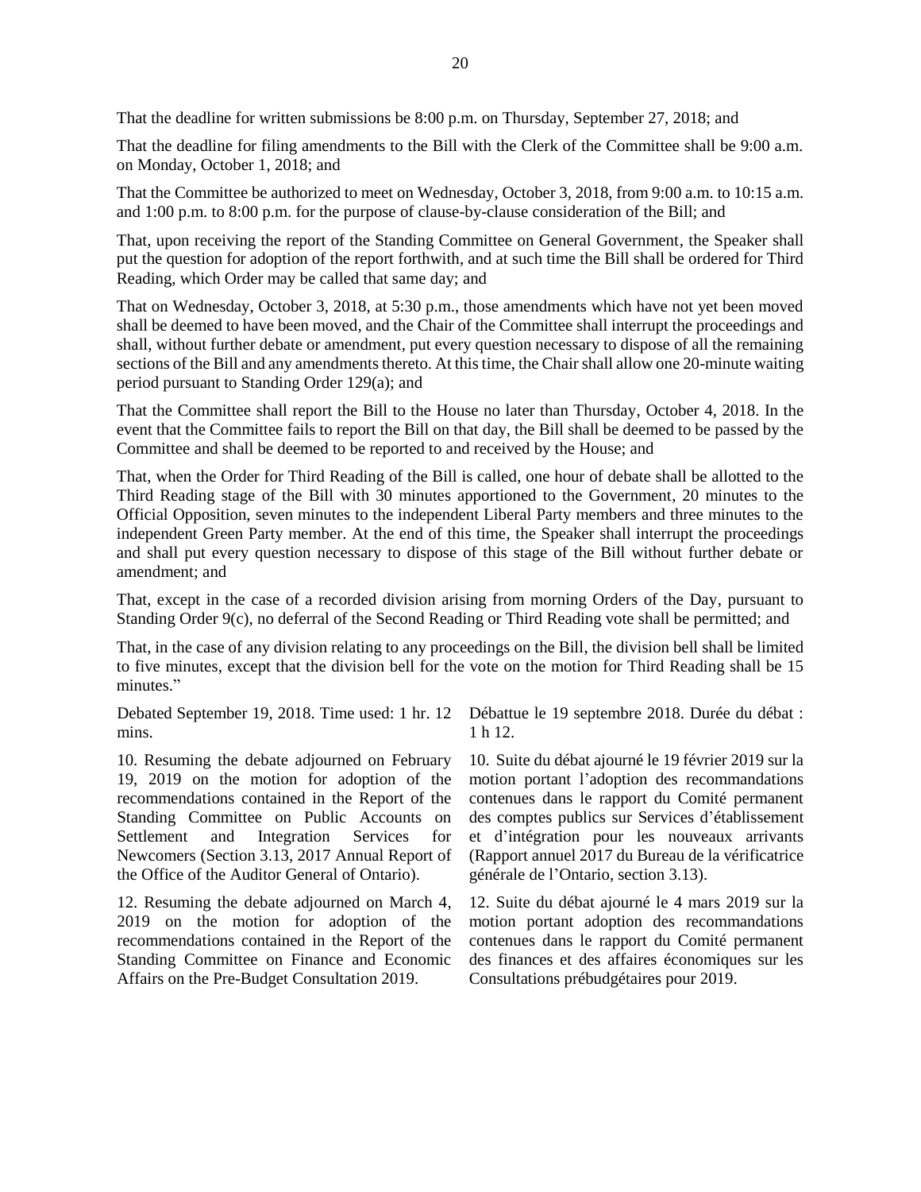That the deadline for written submissions be 8:00 p.m. on Thursday, September 27, 2018; and

That the deadline for filing amendments to the Bill with the Clerk of the Committee shall be 9:00 a.m. on Monday, October 1, 2018; and

That the Committee be authorized to meet on Wednesday, October 3, 2018, from 9:00 a.m. to 10:15 a.m. and 1:00 p.m. to 8:00 p.m. for the purpose of clause-by-clause consideration of the Bill; and

That, upon receiving the report of the Standing Committee on General Government, the Speaker shall put the question for adoption of the report forthwith, and at such time the Bill shall be ordered for Third Reading, which Order may be called that same day; and

That on Wednesday, October 3, 2018, at 5:30 p.m., those amendments which have not yet been moved shall be deemed to have been moved, and the Chair of the Committee shall interrupt the proceedings and shall, without further debate or amendment, put every question necessary to dispose of all the remaining sections of the Bill and any amendments thereto. At this time, the Chair shall allow one 20-minute waiting period pursuant to Standing Order 129(a); and

That the Committee shall report the Bill to the House no later than Thursday, October 4, 2018. In the event that the Committee fails to report the Bill on that day, the Bill shall be deemed to be passed by the Committee and shall be deemed to be reported to and received by the House; and

That, when the Order for Third Reading of the Bill is called, one hour of debate shall be allotted to the Third Reading stage of the Bill with 30 minutes apportioned to the Government, 20 minutes to the Official Opposition, seven minutes to the independent Liberal Party members and three minutes to the independent Green Party member. At the end of this time, the Speaker shall interrupt the proceedings and shall put every question necessary to dispose of this stage of the Bill without further debate or amendment; and

That, except in the case of a recorded division arising from morning Orders of the Day, pursuant to Standing Order 9(c), no deferral of the Second Reading or Third Reading vote shall be permitted; and

That, in the case of any division relating to any proceedings on the Bill, the division bell shall be limited to five minutes, except that the division bell for the vote on the motion for Third Reading shall be 15 minutes."

Debated September 19, 2018. Time used: 1 hr. 12 mins.

Débattue le 19 septembre 2018. Durée du débat : 1 h 12.

10. Resuming the debate adjourned on February 19, 2019 on the motion for adoption of the recommendations contained in the Report of the Standing Committee on Public Accounts on Settlement and Integration Services for Newcomers (Section 3.13, 2017 Annual Report of the Office of the Auditor General of Ontario).

10. Suite du débat ajourné le 19 février 2019 sur la motion portant l'adoption des recommandations contenues dans le rapport du Comité permanent des comptes publics sur Services d'établissement et d'intégration pour les nouveaux arrivants (Rapport annuel 2017 du Bureau de la vérificatrice générale de l'Ontario, section 3.13).

12. Resuming the debate adjourned on March 4, 2019 on the motion for adoption of the recommendations contained in the Report of the Standing Committee on Finance and Economic Affairs on the Pre-Budget Consultation 2019.

12. Suite du débat ajourné le 4 mars 2019 sur la motion portant adoption des recommandations contenues dans le rapport du Comité permanent des finances et des affaires économiques sur les Consultations prébudgétaires pour 2019.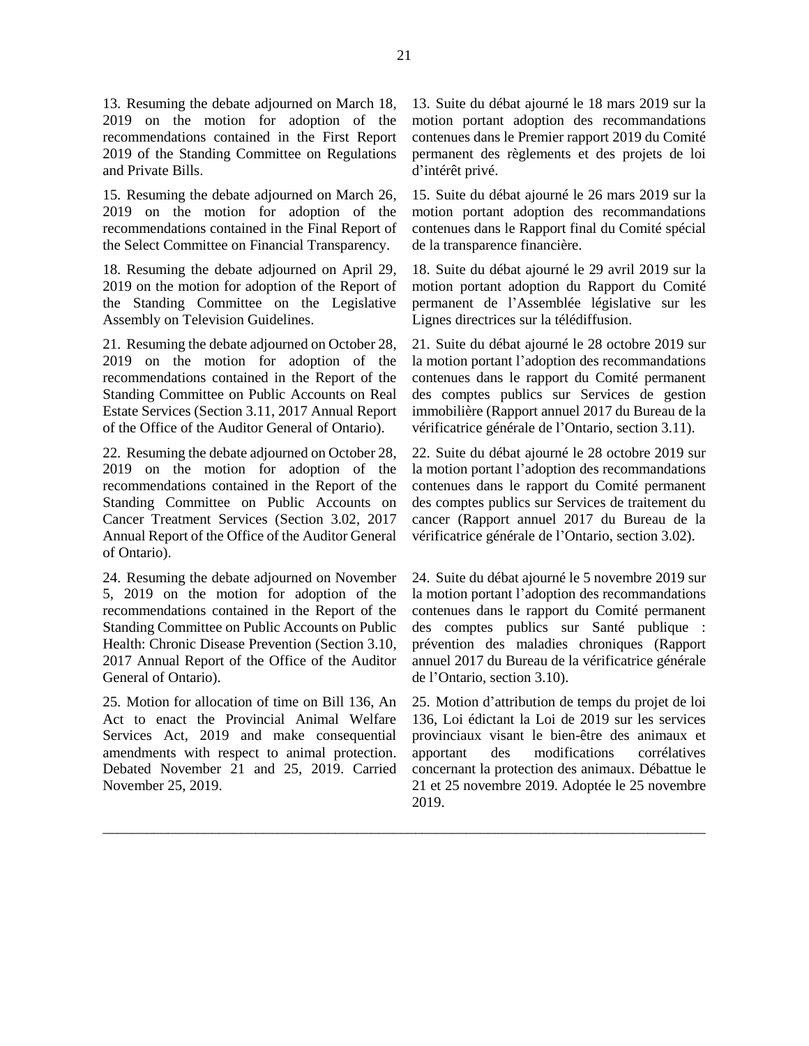13. Resuming the debate adjourned on March 18, 2019 on the motion for adoption of the recommendations contained in the First Report 2019 of the Standing Committee on Regulations and Private Bills.

13. Suite du débat ajourné le 18 mars 2019 sur la motion portant adoption des recommandations contenues dans le Premier rapport 2019 du Comité permanent des règlements et des projets de loi d'intérêt privé.

15. Resuming the debate adjourned on March 26, 2019 on the motion for adoption of the recommendations contained in the Final Report of the Select Committee on Financial Transparency.

15. Suite du débat ajourné le 26 mars 2019 sur la motion portant adoption des recommandations contenues dans le Rapport final du Comité spécial de la transparence financière.

18. Resuming the debate adjourned on April 29, 2019 on the motion for adoption of the Report of the Standing Committee on the Legislative Assembly on Television Guidelines.

18. Suite du débat ajourné le 29 avril 2019 sur la motion portant adoption du Rapport du Comité permanent de l'Assemblée législative sur les Lignes directrices sur la télédiffusion.

21. Resuming the debate adjourned on October 28, 2019 on the motion for adoption of the recommendations contained in the Report of the Standing Committee on Public Accounts on Real Estate Services (Section 3.11, 2017 Annual Report of the Office of the Auditor General of Ontario).

21. Suite du débat ajourné le 28 octobre 2019 sur la motion portant l'adoption des recommandations contenues dans le rapport du Comité permanent des comptes publics sur Services de gestion immobilière (Rapport annuel 2017 du Bureau de la vérificatrice générale de l'Ontario, section 3.11).

22. Resuming the debate adjourned on October 28, 2019 on the motion for adoption of the recommendations contained in the Report of the Standing Committee on Public Accounts on Cancer Treatment Services (Section 3.02, 2017 Annual Report of the Office of the Auditor General of Ontario).

22. Suite du débat ajourné le 28 octobre 2019 sur la motion portant l'adoption des recommandations contenues dans le rapport du Comité permanent des comptes publics sur Services de traitement du cancer (Rapport annuel 2017 du Bureau de la vérificatrice générale de l'Ontario, section 3.02).

24. Resuming the debate adjourned on November 5, 2019 on the motion for adoption of the recommendations contained in the Report of the Standing Committee on Public Accounts on Public Health: Chronic Disease Prevention (Section 3.10, 2017 Annual Report of the Office of the Auditor General of Ontario).

24. Suite du débat ajourné le 5 novembre 2019 sur la motion portant l'adoption des recommandations contenues dans le rapport du Comité permanent des comptes publics sur Santé publique : prévention des maladies chroniques (Rapport annuel 2017 du Bureau de la vérificatrice générale de l'Ontario, section 3.10).

25. Motion for allocation of time on Bill 136, An Act to enact the Provincial Animal Welfare Services Act, 2019 and make consequential amendments with respect to animal protection. Debated November 21 and 25, 2019. Carried November 25, 2019.

25. Motion d'attribution de temps du projet de loi 136, Loi édictant la Loi de 2019 sur les services provinciaux visant le bien-être des animaux et apportant des modifications corrélatives concernant la protection des animaux. Débattue le 21 et 25 novembre 2019. Adoptée le 25 novembre 2019.

---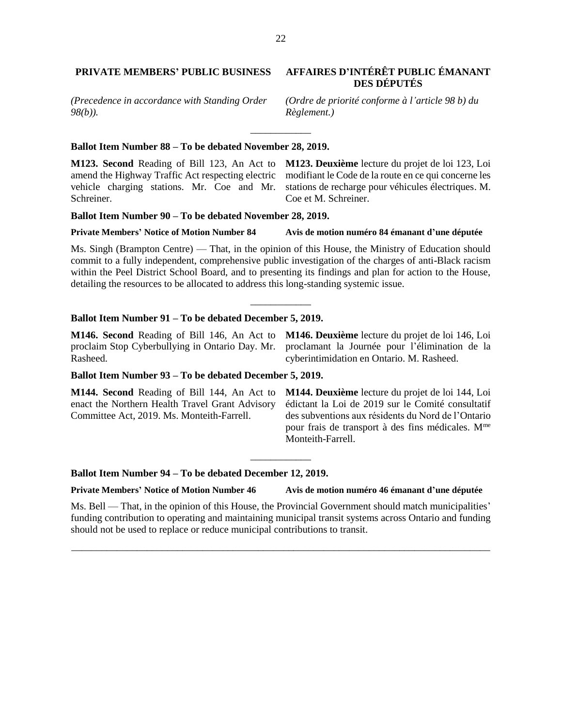## PRIVATE MEMBERS' PUBLIC BUSINESS

*(Precedence in accordance with Standing Order 98(b)).*

## AFFAIRES D'INTÉRÊT PUBLIC ÉMANANT DES DÉPUTÉS

*(Ordre de priorité conforme à l'article 98 b) du Règlement.)*

---

**Ballot Item Number 88 – To be debated November 28, 2019.**

**M123. Second** Reading of Bill 123, An Act to amend the Highway Traffic Act respecting electric vehicle charging stations. Mr. Coe and Mr. Schreiner.

**M123. Deuxième** lecture du projet de loi 123, Loi modifiant le Code de la route en ce qui concerne les stations de recharge pour véhicules électriques. M. Coe et M. Schreiner.

**Ballot Item Number 90 – To be debated November 28, 2019.**

**Private Members' Notice of Motion Number 84**

**Avis de motion numéro 84 émanant d'une députée**

Ms. Singh (Brampton Centre) — That, in the opinion of this House, the Ministry of Education should commit to a fully independent, comprehensive public investigation of the charges of anti-Black racism within the Peel District School Board, and to presenting its findings and plan for action to the House, detailing the resources to be allocated to address this long-standing systemic issue.

---

**Ballot Item Number 91 – To be debated December 5, 2019.**

**M146. Second** Reading of Bill 146, An Act to proclaim Stop Cyberbullying in Ontario Day. Mr. Rasheed.

**M146. Deuxième** lecture du projet de loi 146, Loi proclamant la Journée pour l'élimination de la cyberintimidation en Ontario. M. Rasheed.

**Ballot Item Number 93 – To be debated December 5, 2019.**

**M144. Second** Reading of Bill 144, An Act to enact the Northern Health Travel Grant Advisory Committee Act, 2019. Ms. Monteith-Farrell.

**M144. Deuxième** lecture du projet de loi 144, Loi édictant la Loi de 2019 sur le Comité consultatif des subventions aux résidents du Nord de l'Ontario pour frais de transport à des fins médicales. Mme Monteith-Farrell.

---

**Ballot Item Number 94 – To be debated December 12, 2019.**

**Private Members' Notice of Motion Number 46**

**Avis de motion numéro 46 émanant d'une députée**

Ms. Bell — That, in the opinion of this House, the Provincial Government should match municipalities' funding contribution to operating and maintaining municipal transit systems across Ontario and funding should not be used to replace or reduce municipal contributions to transit.

---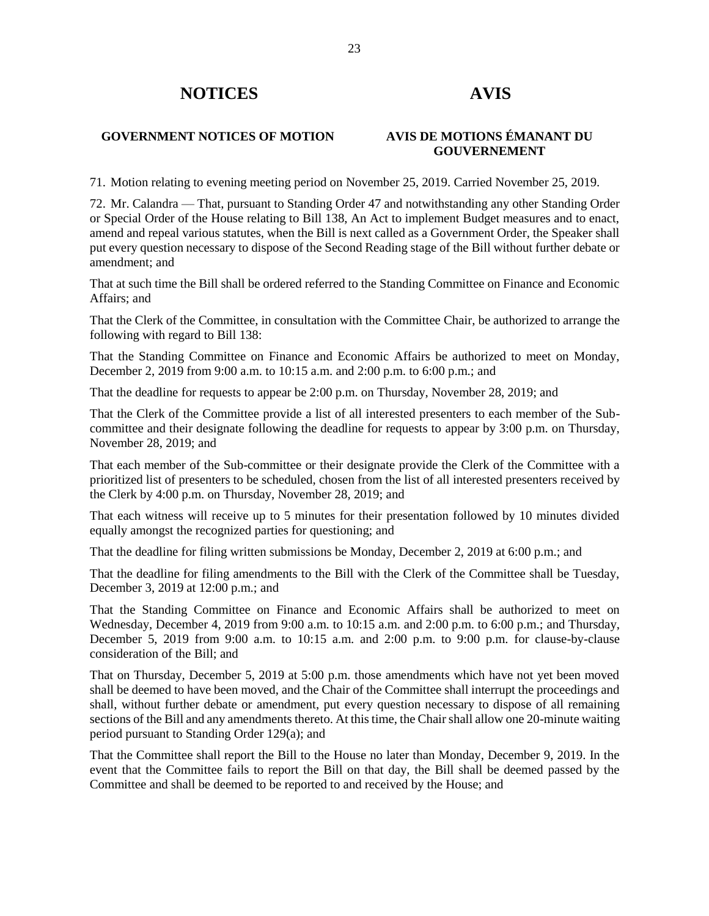# NOTICES

# AVIS

## GOVERNMENT NOTICES OF MOTION

## AVIS DE MOTIONS ÉMANANT DU GOUVERNEMENT

71. Motion relating to evening meeting period on November 25, 2019. Carried November 25, 2019.

72. Mr. Calandra — That, pursuant to Standing Order 47 and notwithstanding any other Standing Order or Special Order of the House relating to Bill 138, An Act to implement Budget measures and to enact, amend and repeal various statutes, when the Bill is next called as a Government Order, the Speaker shall put every question necessary to dispose of the Second Reading stage of the Bill without further debate or amendment; and

That at such time the Bill shall be ordered referred to the Standing Committee on Finance and Economic Affairs; and

That the Clerk of the Committee, in consultation with the Committee Chair, be authorized to arrange the following with regard to Bill 138:

That the Standing Committee on Finance and Economic Affairs be authorized to meet on Monday, December 2, 2019 from 9:00 a.m. to 10:15 a.m. and 2:00 p.m. to 6:00 p.m.; and

That the deadline for requests to appear be 2:00 p.m. on Thursday, November 28, 2019; and

That the Clerk of the Committee provide a list of all interested presenters to each member of the Sub-committee and their designate following the deadline for requests to appear by 3:00 p.m. on Thursday, November 28, 2019; and

That each member of the Sub-committee or their designate provide the Clerk of the Committee with a prioritized list of presenters to be scheduled, chosen from the list of all interested presenters received by the Clerk by 4:00 p.m. on Thursday, November 28, 2019; and

That each witness will receive up to 5 minutes for their presentation followed by 10 minutes divided equally amongst the recognized parties for questioning; and

That the deadline for filing written submissions be Monday, December 2, 2019 at 6:00 p.m.; and

That the deadline for filing amendments to the Bill with the Clerk of the Committee shall be Tuesday, December 3, 2019 at 12:00 p.m.; and

That the Standing Committee on Finance and Economic Affairs shall be authorized to meet on Wednesday, December 4, 2019 from 9:00 a.m. to 10:15 a.m. and 2:00 p.m. to 6:00 p.m.; and Thursday, December 5, 2019 from 9:00 a.m. to 10:15 a.m. and 2:00 p.m. to 9:00 p.m. for clause-by-clause consideration of the Bill; and

That on Thursday, December 5, 2019 at 5:00 p.m. those amendments which have not yet been moved shall be deemed to have been moved, and the Chair of the Committee shall interrupt the proceedings and shall, without further debate or amendment, put every question necessary to dispose of all remaining sections of the Bill and any amendments thereto. At this time, the Chair shall allow one 20-minute waiting period pursuant to Standing Order 129(a); and

That the Committee shall report the Bill to the House no later than Monday, December 9, 2019. In the event that the Committee fails to report the Bill on that day, the Bill shall be deemed passed by the Committee and shall be deemed to be reported to and received by the House; and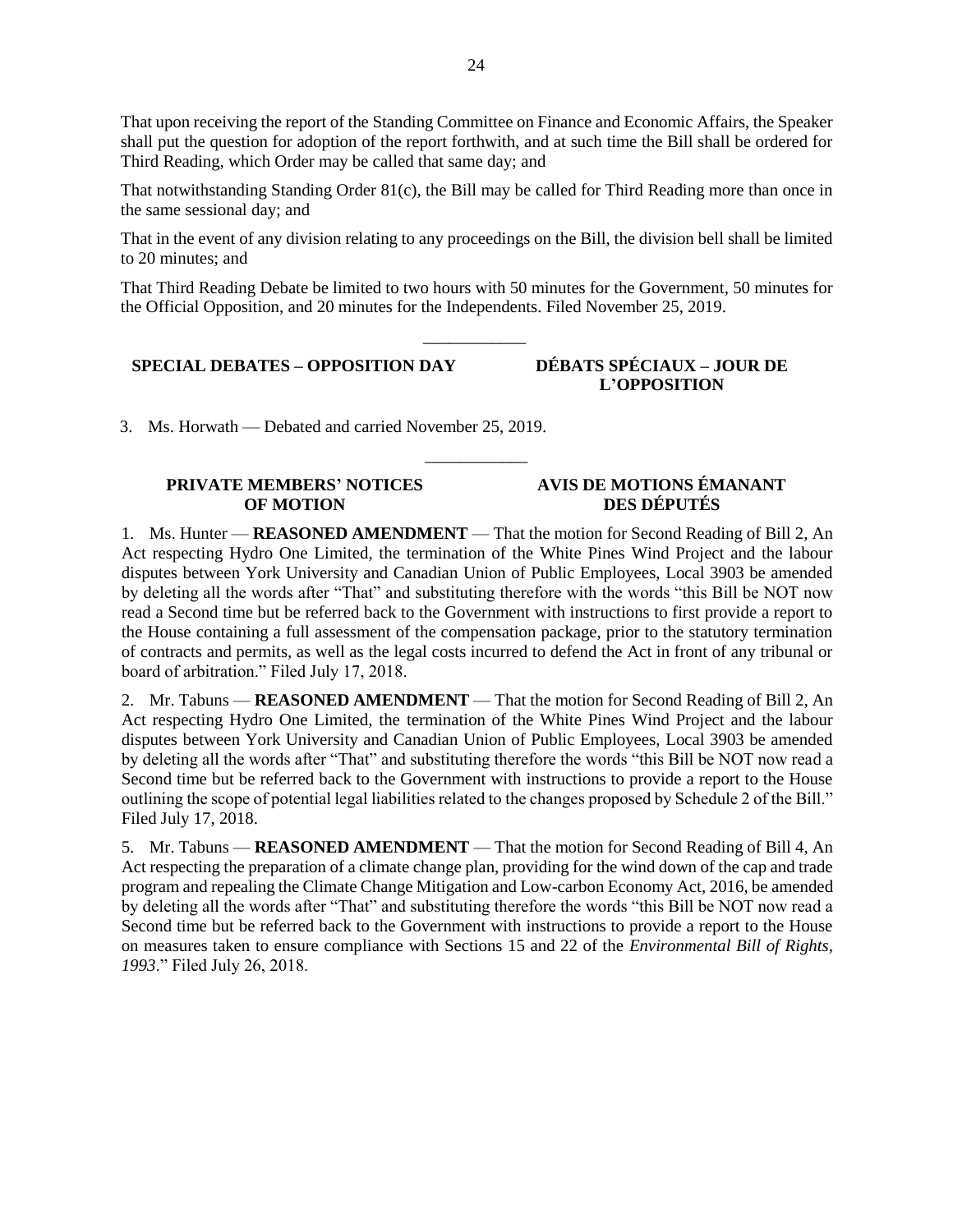That upon receiving the report of the Standing Committee on Finance and Economic Affairs, the Speaker shall put the question for adoption of the report forthwith, and at such time the Bill shall be ordered for Third Reading, which Order may be called that same day; and

That notwithstanding Standing Order 81(c), the Bill may be called for Third Reading more than once in the same sessional day; and

That in the event of any division relating to any proceedings on the Bill, the division bell shall be limited to 20 minutes; and

That Third Reading Debate be limited to two hours with 50 minutes for the Government, 50 minutes for the Official Opposition, and 20 minutes for the Independents. Filed November 25, 2019.

---

## SPECIAL DEBATES – OPPOSITION DAY / DÉBATS SPÉCIAUX – JOUR DE L'OPPOSITION

3. Ms. Horwath — Debated and carried November 25, 2019.

---

## PRIVATE MEMBERS' NOTICES OF MOTION / AVIS DE MOTIONS ÉMANANT DES DÉPUTÉS

1. Ms. Hunter — **REASONED AMENDMENT** — That the motion for Second Reading of Bill 2, An Act respecting Hydro One Limited, the termination of the White Pines Wind Project and the labour disputes between York University and Canadian Union of Public Employees, Local 3903 be amended by deleting all the words after "That" and substituting therefore with the words "this Bill be NOT now read a Second time but be referred back to the Government with instructions to first provide a report to the House containing a full assessment of the compensation package, prior to the statutory termination of contracts and permits, as well as the legal costs incurred to defend the Act in front of any tribunal or board of arbitration." Filed July 17, 2018.

2. Mr. Tabuns — **REASONED AMENDMENT** — That the motion for Second Reading of Bill 2, An Act respecting Hydro One Limited, the termination of the White Pines Wind Project and the labour disputes between York University and Canadian Union of Public Employees, Local 3903 be amended by deleting all the words after "That" and substituting therefore the words "this Bill be NOT now read a Second time but be referred back to the Government with instructions to provide a report to the House outlining the scope of potential legal liabilities related to the changes proposed by Schedule 2 of the Bill." Filed July 17, 2018.

5. Mr. Tabuns — **REASONED AMENDMENT** — That the motion for Second Reading of Bill 4, An Act respecting the preparation of a climate change plan, providing for the wind down of the cap and trade program and repealing the Climate Change Mitigation and Low-carbon Economy Act, 2016, be amended by deleting all the words after "That" and substituting therefore the words "this Bill be NOT now read a Second time but be referred back to the Government with instructions to provide a report to the House on measures taken to ensure compliance with Sections 15 and 22 of the *Environmental Bill of Rights, 1993*." Filed July 26, 2018.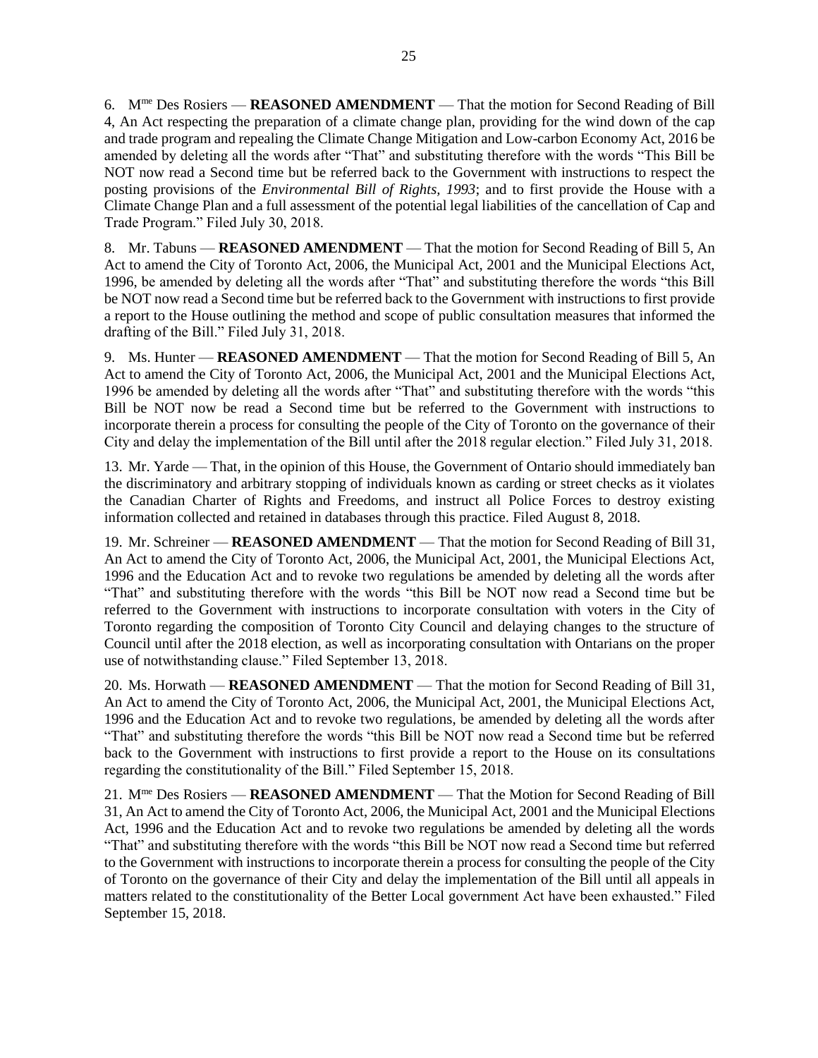6. Mme Des Rosiers — **REASONED AMENDMENT** — That the motion for Second Reading of Bill 4, An Act respecting the preparation of a climate change plan, providing for the wind down of the cap and trade program and repealing the Climate Change Mitigation and Low-carbon Economy Act, 2016 be amended by deleting all the words after "That" and substituting therefore with the words "This Bill be NOT now read a Second time but be referred back to the Government with instructions to respect the posting provisions of the *Environmental Bill of Rights, 1993*; and to first provide the House with a Climate Change Plan and a full assessment of the potential legal liabilities of the cancellation of Cap and Trade Program." Filed July 30, 2018.

8. Mr. Tabuns — **REASONED AMENDMENT** — That the motion for Second Reading of Bill 5, An Act to amend the City of Toronto Act, 2006, the Municipal Act, 2001 and the Municipal Elections Act, 1996, be amended by deleting all the words after "That" and substituting therefore the words "this Bill be NOT now read a Second time but be referred back to the Government with instructions to first provide a report to the House outlining the method and scope of public consultation measures that informed the drafting of the Bill." Filed July 31, 2018.

9. Ms. Hunter — **REASONED AMENDMENT** — That the motion for Second Reading of Bill 5, An Act to amend the City of Toronto Act, 2006, the Municipal Act, 2001 and the Municipal Elections Act, 1996 be amended by deleting all the words after "That" and substituting therefore with the words "this Bill be NOT now be read a Second time but be referred to the Government with instructions to incorporate therein a process for consulting the people of the City of Toronto on the governance of their City and delay the implementation of the Bill until after the 2018 regular election." Filed July 31, 2018.

13. Mr. Yarde — That, in the opinion of this House, the Government of Ontario should immediately ban the discriminatory and arbitrary stopping of individuals known as carding or street checks as it violates the Canadian Charter of Rights and Freedoms, and instruct all Police Forces to destroy existing information collected and retained in databases through this practice. Filed August 8, 2018.

19. Mr. Schreiner — **REASONED AMENDMENT** — That the motion for Second Reading of Bill 31, An Act to amend the City of Toronto Act, 2006, the Municipal Act, 2001, the Municipal Elections Act, 1996 and the Education Act and to revoke two regulations be amended by deleting all the words after "That" and substituting therefore with the words "this Bill be NOT now read a Second time but be referred to the Government with instructions to incorporate consultation with voters in the City of Toronto regarding the composition of Toronto City Council and delaying changes to the structure of Council until after the 2018 election, as well as incorporating consultation with Ontarians on the proper use of notwithstanding clause." Filed September 13, 2018.

20. Ms. Horwath — **REASONED AMENDMENT** — That the motion for Second Reading of Bill 31, An Act to amend the City of Toronto Act, 2006, the Municipal Act, 2001, the Municipal Elections Act, 1996 and the Education Act and to revoke two regulations, be amended by deleting all the words after "That" and substituting therefore the words "this Bill be NOT now read a Second time but be referred back to the Government with instructions to first provide a report to the House on its consultations regarding the constitutionality of the Bill." Filed September 15, 2018.

21. Mme Des Rosiers — **REASONED AMENDMENT** — That the Motion for Second Reading of Bill 31, An Act to amend the City of Toronto Act, 2006, the Municipal Act, 2001 and the Municipal Elections Act, 1996 and the Education Act and to revoke two regulations be amended by deleting all the words "That" and substituting therefore with the words "this Bill be NOT now read a Second time but referred to the Government with instructions to incorporate therein a process for consulting the people of the City of Toronto on the governance of their City and delay the implementation of the Bill until all appeals in matters related to the constitutionality of the Better Local government Act have been exhausted." Filed September 15, 2018.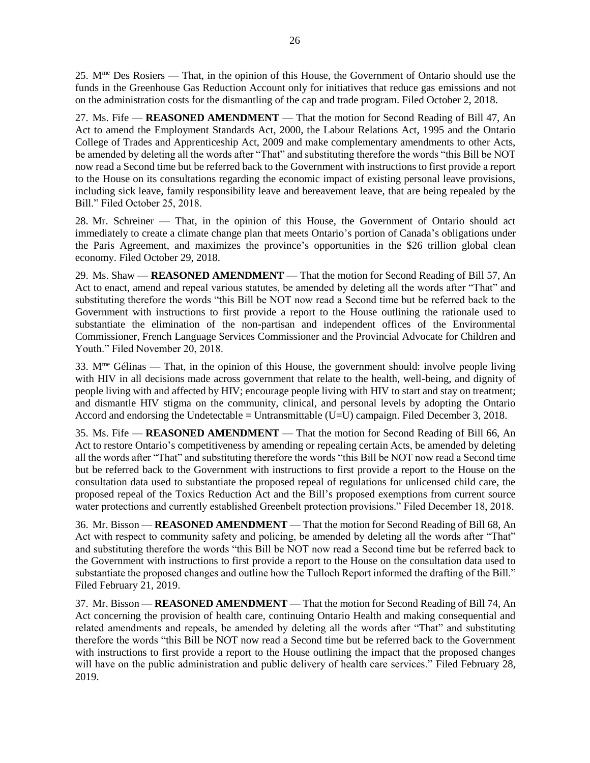25. Mme Des Rosiers — That, in the opinion of this House, the Government of Ontario should use the funds in the Greenhouse Gas Reduction Account only for initiatives that reduce gas emissions and not on the administration costs for the dismantling of the cap and trade program. Filed October 2, 2018.

27. Ms. Fife — **REASONED AMENDMENT** — That the motion for Second Reading of Bill 47, An Act to amend the Employment Standards Act, 2000, the Labour Relations Act, 1995 and the Ontario College of Trades and Apprenticeship Act, 2009 and make complementary amendments to other Acts, be amended by deleting all the words after "That" and substituting therefore the words "this Bill be NOT now read a Second time but be referred back to the Government with instructions to first provide a report to the House on its consultations regarding the economic impact of existing personal leave provisions, including sick leave, family responsibility leave and bereavement leave, that are being repealed by the Bill." Filed October 25, 2018.

28. Mr. Schreiner — That, in the opinion of this House, the Government of Ontario should act immediately to create a climate change plan that meets Ontario's portion of Canada's obligations under the Paris Agreement, and maximizes the province's opportunities in the $26 trillion global clean economy. Filed October 29, 2018.

29. Ms. Shaw — **REASONED AMENDMENT** — That the motion for Second Reading of Bill 57, An Act to enact, amend and repeal various statutes, be amended by deleting all the words after "That" and substituting therefore the words "this Bill be NOT now read a Second time but be referred back to the Government with instructions to first provide a report to the House outlining the rationale used to substantiate the elimination of the non-partisan and independent offices of the Environmental Commissioner, French Language Services Commissioner and the Provincial Advocate for Children and Youth." Filed November 20, 2018.

33. Mme Gélinas — That, in the opinion of this House, the government should: involve people living with HIV in all decisions made across government that relate to the health, well-being, and dignity of people living with and affected by HIV; encourage people living with HIV to start and stay on treatment; and dismantle HIV stigma on the community, clinical, and personal levels by adopting the Ontario Accord and endorsing the Undetectable = Untransmittable (U=U) campaign. Filed December 3, 2018.

35. Ms. Fife — **REASONED AMENDMENT** — That the motion for Second Reading of Bill 66, An Act to restore Ontario's competitiveness by amending or repealing certain Acts, be amended by deleting all the words after "That" and substituting therefore the words "this Bill be NOT now read a Second time but be referred back to the Government with instructions to first provide a report to the House on the consultation data used to substantiate the proposed repeal of regulations for unlicensed child care, the proposed repeal of the Toxics Reduction Act and the Bill's proposed exemptions from current source water protections and currently established Greenbelt protection provisions." Filed December 18, 2018.

36. Mr. Bisson — **REASONED AMENDMENT** — That the motion for Second Reading of Bill 68, An Act with respect to community safety and policing, be amended by deleting all the words after "That" and substituting therefore the words "this Bill be NOT now read a Second time but be referred back to the Government with instructions to first provide a report to the House on the consultation data used to substantiate the proposed changes and outline how the Tulloch Report informed the drafting of the Bill." Filed February 21, 2019.

37. Mr. Bisson — **REASONED AMENDMENT** — That the motion for Second Reading of Bill 74, An Act concerning the provision of health care, continuing Ontario Health and making consequential and related amendments and repeals, be amended by deleting all the words after "That" and substituting therefore the words "this Bill be NOT now read a Second time but be referred back to the Government with instructions to first provide a report to the House outlining the impact that the proposed changes will have on the public administration and public delivery of health care services." Filed February 28, 2019.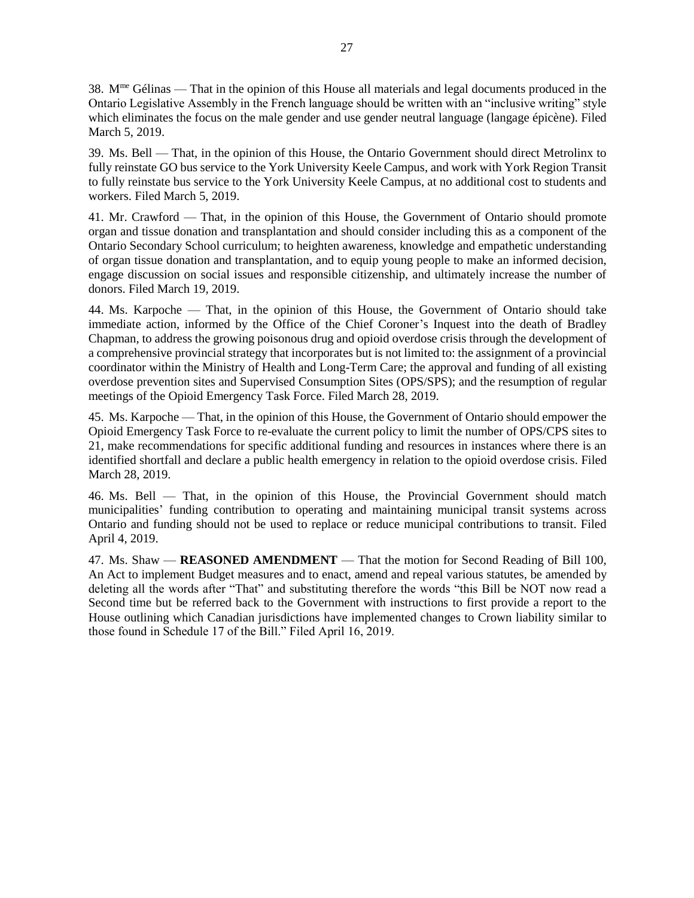38. M[me] Gélinas — That in the opinion of this House all materials and legal documents produced in the Ontario Legislative Assembly in the French language should be written with an "inclusive writing" style which eliminates the focus on the male gender and use gender neutral language (langage épicène). Filed March 5, 2019.

39. Ms. Bell — That, in the opinion of this House, the Ontario Government should direct Metrolinx to fully reinstate GO bus service to the York University Keele Campus, and work with York Region Transit to fully reinstate bus service to the York University Keele Campus, at no additional cost to students and workers. Filed March 5, 2019.

41. Mr. Crawford — That, in the opinion of this House, the Government of Ontario should promote organ and tissue donation and transplantation and should consider including this as a component of the Ontario Secondary School curriculum; to heighten awareness, knowledge and empathetic understanding of organ tissue donation and transplantation, and to equip young people to make an informed decision, engage discussion on social issues and responsible citizenship, and ultimately increase the number of donors. Filed March 19, 2019.

44. Ms. Karpoche — That, in the opinion of this House, the Government of Ontario should take immediate action, informed by the Office of the Chief Coroner's Inquest into the death of Bradley Chapman, to address the growing poisonous drug and opioid overdose crisis through the development of a comprehensive provincial strategy that incorporates but is not limited to: the assignment of a provincial coordinator within the Ministry of Health and Long-Term Care; the approval and funding of all existing overdose prevention sites and Supervised Consumption Sites (OPS/SPS); and the resumption of regular meetings of the Opioid Emergency Task Force. Filed March 28, 2019.

45. Ms. Karpoche — That, in the opinion of this House, the Government of Ontario should empower the Opioid Emergency Task Force to re-evaluate the current policy to limit the number of OPS/CPS sites to 21, make recommendations for specific additional funding and resources in instances where there is an identified shortfall and declare a public health emergency in relation to the opioid overdose crisis. Filed March 28, 2019.

46. Ms. Bell — That, in the opinion of this House, the Provincial Government should match municipalities' funding contribution to operating and maintaining municipal transit systems across Ontario and funding should not be used to replace or reduce municipal contributions to transit. Filed April 4, 2019.

47. Ms. Shaw — **REASONED AMENDMENT** — That the motion for Second Reading of Bill 100, An Act to implement Budget measures and to enact, amend and repeal various statutes, be amended by deleting all the words after "That" and substituting therefore the words "this Bill be NOT now read a Second time but be referred back to the Government with instructions to first provide a report to the House outlining which Canadian jurisdictions have implemented changes to Crown liability similar to those found in Schedule 17 of the Bill." Filed April 16, 2019.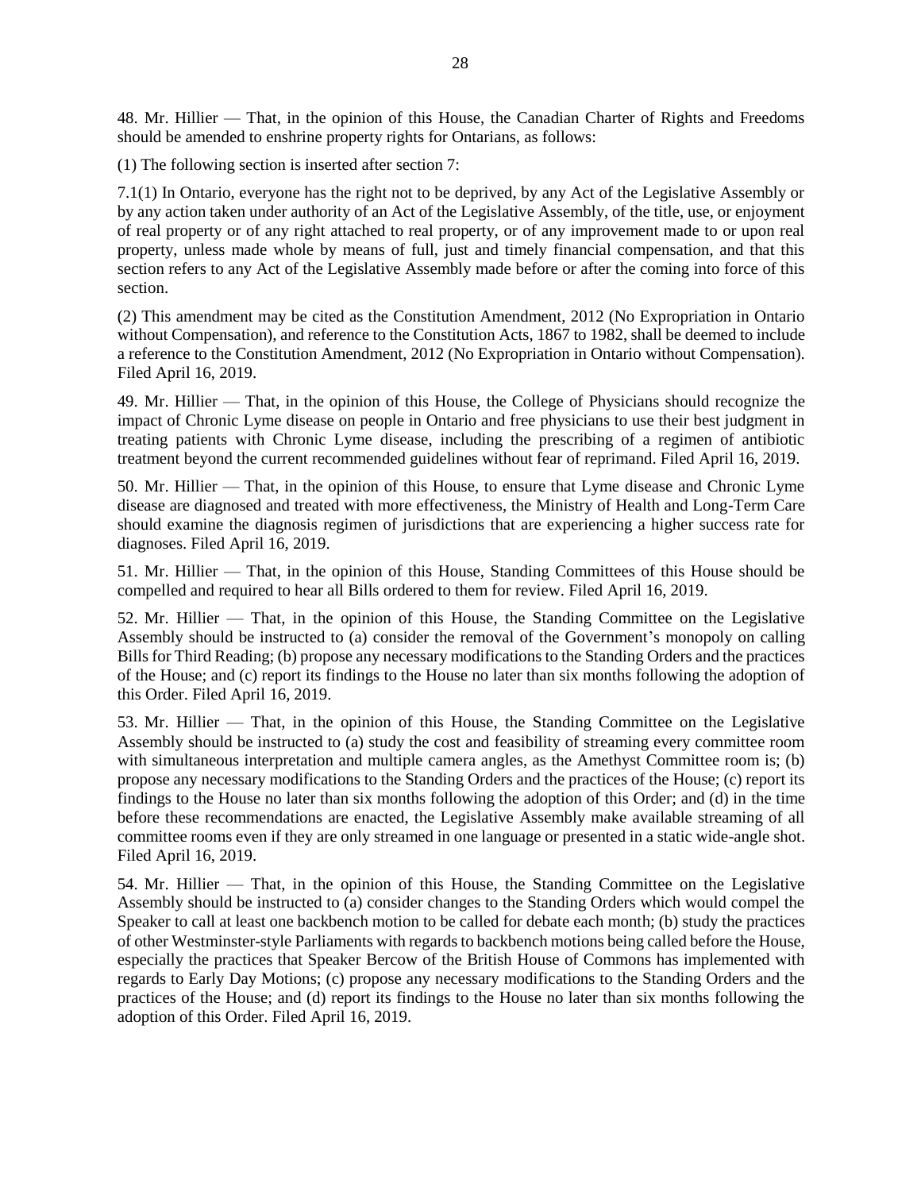48. Mr. Hillier — That, in the opinion of this House, the Canadian Charter of Rights and Freedoms should be amended to enshrine property rights for Ontarians, as follows:

(1) The following section is inserted after section 7:

7.1(1) In Ontario, everyone has the right not to be deprived, by any Act of the Legislative Assembly or by any action taken under authority of an Act of the Legislative Assembly, of the title, use, or enjoyment of real property or of any right attached to real property, or of any improvement made to or upon real property, unless made whole by means of full, just and timely financial compensation, and that this section refers to any Act of the Legislative Assembly made before or after the coming into force of this section.

(2) This amendment may be cited as the Constitution Amendment, 2012 (No Expropriation in Ontario without Compensation), and reference to the Constitution Acts, 1867 to 1982, shall be deemed to include a reference to the Constitution Amendment, 2012 (No Expropriation in Ontario without Compensation). Filed April 16, 2019.

49. Mr. Hillier — That, in the opinion of this House, the College of Physicians should recognize the impact of Chronic Lyme disease on people in Ontario and free physicians to use their best judgment in treating patients with Chronic Lyme disease, including the prescribing of a regimen of antibiotic treatment beyond the current recommended guidelines without fear of reprimand. Filed April 16, 2019.

50. Mr. Hillier — That, in the opinion of this House, to ensure that Lyme disease and Chronic Lyme disease are diagnosed and treated with more effectiveness, the Ministry of Health and Long-Term Care should examine the diagnosis regimen of jurisdictions that are experiencing a higher success rate for diagnoses. Filed April 16, 2019.

51. Mr. Hillier — That, in the opinion of this House, Standing Committees of this House should be compelled and required to hear all Bills ordered to them for review. Filed April 16, 2019.

52. Mr. Hillier — That, in the opinion of this House, the Standing Committee on the Legislative Assembly should be instructed to (a) consider the removal of the Government's monopoly on calling Bills for Third Reading; (b) propose any necessary modifications to the Standing Orders and the practices of the House; and (c) report its findings to the House no later than six months following the adoption of this Order. Filed April 16, 2019.

53. Mr. Hillier — That, in the opinion of this House, the Standing Committee on the Legislative Assembly should be instructed to (a) study the cost and feasibility of streaming every committee room with simultaneous interpretation and multiple camera angles, as the Amethyst Committee room is; (b) propose any necessary modifications to the Standing Orders and the practices of the House; (c) report its findings to the House no later than six months following the adoption of this Order; and (d) in the time before these recommendations are enacted, the Legislative Assembly make available streaming of all committee rooms even if they are only streamed in one language or presented in a static wide-angle shot. Filed April 16, 2019.

54. Mr. Hillier — That, in the opinion of this House, the Standing Committee on the Legislative Assembly should be instructed to (a) consider changes to the Standing Orders which would compel the Speaker to call at least one backbench motion to be called for debate each month; (b) study the practices of other Westminster-style Parliaments with regards to backbench motions being called before the House, especially the practices that Speaker Bercow of the British House of Commons has implemented with regards to Early Day Motions; (c) propose any necessary modifications to the Standing Orders and the practices of the House; and (d) report its findings to the House no later than six months following the adoption of this Order. Filed April 16, 2019.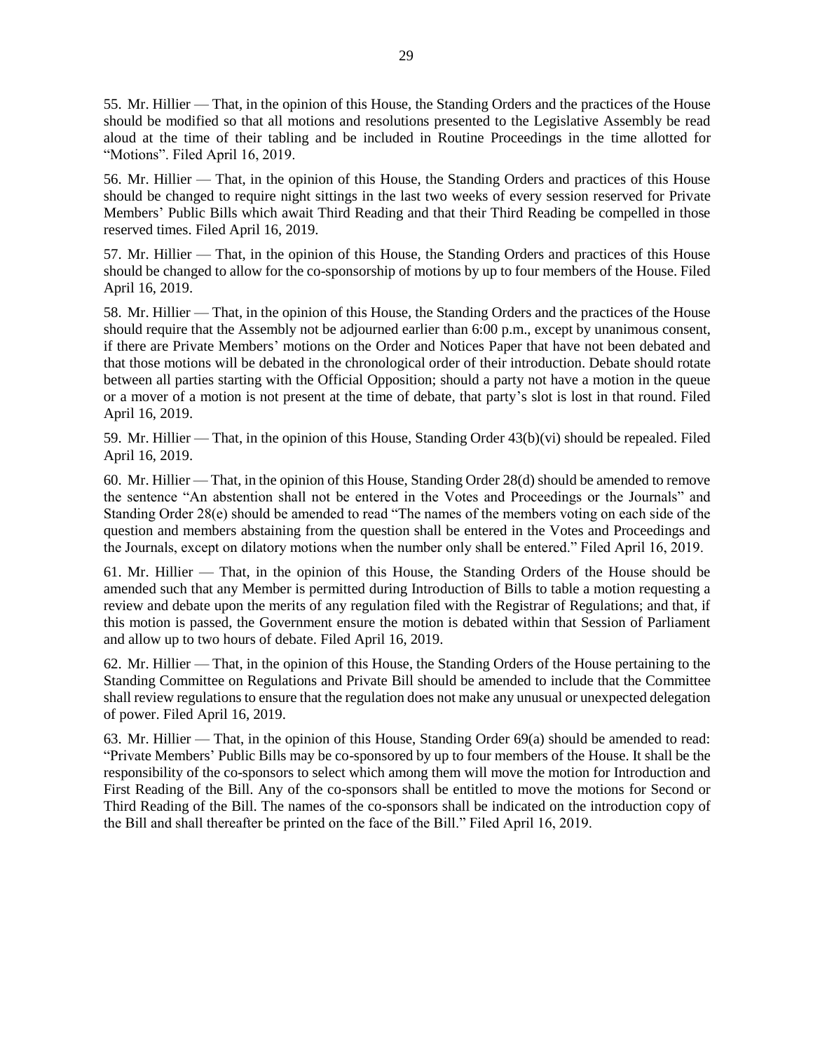55. Mr. Hillier — That, in the opinion of this House, the Standing Orders and the practices of the House should be modified so that all motions and resolutions presented to the Legislative Assembly be read aloud at the time of their tabling and be included in Routine Proceedings in the time allotted for "Motions". Filed April 16, 2019.

56. Mr. Hillier — That, in the opinion of this House, the Standing Orders and practices of this House should be changed to require night sittings in the last two weeks of every session reserved for Private Members' Public Bills which await Third Reading and that their Third Reading be compelled in those reserved times. Filed April 16, 2019.

57. Mr. Hillier — That, in the opinion of this House, the Standing Orders and practices of this House should be changed to allow for the co-sponsorship of motions by up to four members of the House. Filed April 16, 2019.

58. Mr. Hillier — That, in the opinion of this House, the Standing Orders and the practices of the House should require that the Assembly not be adjourned earlier than 6:00 p.m., except by unanimous consent, if there are Private Members' motions on the Order and Notices Paper that have not been debated and that those motions will be debated in the chronological order of their introduction. Debate should rotate between all parties starting with the Official Opposition; should a party not have a motion in the queue or a mover of a motion is not present at the time of debate, that party's slot is lost in that round. Filed April 16, 2019.

59. Mr. Hillier — That, in the opinion of this House, Standing Order 43(b)(vi) should be repealed. Filed April 16, 2019.

60. Mr. Hillier — That, in the opinion of this House, Standing Order 28(d) should be amended to remove the sentence "An abstention shall not be entered in the Votes and Proceedings or the Journals" and Standing Order 28(e) should be amended to read "The names of the members voting on each side of the question and members abstaining from the question shall be entered in the Votes and Proceedings and the Journals, except on dilatory motions when the number only shall be entered." Filed April 16, 2019.

61. Mr. Hillier — That, in the opinion of this House, the Standing Orders of the House should be amended such that any Member is permitted during Introduction of Bills to table a motion requesting a review and debate upon the merits of any regulation filed with the Registrar of Regulations; and that, if this motion is passed, the Government ensure the motion is debated within that Session of Parliament and allow up to two hours of debate. Filed April 16, 2019.

62. Mr. Hillier — That, in the opinion of this House, the Standing Orders of the House pertaining to the Standing Committee on Regulations and Private Bill should be amended to include that the Committee shall review regulations to ensure that the regulation does not make any unusual or unexpected delegation of power. Filed April 16, 2019.

63. Mr. Hillier — That, in the opinion of this House, Standing Order 69(a) should be amended to read: "Private Members' Public Bills may be co-sponsored by up to four members of the House. It shall be the responsibility of the co-sponsors to select which among them will move the motion for Introduction and First Reading of the Bill. Any of the co-sponsors shall be entitled to move the motions for Second or Third Reading of the Bill. The names of the co-sponsors shall be indicated on the introduction copy of the Bill and shall thereafter be printed on the face of the Bill." Filed April 16, 2019.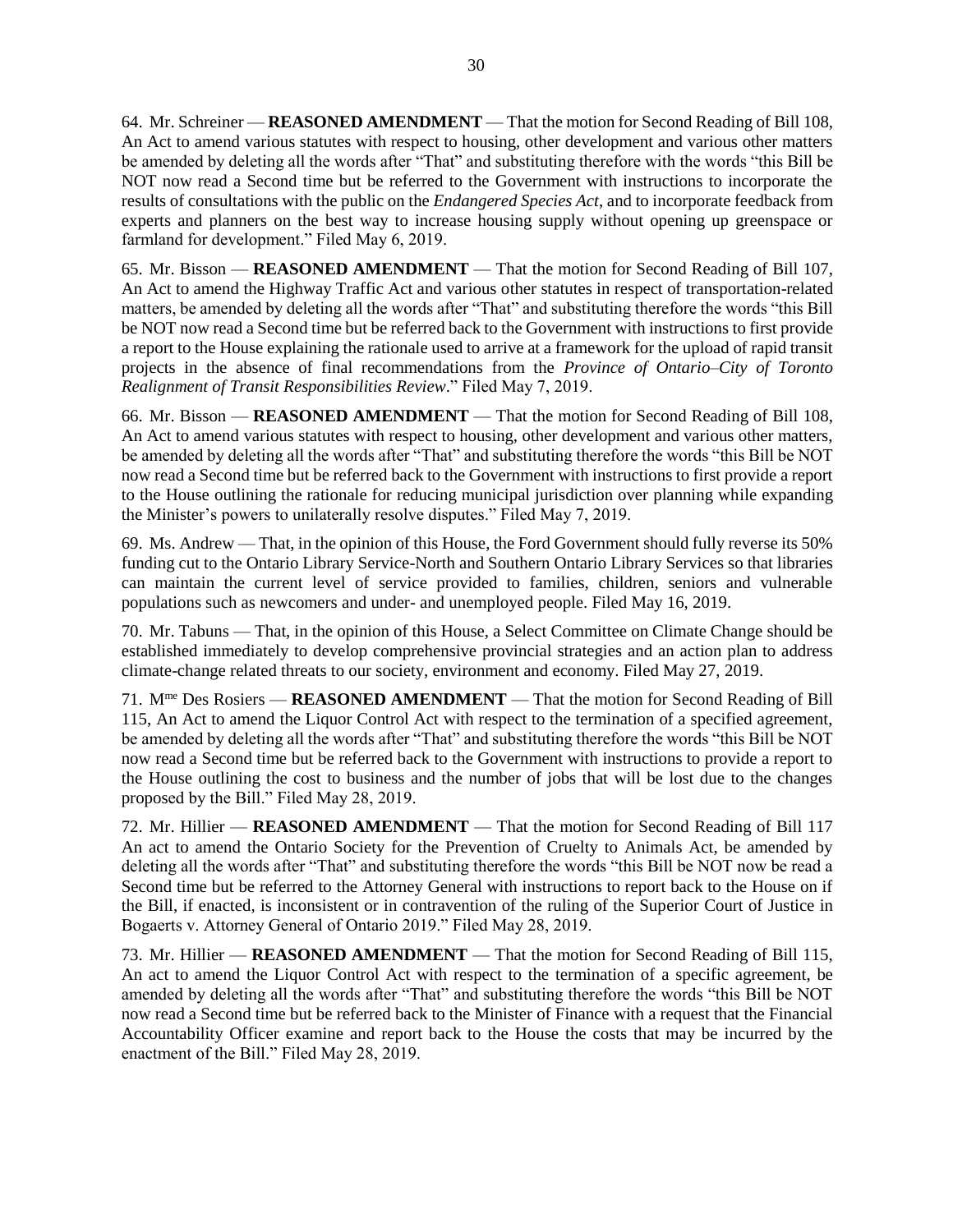64. Mr. Schreiner — **REASONED AMENDMENT** — That the motion for Second Reading of Bill 108, An Act to amend various statutes with respect to housing, other development and various other matters be amended by deleting all the words after "That" and substituting therefore with the words "this Bill be NOT now read a Second time but be referred to the Government with instructions to incorporate the results of consultations with the public on the *Endangered Species Act*, and to incorporate feedback from experts and planners on the best way to increase housing supply without opening up greenspace or farmland for development." Filed May 6, 2019.

65. Mr. Bisson — **REASONED AMENDMENT** — That the motion for Second Reading of Bill 107, An Act to amend the Highway Traffic Act and various other statutes in respect of transportation-related matters, be amended by deleting all the words after "That" and substituting therefore the words "this Bill be NOT now read a Second time but be referred back to the Government with instructions to first provide a report to the House explaining the rationale used to arrive at a framework for the upload of rapid transit projects in the absence of final recommendations from the *Province of Ontario–City of Toronto Realignment of Transit Responsibilities Review*." Filed May 7, 2019.

66. Mr. Bisson — **REASONED AMENDMENT** — That the motion for Second Reading of Bill 108, An Act to amend various statutes with respect to housing, other development and various other matters, be amended by deleting all the words after "That" and substituting therefore the words "this Bill be NOT now read a Second time but be referred back to the Government with instructions to first provide a report to the House outlining the rationale for reducing municipal jurisdiction over planning while expanding the Minister's powers to unilaterally resolve disputes." Filed May 7, 2019.

69. Ms. Andrew — That, in the opinion of this House, the Ford Government should fully reverse its 50% funding cut to the Ontario Library Service-North and Southern Ontario Library Services so that libraries can maintain the current level of service provided to families, children, seniors and vulnerable populations such as newcomers and under- and unemployed people. Filed May 16, 2019.

70. Mr. Tabuns — That, in the opinion of this House, a Select Committee on Climate Change should be established immediately to develop comprehensive provincial strategies and an action plan to address climate-change related threats to our society, environment and economy. Filed May 27, 2019.

71. M^me^ Des Rosiers — **REASONED AMENDMENT** — That the motion for Second Reading of Bill 115, An Act to amend the Liquor Control Act with respect to the termination of a specified agreement, be amended by deleting all the words after "That" and substituting therefore the words "this Bill be NOT now read a Second time but be referred back to the Government with instructions to provide a report to the House outlining the cost to business and the number of jobs that will be lost due to the changes proposed by the Bill." Filed May 28, 2019.

72. Mr. Hillier — **REASONED AMENDMENT** — That the motion for Second Reading of Bill 117 An act to amend the Ontario Society for the Prevention of Cruelty to Animals Act, be amended by deleting all the words after "That" and substituting therefore the words "this Bill be NOT now be read a Second time but be referred to the Attorney General with instructions to report back to the House on if the Bill, if enacted, is inconsistent or in contravention of the ruling of the Superior Court of Justice in Bogaerts v. Attorney General of Ontario 2019." Filed May 28, 2019.

73. Mr. Hillier — **REASONED AMENDMENT** — That the motion for Second Reading of Bill 115, An act to amend the Liquor Control Act with respect to the termination of a specific agreement, be amended by deleting all the words after "That" and substituting therefore the words "this Bill be NOT now read a Second time but be referred back to the Minister of Finance with a request that the Financial Accountability Officer examine and report back to the House the costs that may be incurred by the enactment of the Bill." Filed May 28, 2019.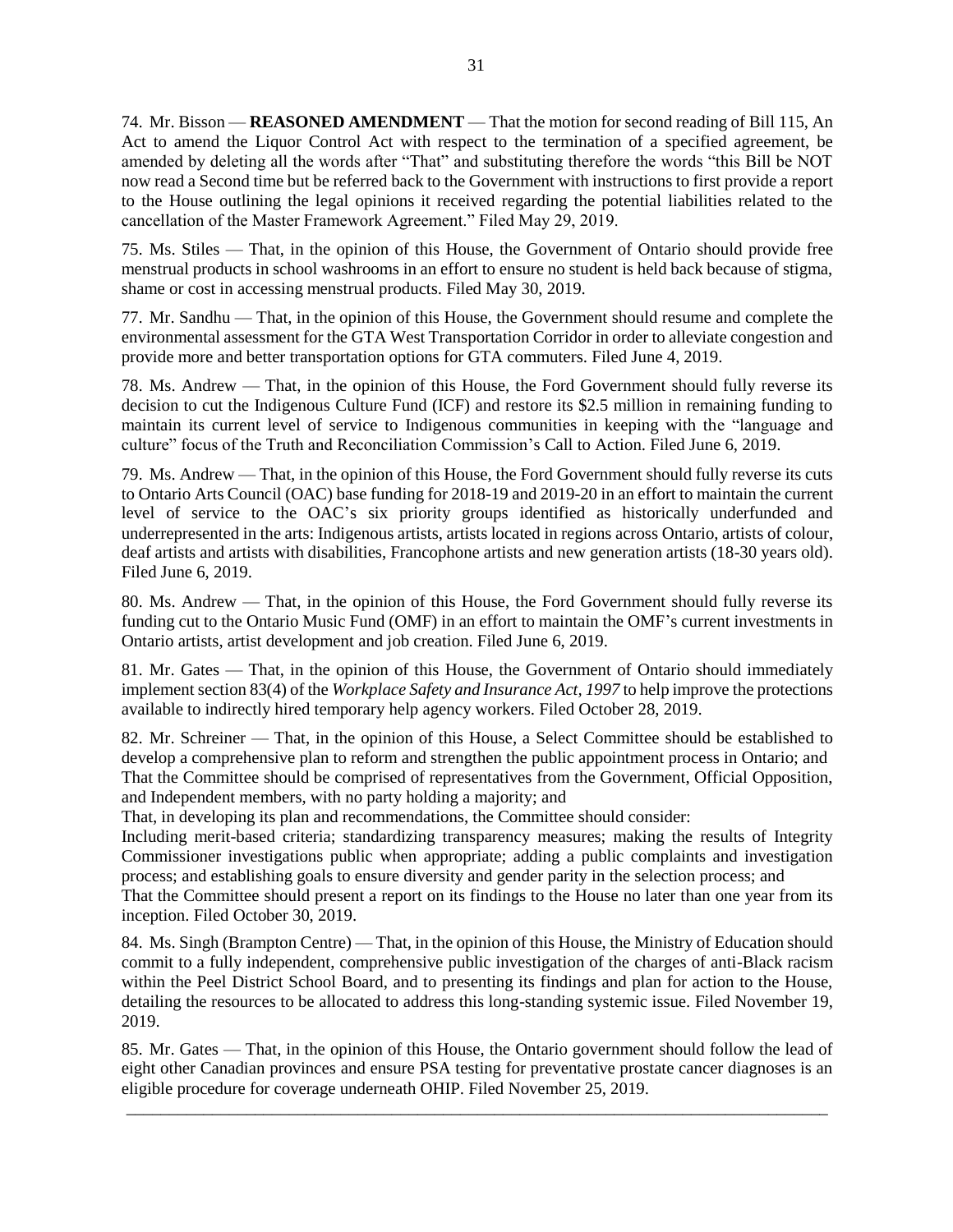74. Mr. Bisson — **REASONED AMENDMENT** — That the motion for second reading of Bill 115, An Act to amend the Liquor Control Act with respect to the termination of a specified agreement, be amended by deleting all the words after "That" and substituting therefore the words "this Bill be NOT now read a Second time but be referred back to the Government with instructions to first provide a report to the House outlining the legal opinions it received regarding the potential liabilities related to the cancellation of the Master Framework Agreement." Filed May 29, 2019.

75. Ms. Stiles — That, in the opinion of this House, the Government of Ontario should provide free menstrual products in school washrooms in an effort to ensure no student is held back because of stigma, shame or cost in accessing menstrual products. Filed May 30, 2019.

77. Mr. Sandhu — That, in the opinion of this House, the Government should resume and complete the environmental assessment for the GTA West Transportation Corridor in order to alleviate congestion and provide more and better transportation options for GTA commuters. Filed June 4, 2019.

78. Ms. Andrew — That, in the opinion of this House, the Ford Government should fully reverse its decision to cut the Indigenous Culture Fund (ICF) and restore its $2.5 million in remaining funding to maintain its current level of service to Indigenous communities in keeping with the "language and culture" focus of the Truth and Reconciliation Commission's Call to Action. Filed June 6, 2019.

79. Ms. Andrew — That, in the opinion of this House, the Ford Government should fully reverse its cuts to Ontario Arts Council (OAC) base funding for 2018-19 and 2019-20 in an effort to maintain the current level of service to the OAC's six priority groups identified as historically underfunded and underrepresented in the arts: Indigenous artists, artists located in regions across Ontario, artists of colour, deaf artists and artists with disabilities, Francophone artists and new generation artists (18-30 years old). Filed June 6, 2019.

80. Ms. Andrew — That, in the opinion of this House, the Ford Government should fully reverse its funding cut to the Ontario Music Fund (OMF) in an effort to maintain the OMF's current investments in Ontario artists, artist development and job creation. Filed June 6, 2019.

81. Mr. Gates — That, in the opinion of this House, the Government of Ontario should immediately implement section 83(4) of the *Workplace Safety and Insurance Act, 1997* to help improve the protections available to indirectly hired temporary help agency workers. Filed October 28, 2019.

82. Mr. Schreiner — That, in the opinion of this House, a Select Committee should be established to develop a comprehensive plan to reform and strengthen the public appointment process in Ontario; and
That the Committee should be comprised of representatives from the Government, Official Opposition, and Independent members, with no party holding a majority; and
That, in developing its plan and recommendations, the Committee should consider:
Including merit-based criteria; standardizing transparency measures; making the results of Integrity Commissioner investigations public when appropriate; adding a public complaints and investigation process; and establishing goals to ensure diversity and gender parity in the selection process; and
That the Committee should present a report on its findings to the House no later than one year from its inception. Filed October 30, 2019.

84. Ms. Singh (Brampton Centre) — That, in the opinion of this House, the Ministry of Education should commit to a fully independent, comprehensive public investigation of the charges of anti-Black racism within the Peel District School Board, and to presenting its findings and plan for action to the House, detailing the resources to be allocated to address this long-standing systemic issue. Filed November 19, 2019.

85. Mr. Gates — That, in the opinion of this House, the Ontario government should follow the lead of eight other Canadian provinces and ensure PSA testing for preventative prostate cancer diagnoses is an eligible procedure for coverage underneath OHIP. Filed November 25, 2019.

---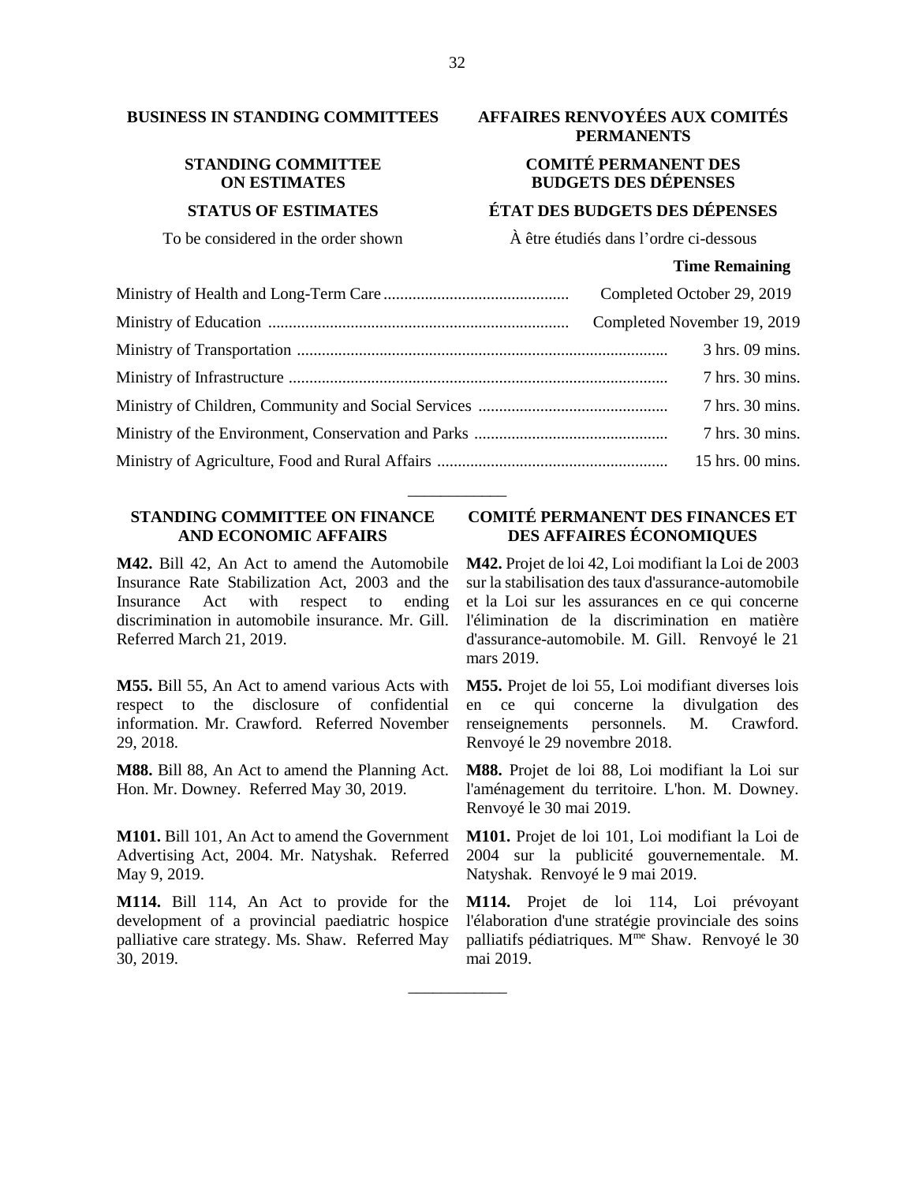## BUSINESS IN STANDING COMMITTEES

## AFFAIRES RENVOYÉES AUX COMITÉS PERMANENTS

### STANDING COMMITTEE ON ESTIMATES

### COMITÉ PERMANENT DES BUDGETS DES DÉPENSES

**STATUS OF ESTIMATES**

**ÉTAT DES BUDGETS DES DÉPENSES**

To be considered in the order shown

À être étudiés dans l'ordre ci-dessous

| | Time Remaining |
|---|---|
| Ministry of Health and Long-Term Care | Completed October 29, 2019 |
| Ministry of Education | Completed November 19, 2019 |
| Ministry of Transportation | 3 hrs. 09 mins. |
| Ministry of Infrastructure | 7 hrs. 30 mins. |
| Ministry of Children, Community and Social Services | 7 hrs. 30 mins. |
| Ministry of the Environment, Conservation and Parks | 7 hrs. 30 mins. |
| Ministry of Agriculture, Food and Rural Affairs | 15 hrs. 00 mins. |

---

### STANDING COMMITTEE ON FINANCE AND ECONOMIC AFFAIRS

**M42.** Bill 42, An Act to amend the Automobile Insurance Rate Stabilization Act, 2003 and the Insurance Act with respect to ending discrimination in automobile insurance. Mr. Gill. Referred March 21, 2019.

**M55.** Bill 55, An Act to amend various Acts with respect to the disclosure of confidential information. Mr. Crawford. Referred November 29, 2018.

**M88.** Bill 88, An Act to amend the Planning Act. Hon. Mr. Downey. Referred May 30, 2019.

**M101.** Bill 101, An Act to amend the Government Advertising Act, 2004. Mr. Natyshak. Referred May 9, 2019.

**M114.** Bill 114, An Act to provide for the development of a provincial paediatric hospice palliative care strategy. Ms. Shaw. Referred May 30, 2019.

### COMITÉ PERMANENT DES FINANCES ET DES AFFAIRES ÉCONOMIQUES

**M42.** Projet de loi 42, Loi modifiant la Loi de 2003 sur la stabilisation des taux d'assurance-automobile et la Loi sur les assurances en ce qui concerne l'élimination de la discrimination en matière d'assurance-automobile. M. Gill. Renvoyé le 21 mars 2019.

**M55.** Projet de loi 55, Loi modifiant diverses lois en ce qui concerne la divulgation des renseignements personnels. M. Crawford. Renvoyé le 29 novembre 2018.

**M88.** Projet de loi 88, Loi modifiant la Loi sur l'aménagement du territoire. L'hon. M. Downey. Renvoyé le 30 mai 2019.

**M101.** Projet de loi 101, Loi modifiant la Loi de 2004 sur la publicité gouvernementale. M. Natyshak. Renvoyé le 9 mai 2019.

**M114.** Projet de loi 114, Loi prévoyant l'élaboration d'une stratégie provinciale des soins palliatifs pédiatriques. Mme Shaw. Renvoyé le 30 mai 2019.

---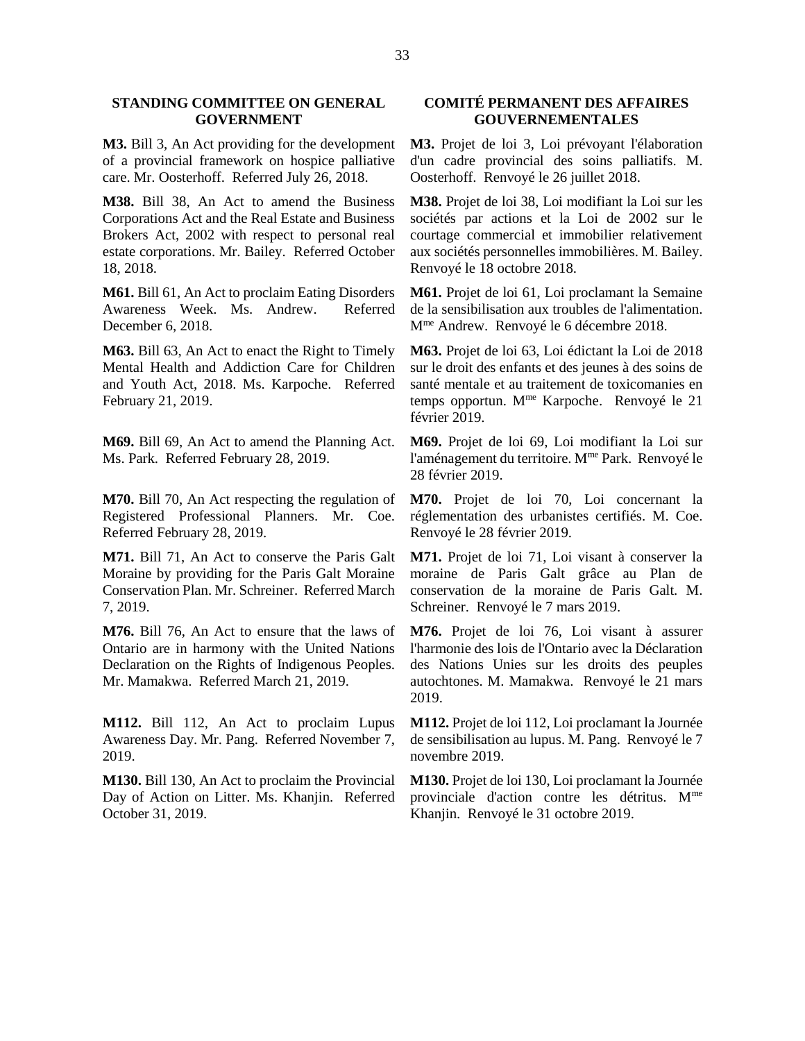## STANDING COMMITTEE ON GENERAL GOVERNMENT

**M3.** Bill 3, An Act providing for the development of a provincial framework on hospice palliative care. Mr. Oosterhoff. Referred July 26, 2018.

**M38.** Bill 38, An Act to amend the Business Corporations Act and the Real Estate and Business Brokers Act, 2002 with respect to personal real estate corporations. Mr. Bailey. Referred October 18, 2018.

**M61.** Bill 61, An Act to proclaim Eating Disorders Awareness Week. Ms. Andrew. Referred December 6, 2018.

**M63.** Bill 63, An Act to enact the Right to Timely Mental Health and Addiction Care for Children and Youth Act, 2018. Ms. Karpoche. Referred February 21, 2019.

**M69.** Bill 69, An Act to amend the Planning Act. Ms. Park. Referred February 28, 2019.

**M70.** Bill 70, An Act respecting the regulation of Registered Professional Planners. Mr. Coe. Referred February 28, 2019.

**M71.** Bill 71, An Act to conserve the Paris Galt Moraine by providing for the Paris Galt Moraine Conservation Plan. Mr. Schreiner. Referred March 7, 2019.

**M76.** Bill 76, An Act to ensure that the laws of Ontario are in harmony with the United Nations Declaration on the Rights of Indigenous Peoples. Mr. Mamakwa. Referred March 21, 2019.

**M112.** Bill 112, An Act to proclaim Lupus Awareness Day. Mr. Pang. Referred November 7, 2019.

**M130.** Bill 130, An Act to proclaim the Provincial Day of Action on Litter. Ms. Khanjin. Referred October 31, 2019.

## COMITÉ PERMANENT DES AFFAIRES GOUVERNEMENTALES

**M3.** Projet de loi 3, Loi prévoyant l'élaboration d'un cadre provincial des soins palliatifs. M. Oosterhoff. Renvoyé le 26 juillet 2018.

**M38.** Projet de loi 38, Loi modifiant la Loi sur les sociétés par actions et la Loi de 2002 sur le courtage commercial et immobilier relativement aux sociétés personnelles immobilières. M. Bailey. Renvoyé le 18 octobre 2018.

**M61.** Projet de loi 61, Loi proclamant la Semaine de la sensibilisation aux troubles de l'alimentation. Mme Andrew. Renvoyé le 6 décembre 2018.

**M63.** Projet de loi 63, Loi édictant la Loi de 2018 sur le droit des enfants et des jeunes à des soins de santé mentale et au traitement de toxicomanies en temps opportun. Mme Karpoche. Renvoyé le 21 février 2019.

**M69.** Projet de loi 69, Loi modifiant la Loi sur l'aménagement du territoire. Mme Park. Renvoyé le 28 février 2019.

**M70.** Projet de loi 70, Loi concernant la réglementation des urbanistes certifiés. M. Coe. Renvoyé le 28 février 2019.

**M71.** Projet de loi 71, Loi visant à conserver la moraine de Paris Galt grâce au Plan de conservation de la moraine de Paris Galt. M. Schreiner. Renvoyé le 7 mars 2019.

**M76.** Projet de loi 76, Loi visant à assurer l'harmonie des lois de l'Ontario avec la Déclaration des Nations Unies sur les droits des peuples autochtones. M. Mamakwa. Renvoyé le 21 mars 2019.

**M112.** Projet de loi 112, Loi proclamant la Journée de sensibilisation au lupus. M. Pang. Renvoyé le 7 novembre 2019.

**M130.** Projet de loi 130, Loi proclamant la Journée provinciale d'action contre les détritus. Mme Khanjin. Renvoyé le 31 octobre 2019.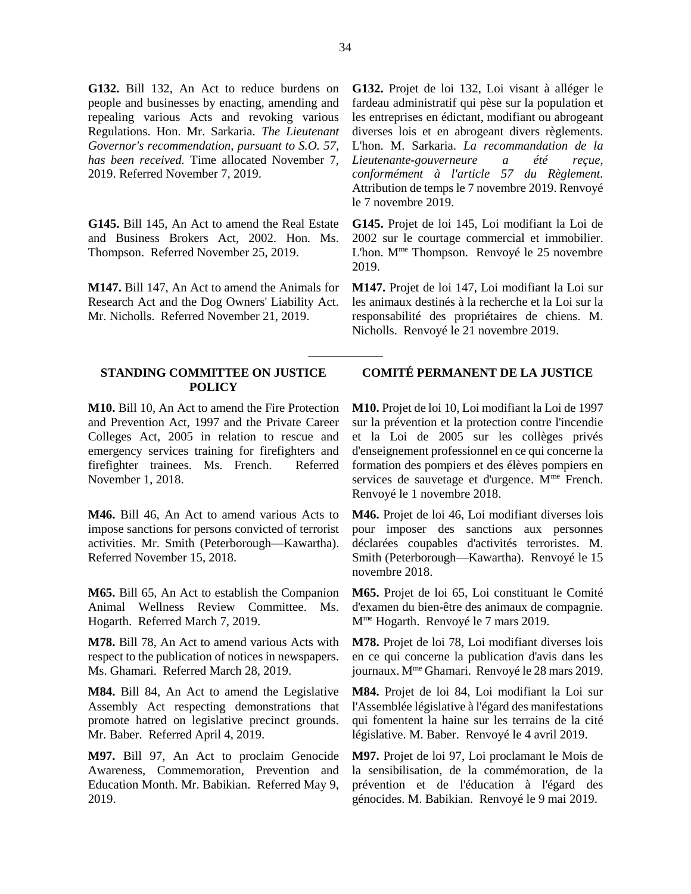**G132.** Bill 132, An Act to reduce burdens on people and businesses by enacting, amending and repealing various Acts and revoking various Regulations. Hon. Mr. Sarkaria. *The Lieutenant Governor's recommendation, pursuant to S.O. 57, has been received.* Time allocated November 7, 2019. Referred November 7, 2019.

**G132.** Projet de loi 132, Loi visant à alléger le fardeau administratif qui pèse sur la population et les entreprises en édictant, modifiant ou abrogeant diverses lois et en abrogeant divers règlements. L'hon. M. Sarkaria. *La recommandation de la Lieutenante-gouverneure a été reçue, conformément à l'article 57 du Règlement.* Attribution de temps le 7 novembre 2019. Renvoyé le 7 novembre 2019.

**G145.** Bill 145, An Act to amend the Real Estate and Business Brokers Act, 2002. Hon. Ms. Thompson. Referred November 25, 2019.

**G145.** Projet de loi 145, Loi modifiant la Loi de 2002 sur le courtage commercial et immobilier. L'hon. Mme Thompson. Renvoyé le 25 novembre 2019.

**M147.** Bill 147, An Act to amend the Animals for Research Act and the Dog Owners' Liability Act. Mr. Nicholls. Referred November 21, 2019.

**M147.** Projet de loi 147, Loi modifiant la Loi sur les animaux destinés à la recherche et la Loi sur la responsabilité des propriétaires de chiens. M. Nicholls. Renvoyé le 21 novembre 2019.

---

## STANDING COMMITTEE ON JUSTICE POLICY

## COMITÉ PERMANENT DE LA JUSTICE

**M10.** Bill 10, An Act to amend the Fire Protection and Prevention Act, 1997 and the Private Career Colleges Act, 2005 in relation to rescue and emergency services training for firefighters and firefighter trainees. Ms. French. Referred November 1, 2018.

**M10.** Projet de loi 10, Loi modifiant la Loi de 1997 sur la prévention et la protection contre l'incendie et la Loi de 2005 sur les collèges privés d'enseignement professionnel en ce qui concerne la formation des pompiers et des élèves pompiers en services de sauvetage et d'urgence. Mme French. Renvoyé le 1 novembre 2018.

**M46.** Bill 46, An Act to amend various Acts to impose sanctions for persons convicted of terrorist activities. Mr. Smith (Peterborough—Kawartha). Referred November 15, 2018.

**M46.** Projet de loi 46, Loi modifiant diverses lois pour imposer des sanctions aux personnes déclarées coupables d'activités terroristes. M. Smith (Peterborough—Kawartha). Renvoyé le 15 novembre 2018.

**M65.** Bill 65, An Act to establish the Companion Animal Wellness Review Committee. Ms. Hogarth. Referred March 7, 2019.

**M65.** Projet de loi 65, Loi constituant le Comité d'examen du bien-être des animaux de compagnie. Mme Hogarth. Renvoyé le 7 mars 2019.

**M78.** Bill 78, An Act to amend various Acts with respect to the publication of notices in newspapers. Ms. Ghamari. Referred March 28, 2019.

**M78.** Projet de loi 78, Loi modifiant diverses lois en ce qui concerne la publication d'avis dans les journaux. Mme Ghamari. Renvoyé le 28 mars 2019.

**M84.** Bill 84, An Act to amend the Legislative Assembly Act respecting demonstrations that promote hatred on legislative precinct grounds. Mr. Baber. Referred April 4, 2019.

**M84.** Projet de loi 84, Loi modifiant la Loi sur l'Assemblée législative à l'égard des manifestations qui fomentent la haine sur les terrains de la cité législative. M. Baber. Renvoyé le 4 avril 2019.

**M97.** Bill 97, An Act to proclaim Genocide Awareness, Commemoration, Prevention and Education Month. Mr. Babikian. Referred May 9, 2019.

**M97.** Projet de loi 97, Loi proclamant le Mois de la sensibilisation, de la commémoration, de la prévention et de l'éducation à l'égard des génocides. M. Babikian. Renvoyé le 9 mai 2019.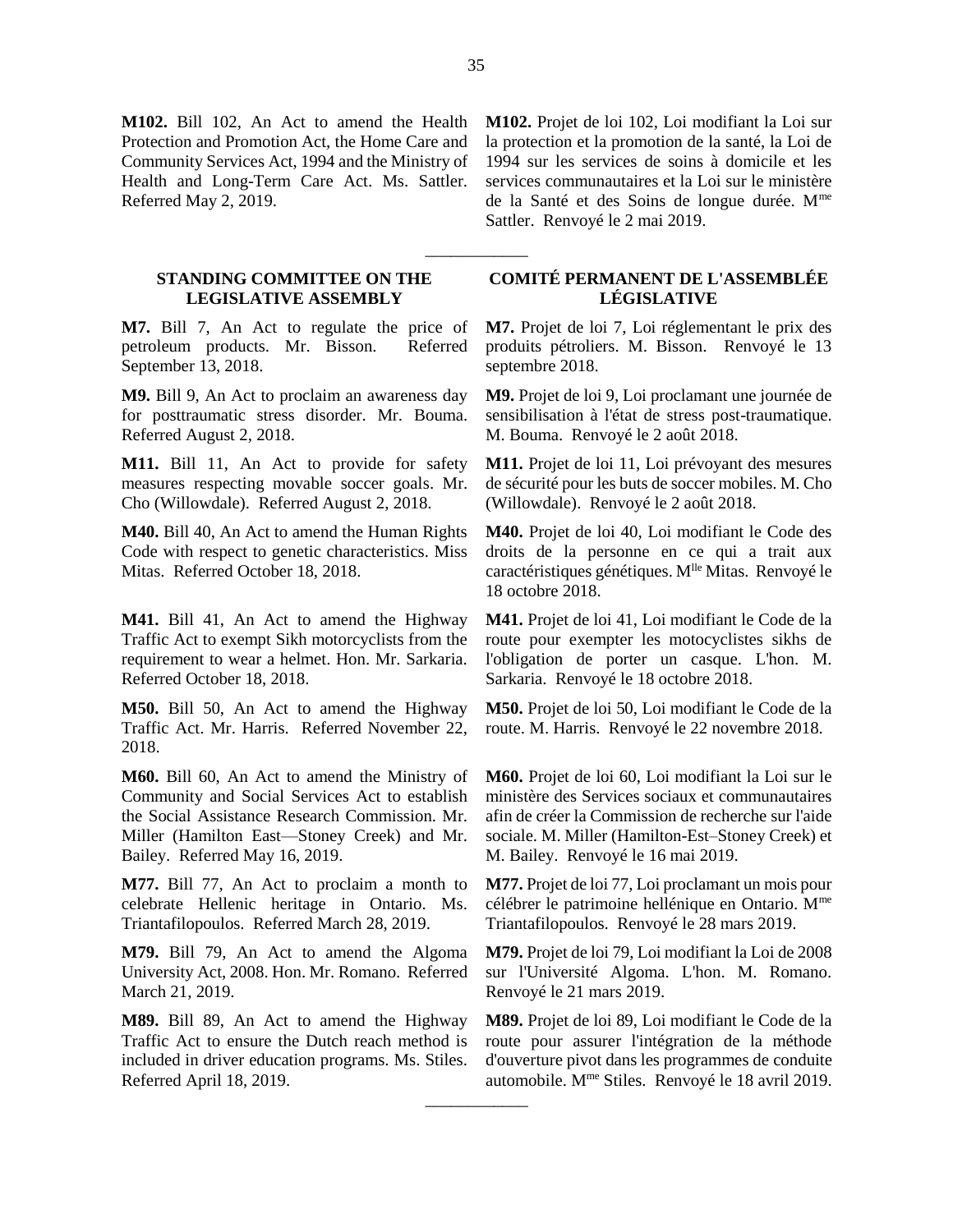**M102.** Bill 102, An Act to amend the Health Protection and Promotion Act, the Home Care and Community Services Act, 1994 and the Ministry of Health and Long-Term Care Act. Ms. Sattler. Referred May 2, 2019.

**M102.** Projet de loi 102, Loi modifiant la Loi sur la protection et la promotion de la santé, la Loi de 1994 sur les services de soins à domicile et les services communautaires et la Loi sur le ministère de la Santé et des Soins de longue durée. Mme Sattler. Renvoyé le 2 mai 2019.

---

## STANDING COMMITTEE ON THE LEGISLATIVE ASSEMBLY

## COMITÉ PERMANENT DE L'ASSEMBLÉE LÉGISLATIVE

**M7.** Bill 7, An Act to regulate the price of petroleum products. Mr. Bisson. Referred September 13, 2018.

**M7.** Projet de loi 7, Loi réglementant le prix des produits pétroliers. M. Bisson. Renvoyé le 13 septembre 2018.

**M9.** Bill 9, An Act to proclaim an awareness day for posttraumatic stress disorder. Mr. Bouma. Referred August 2, 2018.

**M9.** Projet de loi 9, Loi proclamant une journée de sensibilisation à l'état de stress post-traumatique. M. Bouma. Renvoyé le 2 août 2018.

**M11.** Bill 11, An Act to provide for safety measures respecting movable soccer goals. Mr. Cho (Willowdale). Referred August 2, 2018.

**M11.** Projet de loi 11, Loi prévoyant des mesures de sécurité pour les buts de soccer mobiles. M. Cho (Willowdale). Renvoyé le 2 août 2018.

**M40.** Bill 40, An Act to amend the Human Rights Code with respect to genetic characteristics. Miss Mitas. Referred October 18, 2018.

**M40.** Projet de loi 40, Loi modifiant le Code des droits de la personne en ce qui a trait aux caractéristiques génétiques. Mlle Mitas. Renvoyé le 18 octobre 2018.

**M41.** Bill 41, An Act to amend the Highway Traffic Act to exempt Sikh motorcyclists from the requirement to wear a helmet. Hon. Mr. Sarkaria. Referred October 18, 2018.

**M41.** Projet de loi 41, Loi modifiant le Code de la route pour exempter les motocyclistes sikhs de l'obligation de porter un casque. L'hon. M. Sarkaria. Renvoyé le 18 octobre 2018.

**M50.** Bill 50, An Act to amend the Highway Traffic Act. Mr. Harris. Referred November 22, 2018.

**M50.** Projet de loi 50, Loi modifiant le Code de la route. M. Harris. Renvoyé le 22 novembre 2018.

**M60.** Bill 60, An Act to amend the Ministry of Community and Social Services Act to establish the Social Assistance Research Commission. Mr. Miller (Hamilton East—Stoney Creek) and Mr. Bailey. Referred May 16, 2019.

**M60.** Projet de loi 60, Loi modifiant la Loi sur le ministère des Services sociaux et communautaires afin de créer la Commission de recherche sur l'aide sociale. M. Miller (Hamilton-Est–Stoney Creek) et M. Bailey. Renvoyé le 16 mai 2019.

**M77.** Bill 77, An Act to proclaim a month to celebrate Hellenic heritage in Ontario. Ms. Triantafilopoulos. Referred March 28, 2019.

**M77.** Projet de loi 77, Loi proclamant un mois pour célébrer le patrimoine hellénique en Ontario. Mme Triantafilopoulos. Renvoyé le 28 mars 2019.

**M79.** Bill 79, An Act to amend the Algoma University Act, 2008. Hon. Mr. Romano. Referred March 21, 2019.

**M79.** Projet de loi 79, Loi modifiant la Loi de 2008 sur l'Université Algoma. L'hon. M. Romano. Renvoyé le 21 mars 2019.

**M89.** Bill 89, An Act to amend the Highway Traffic Act to ensure the Dutch reach method is included in driver education programs. Ms. Stiles. Referred April 18, 2019.

**M89.** Projet de loi 89, Loi modifiant le Code de la route pour assurer l'intégration de la méthode d'ouverture pivot dans les programmes de conduite automobile. Mme Stiles. Renvoyé le 18 avril 2019.

---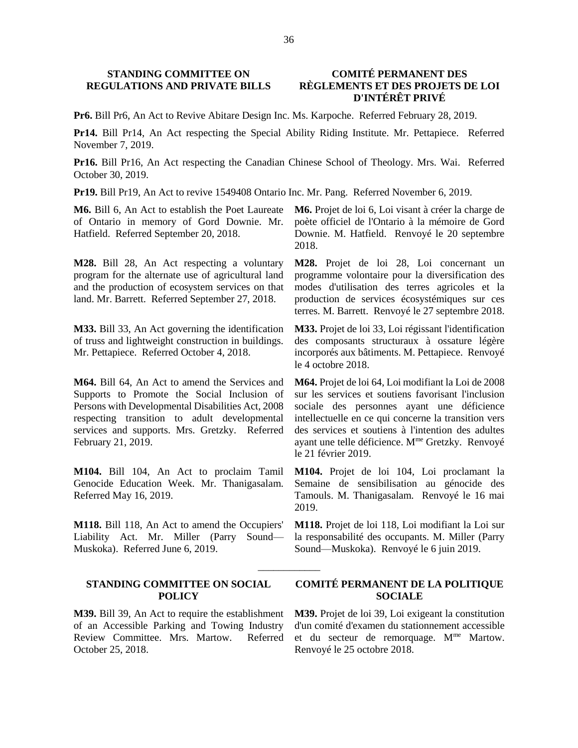## STANDING COMMITTEE ON REGULATIONS AND PRIVATE BILLS

## COMITÉ PERMANENT DES RÈGLEMENTS ET DES PROJETS DE LOI D'INTÉRÊT PRIVÉ

**Pr6.** Bill Pr6, An Act to Revive Abitare Design Inc. Ms. Karpoche. Referred February 28, 2019.

**Pr14.** Bill Pr14, An Act respecting the Special Ability Riding Institute. Mr. Pettapiece. Referred November 7, 2019.

**Pr16.** Bill Pr16, An Act respecting the Canadian Chinese School of Theology. Mrs. Wai. Referred October 30, 2019.

**Pr19.** Bill Pr19, An Act to revive 1549408 Ontario Inc. Mr. Pang. Referred November 6, 2019.

**M6.** Bill 6, An Act to establish the Poet Laureate of Ontario in memory of Gord Downie. Mr. Hatfield. Referred September 20, 2018.

**M6.** Projet de loi 6, Loi visant à créer la charge de poète officiel de l'Ontario à la mémoire de Gord Downie. M. Hatfield. Renvoyé le 20 septembre 2018.

**M28.** Bill 28, An Act respecting a voluntary program for the alternate use of agricultural land and the production of ecosystem services on that land. Mr. Barrett. Referred September 27, 2018.

**M28.** Projet de loi 28, Loi concernant un programme volontaire pour la diversification des modes d'utilisation des terres agricoles et la production de services écosystémiques sur ces terres. M. Barrett. Renvoyé le 27 septembre 2018.

**M33.** Bill 33, An Act governing the identification of truss and lightweight construction in buildings. Mr. Pettapiece. Referred October 4, 2018.

**M33.** Projet de loi 33, Loi régissant l'identification des composants structuraux à ossature légère incorporés aux bâtiments. M. Pettapiece. Renvoyé le 4 octobre 2018.

**M64.** Bill 64, An Act to amend the Services and Supports to Promote the Social Inclusion of Persons with Developmental Disabilities Act, 2008 respecting transition to adult developmental services and supports. Mrs. Gretzky. Referred February 21, 2019.

**M64.** Projet de loi 64, Loi modifiant la Loi de 2008 sur les services et soutiens favorisant l'inclusion sociale des personnes ayant une déficience intellectuelle en ce qui concerne la transition vers des services et soutiens à l'intention des adultes ayant une telle déficience. Mme Gretzky. Renvoyé le 21 février 2019.

**M104.** Bill 104, An Act to proclaim Tamil Genocide Education Week. Mr. Thanigasalam. Referred May 16, 2019.

**M104.** Projet de loi 104, Loi proclamant la Semaine de sensibilisation au génocide des Tamouls. M. Thanigasalam. Renvoyé le 16 mai 2019.

**M118.** Bill 118, An Act to amend the Occupiers' Liability Act. Mr. Miller (Parry Sound—Muskoka). Referred June 6, 2019.

**M118.** Projet de loi 118, Loi modifiant la Loi sur la responsabilité des occupants. M. Miller (Parry Sound—Muskoka). Renvoyé le 6 juin 2019.

---

## STANDING COMMITTEE ON SOCIAL POLICY

## COMITÉ PERMANENT DE LA POLITIQUE SOCIALE

**M39.** Bill 39, An Act to require the establishment of an Accessible Parking and Towing Industry Review Committee. Mrs. Martow. Referred October 25, 2018.

**M39.** Projet de loi 39, Loi exigeant la constitution d'un comité d'examen du stationnement accessible et du secteur de remorquage. Mme Martow. Renvoyé le 25 octobre 2018.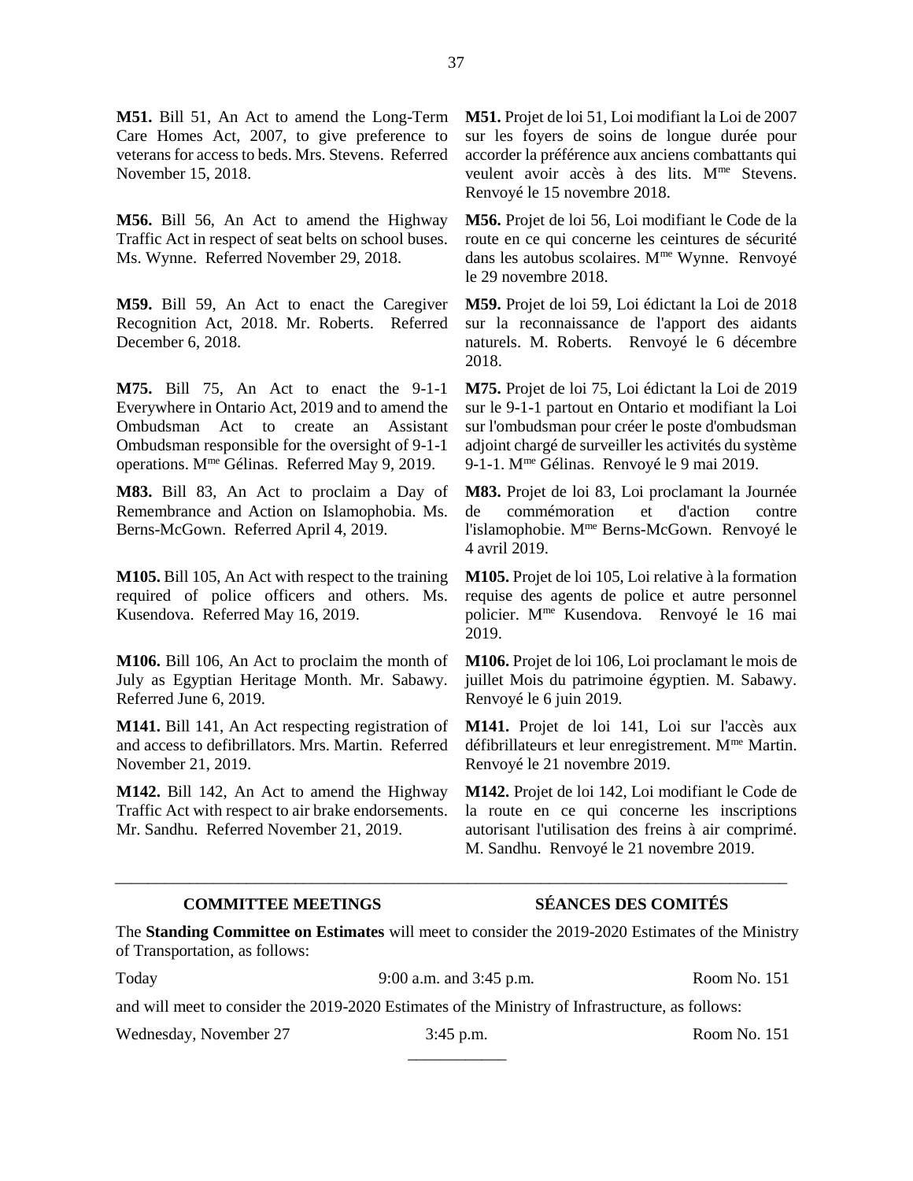**M51.** Bill 51, An Act to amend the Long-Term Care Homes Act, 2007, to give preference to veterans for access to beds. Mrs. Stevens. Referred November 15, 2018.

**M51.** Projet de loi 51, Loi modifiant la Loi de 2007 sur les foyers de soins de longue durée pour accorder la préférence aux anciens combattants qui veulent avoir accès à des lits. Mme Stevens. Renvoyé le 15 novembre 2018.

**M56.** Bill 56, An Act to amend the Highway Traffic Act in respect of seat belts on school buses. Ms. Wynne. Referred November 29, 2018.

**M56.** Projet de loi 56, Loi modifiant le Code de la route en ce qui concerne les ceintures de sécurité dans les autobus scolaires. Mme Wynne. Renvoyé le 29 novembre 2018.

**M59.** Bill 59, An Act to enact the Caregiver Recognition Act, 2018. Mr. Roberts. Referred December 6, 2018.

**M59.** Projet de loi 59, Loi édictant la Loi de 2018 sur la reconnaissance de l'apport des aidants naturels. M. Roberts. Renvoyé le 6 décembre 2018.

**M75.** Bill 75, An Act to enact the 9-1-1 Everywhere in Ontario Act, 2019 and to amend the Ombudsman Act to create an Assistant Ombudsman responsible for the oversight of 9-1-1 operations. Mme Gélinas. Referred May 9, 2019.

**M75.** Projet de loi 75, Loi édictant la Loi de 2019 sur le 9-1-1 partout en Ontario et modifiant la Loi sur l'ombudsman pour créer le poste d'ombudsman adjoint chargé de surveiller les activités du système 9-1-1. Mme Gélinas. Renvoyé le 9 mai 2019.

**M83.** Bill 83, An Act to proclaim a Day of Remembrance and Action on Islamophobia. Ms. Berns-McGown. Referred April 4, 2019.

**M83.** Projet de loi 83, Loi proclamant la Journée de commémoration et d'action contre l'islamophobie. Mme Berns-McGown. Renvoyé le 4 avril 2019.

**M105.** Bill 105, An Act with respect to the training required of police officers and others. Ms. Kusendova. Referred May 16, 2019.

**M105.** Projet de loi 105, Loi relative à la formation requise des agents de police et autre personnel policier. Mme Kusendova. Renvoyé le 16 mai 2019.

**M106.** Bill 106, An Act to proclaim the month of July as Egyptian Heritage Month. Mr. Sabawy. Referred June 6, 2019.

**M106.** Projet de loi 106, Loi proclamant le mois de juillet Mois du patrimoine égyptien. M. Sabawy. Renvoyé le 6 juin 2019.

**M141.** Bill 141, An Act respecting registration of and access to defibrillators. Mrs. Martin. Referred November 21, 2019.

**M141.** Projet de loi 141, Loi sur l'accès aux défibrillateurs et leur enregistrement. Mme Martin. Renvoyé le 21 novembre 2019.

**M142.** Bill 142, An Act to amend the Highway Traffic Act with respect to air brake endorsements. Mr. Sandhu. Referred November 21, 2019.

**M142.** Projet de loi 142, Loi modifiant le Code de la route en ce qui concerne les inscriptions autorisant l'utilisation des freins à air comprimé. M. Sandhu. Renvoyé le 21 novembre 2019.

---

## COMMITTEE MEETINGS

## SÉANCES DES COMITÉS

The **Standing Committee on Estimates** will meet to consider the 2019-2020 Estimates of the Ministry of Transportation, as follows:

| | | |
|---|---|---|
| Today | 9:00 a.m. and 3:45 p.m. | Room No. 151 |

and will meet to consider the 2019-2020 Estimates of the Ministry of Infrastructure, as follows:

| | | |
|---|---|---|
| Wednesday, November 27 | 3:45 p.m. | Room No. 151 |

---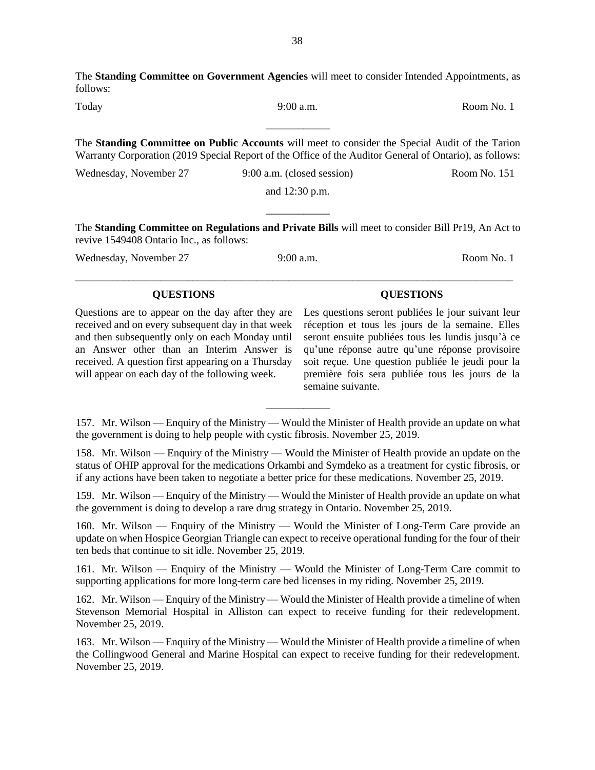The **Standing Committee on Government Agencies** will meet to consider Intended Appointments, as follows:

| | | |
|---|---|---|
| Today | 9:00 a.m. | Room No. 1 |

---

The **Standing Committee on Public Accounts** will meet to consider the Special Audit of the Tarion Warranty Corporation (2019 Special Report of the Office of the Auditor General of Ontario), as follows:

| | | |
|---|---|---|
| Wednesday, November 27 | 9:00 a.m. (closed session) and 12:30 p.m. | Room No. 151 |

---

The **Standing Committee on Regulations and Private Bills** will meet to consider Bill Pr19, An Act to revive 1549408 Ontario Inc., as follows:

| | | |
|---|---|---|
| Wednesday, November 27 | 9:00 a.m. | Room No. 1 |

---

## QUESTIONS

Questions are to appear on the day after they are received and on every subsequent day in that week and then subsequently only on each Monday until an Answer other than an Interim Answer is received. A question first appearing on a Thursday will appear on each day of the following week.

## QUESTIONS

Les questions seront publiées le jour suivant leur réception et tous les jours de la semaine. Elles seront ensuite publiées tous les lundis jusqu'à ce qu'une réponse autre qu'une réponse provisoire soit reçue. Une question publiée le jeudi pour la première fois sera publiée tous les jours de la semaine suivante.

---

157. Mr. Wilson — Enquiry of the Ministry — Would the Minister of Health provide an update on what the government is doing to help people with cystic fibrosis. November 25, 2019.

158. Mr. Wilson — Enquiry of the Ministry — Would the Minister of Health provide an update on the status of OHIP approval for the medications Orkambi and Symdeko as a treatment for cystic fibrosis, or if any actions have been taken to negotiate a better price for these medications. November 25, 2019.

159. Mr. Wilson — Enquiry of the Ministry — Would the Minister of Health provide an update on what the government is doing to develop a rare drug strategy in Ontario. November 25, 2019.

160. Mr. Wilson — Enquiry of the Ministry — Would the Minister of Long-Term Care provide an update on when Hospice Georgian Triangle can expect to receive operational funding for the four of their ten beds that continue to sit idle. November 25, 2019.

161. Mr. Wilson — Enquiry of the Ministry — Would the Minister of Long-Term Care commit to supporting applications for more long-term care bed licenses in my riding. November 25, 2019.

162. Mr. Wilson — Enquiry of the Ministry — Would the Minister of Health provide a timeline of when Stevenson Memorial Hospital in Alliston can expect to receive funding for their redevelopment. November 25, 2019.

163. Mr. Wilson — Enquiry of the Ministry — Would the Minister of Health provide a timeline of when the Collingwood General and Marine Hospital can expect to receive funding for their redevelopment. November 25, 2019.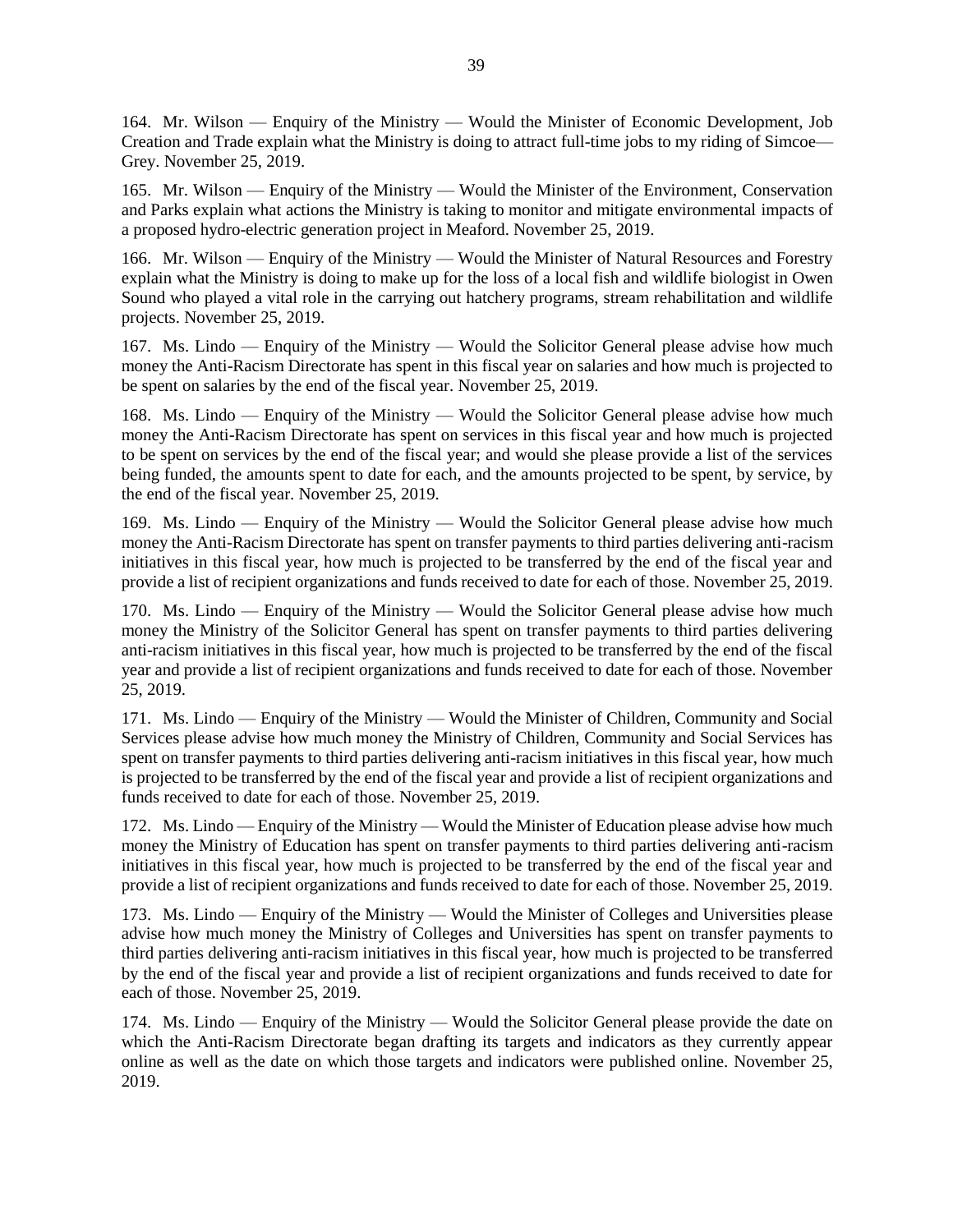164. Mr. Wilson — Enquiry of the Ministry — Would the Minister of Economic Development, Job Creation and Trade explain what the Ministry is doing to attract full-time jobs to my riding of Simcoe—Grey. November 25, 2019.

165. Mr. Wilson — Enquiry of the Ministry — Would the Minister of the Environment, Conservation and Parks explain what actions the Ministry is taking to monitor and mitigate environmental impacts of a proposed hydro-electric generation project in Meaford. November 25, 2019.

166. Mr. Wilson — Enquiry of the Ministry — Would the Minister of Natural Resources and Forestry explain what the Ministry is doing to make up for the loss of a local fish and wildlife biologist in Owen Sound who played a vital role in the carrying out hatchery programs, stream rehabilitation and wildlife projects. November 25, 2019.

167. Ms. Lindo — Enquiry of the Ministry — Would the Solicitor General please advise how much money the Anti-Racism Directorate has spent in this fiscal year on salaries and how much is projected to be spent on salaries by the end of the fiscal year. November 25, 2019.

168. Ms. Lindo — Enquiry of the Ministry — Would the Solicitor General please advise how much money the Anti-Racism Directorate has spent on services in this fiscal year and how much is projected to be spent on services by the end of the fiscal year; and would she please provide a list of the services being funded, the amounts spent to date for each, and the amounts projected to be spent, by service, by the end of the fiscal year. November 25, 2019.

169. Ms. Lindo — Enquiry of the Ministry — Would the Solicitor General please advise how much money the Anti-Racism Directorate has spent on transfer payments to third parties delivering anti-racism initiatives in this fiscal year, how much is projected to be transferred by the end of the fiscal year and provide a list of recipient organizations and funds received to date for each of those. November 25, 2019.

170. Ms. Lindo — Enquiry of the Ministry — Would the Solicitor General please advise how much money the Ministry of the Solicitor General has spent on transfer payments to third parties delivering anti-racism initiatives in this fiscal year, how much is projected to be transferred by the end of the fiscal year and provide a list of recipient organizations and funds received to date for each of those. November 25, 2019.

171. Ms. Lindo — Enquiry of the Ministry — Would the Minister of Children, Community and Social Services please advise how much money the Ministry of Children, Community and Social Services has spent on transfer payments to third parties delivering anti-racism initiatives in this fiscal year, how much is projected to be transferred by the end of the fiscal year and provide a list of recipient organizations and funds received to date for each of those. November 25, 2019.

172. Ms. Lindo — Enquiry of the Ministry — Would the Minister of Education please advise how much money the Ministry of Education has spent on transfer payments to third parties delivering anti-racism initiatives in this fiscal year, how much is projected to be transferred by the end of the fiscal year and provide a list of recipient organizations and funds received to date for each of those. November 25, 2019.

173. Ms. Lindo — Enquiry of the Ministry — Would the Minister of Colleges and Universities please advise how much money the Ministry of Colleges and Universities has spent on transfer payments to third parties delivering anti-racism initiatives in this fiscal year, how much is projected to be transferred by the end of the fiscal year and provide a list of recipient organizations and funds received to date for each of those. November 25, 2019.

174. Ms. Lindo — Enquiry of the Ministry — Would the Solicitor General please provide the date on which the Anti-Racism Directorate began drafting its targets and indicators as they currently appear online as well as the date on which those targets and indicators were published online. November 25, 2019.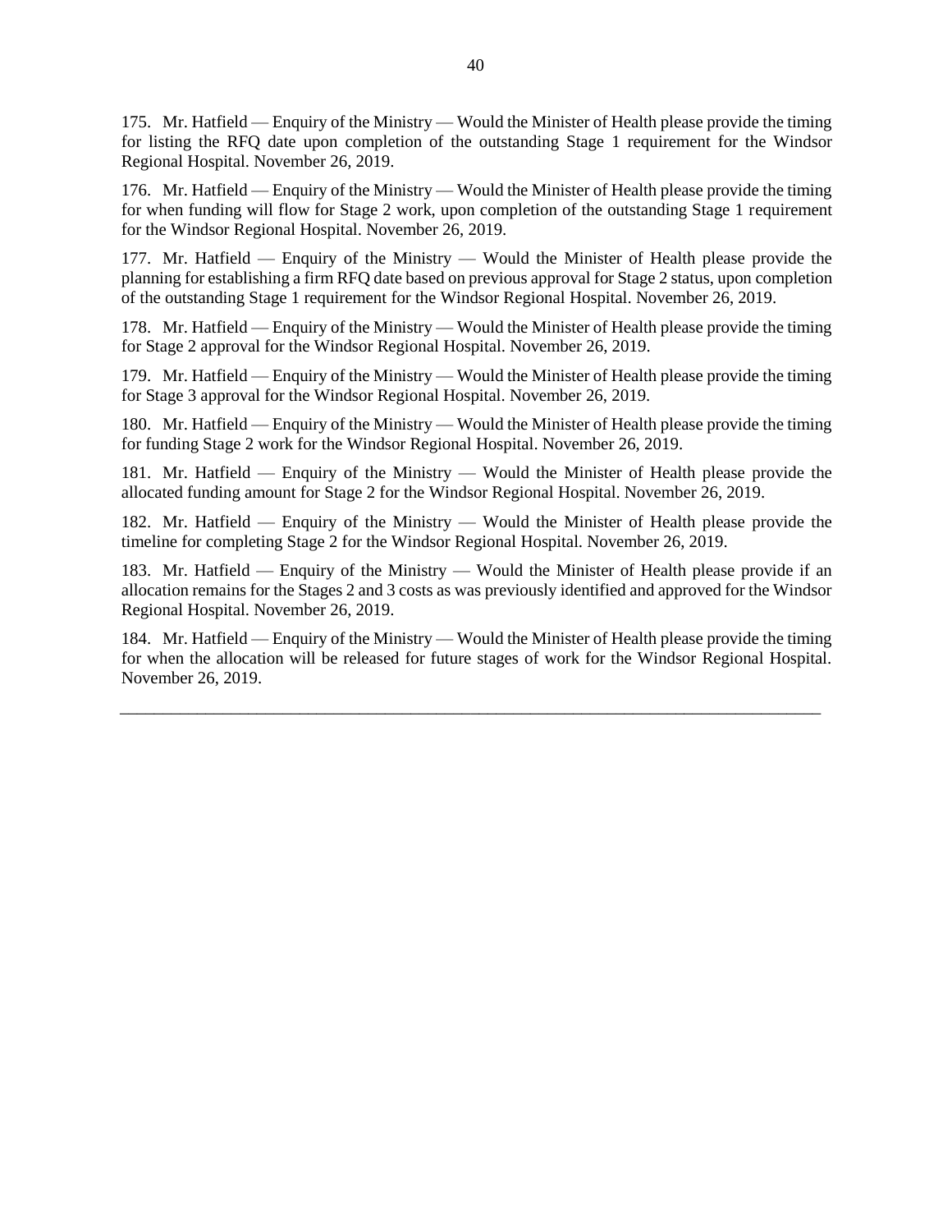175. Mr. Hatfield — Enquiry of the Ministry — Would the Minister of Health please provide the timing for listing the RFQ date upon completion of the outstanding Stage 1 requirement for the Windsor Regional Hospital. November 26, 2019.

176. Mr. Hatfield — Enquiry of the Ministry — Would the Minister of Health please provide the timing for when funding will flow for Stage 2 work, upon completion of the outstanding Stage 1 requirement for the Windsor Regional Hospital. November 26, 2019.

177. Mr. Hatfield — Enquiry of the Ministry — Would the Minister of Health please provide the planning for establishing a firm RFQ date based on previous approval for Stage 2 status, upon completion of the outstanding Stage 1 requirement for the Windsor Regional Hospital. November 26, 2019.

178. Mr. Hatfield — Enquiry of the Ministry — Would the Minister of Health please provide the timing for Stage 2 approval for the Windsor Regional Hospital. November 26, 2019.

179. Mr. Hatfield — Enquiry of the Ministry — Would the Minister of Health please provide the timing for Stage 3 approval for the Windsor Regional Hospital. November 26, 2019.

180. Mr. Hatfield — Enquiry of the Ministry — Would the Minister of Health please provide the timing for funding Stage 2 work for the Windsor Regional Hospital. November 26, 2019.

181. Mr. Hatfield — Enquiry of the Ministry — Would the Minister of Health please provide the allocated funding amount for Stage 2 for the Windsor Regional Hospital. November 26, 2019.

182. Mr. Hatfield — Enquiry of the Ministry — Would the Minister of Health please provide the timeline for completing Stage 2 for the Windsor Regional Hospital. November 26, 2019.

183. Mr. Hatfield — Enquiry of the Ministry — Would the Minister of Health please provide if an allocation remains for the Stages 2 and 3 costs as was previously identified and approved for the Windsor Regional Hospital. November 26, 2019.

184. Mr. Hatfield — Enquiry of the Ministry — Would the Minister of Health please provide the timing for when the allocation will be released for future stages of work for the Windsor Regional Hospital. November 26, 2019.

---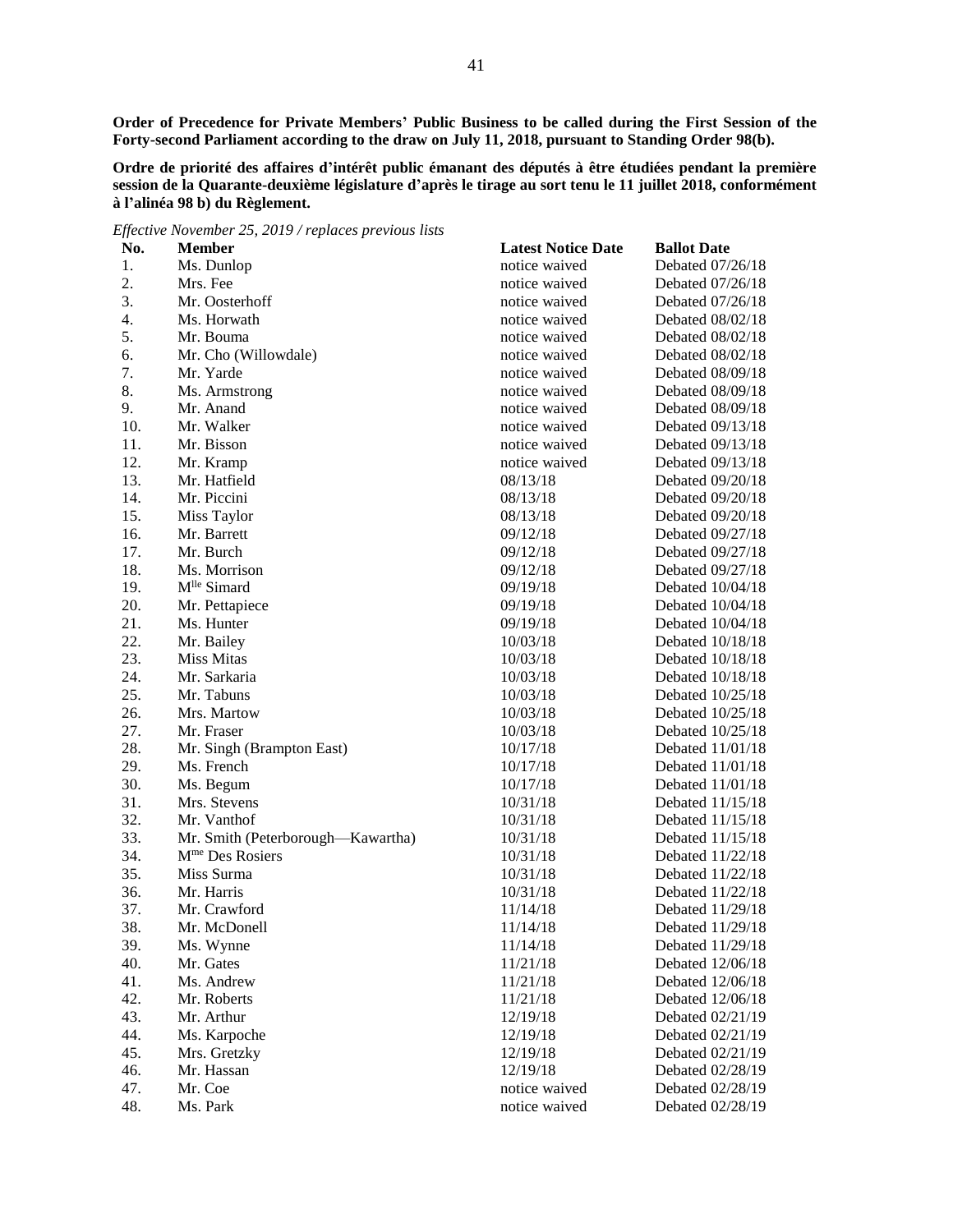**Order of Precedence for Private Members' Public Business to be called during the First Session of the Forty-second Parliament according to the draw on July 11, 2018, pursuant to Standing Order 98(b).**

**Ordre de priorité des affaires d'intérêt public émanant des députés à être étudiées pendant la première session de la Quarante-deuxième législature d'après le tirage au sort tenu le 11 juillet 2018, conformément à l'alinéa 98 b) du Règlement.**

*Effective November 25, 2019 / replaces previous lists*

| No. | Member | Latest Notice Date | Ballot Date |
|---|---|---|---|
| 1. | Ms. Dunlop | notice waived | Debated 07/26/18 |
| 2. | Mrs. Fee | notice waived | Debated 07/26/18 |
| 3. | Mr. Oosterhoff | notice waived | Debated 07/26/18 |
| 4. | Ms. Horwath | notice waived | Debated 08/02/18 |
| 5. | Mr. Bouma | notice waived | Debated 08/02/18 |
| 6. | Mr. Cho (Willowdale) | notice waived | Debated 08/02/18 |
| 7. | Mr. Yarde | notice waived | Debated 08/09/18 |
| 8. | Ms. Armstrong | notice waived | Debated 08/09/18 |
| 9. | Mr. Anand | notice waived | Debated 08/09/18 |
| 10. | Mr. Walker | notice waived | Debated 09/13/18 |
| 11. | Mr. Bisson | notice waived | Debated 09/13/18 |
| 12. | Mr. Kramp | notice waived | Debated 09/13/18 |
| 13. | Mr. Hatfield | 08/13/18 | Debated 09/20/18 |
| 14. | Mr. Piccini | 08/13/18 | Debated 09/20/18 |
| 15. | Miss Taylor | 08/13/18 | Debated 09/20/18 |
| 16. | Mr. Barrett | 09/12/18 | Debated 09/27/18 |
| 17. | Mr. Burch | 09/12/18 | Debated 09/27/18 |
| 18. | Ms. Morrison | 09/12/18 | Debated 09/27/18 |
| 19. | Mlle Simard | 09/19/18 | Debated 10/04/18 |
| 20. | Mr. Pettapiece | 09/19/18 | Debated 10/04/18 |
| 21. | Ms. Hunter | 09/19/18 | Debated 10/04/18 |
| 22. | Mr. Bailey | 10/03/18 | Debated 10/18/18 |
| 23. | Miss Mitas | 10/03/18 | Debated 10/18/18 |
| 24. | Mr. Sarkaria | 10/03/18 | Debated 10/18/18 |
| 25. | Mr. Tabuns | 10/03/18 | Debated 10/25/18 |
| 26. | Mrs. Martow | 10/03/18 | Debated 10/25/18 |
| 27. | Mr. Fraser | 10/03/18 | Debated 10/25/18 |
| 28. | Mr. Singh (Brampton East) | 10/17/18 | Debated 11/01/18 |
| 29. | Ms. French | 10/17/18 | Debated 11/01/18 |
| 30. | Ms. Begum | 10/17/18 | Debated 11/01/18 |
| 31. | Mrs. Stevens | 10/31/18 | Debated 11/15/18 |
| 32. | Mr. Vanthof | 10/31/18 | Debated 11/15/18 |
| 33. | Mr. Smith (Peterborough—Kawartha) | 10/31/18 | Debated 11/15/18 |
| 34. | Mme Des Rosiers | 10/31/18 | Debated 11/22/18 |
| 35. | Miss Surma | 10/31/18 | Debated 11/22/18 |
| 36. | Mr. Harris | 10/31/18 | Debated 11/22/18 |
| 37. | Mr. Crawford | 11/14/18 | Debated 11/29/18 |
| 38. | Mr. McDonell | 11/14/18 | Debated 11/29/18 |
| 39. | Ms. Wynne | 11/14/18 | Debated 11/29/18 |
| 40. | Mr. Gates | 11/21/18 | Debated 12/06/18 |
| 41. | Ms. Andrew | 11/21/18 | Debated 12/06/18 |
| 42. | Mr. Roberts | 11/21/18 | Debated 12/06/18 |
| 43. | Mr. Arthur | 12/19/18 | Debated 02/21/19 |
| 44. | Ms. Karpoche | 12/19/18 | Debated 02/21/19 |
| 45. | Mrs. Gretzky | 12/19/18 | Debated 02/21/19 |
| 46. | Mr. Hassan | 12/19/18 | Debated 02/28/19 |
| 47. | Mr. Coe | notice waived | Debated 02/28/19 |
| 48. | Ms. Park | notice waived | Debated 02/28/19 |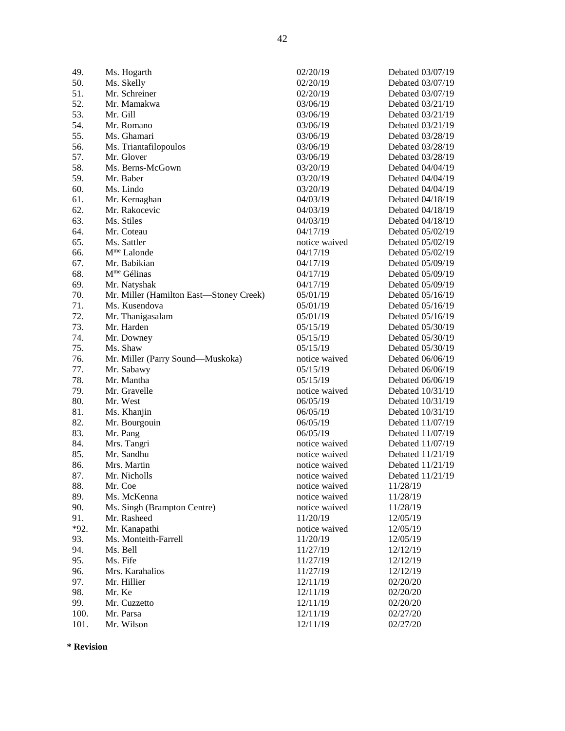| | | | |
|---|---|---|---|
| 49. | Ms. Hogarth | 02/20/19 | Debated 03/07/19 |
| 50. | Ms. Skelly | 02/20/19 | Debated 03/07/19 |
| 51. | Mr. Schreiner | 02/20/19 | Debated 03/07/19 |
| 52. | Mr. Mamakwa | 03/06/19 | Debated 03/21/19 |
| 53. | Mr. Gill | 03/06/19 | Debated 03/21/19 |
| 54. | Mr. Romano | 03/06/19 | Debated 03/21/19 |
| 55. | Ms. Ghamari | 03/06/19 | Debated 03/28/19 |
| 56. | Ms. Triantafilopoulos | 03/06/19 | Debated 03/28/19 |
| 57. | Mr. Glover | 03/06/19 | Debated 03/28/19 |
| 58. | Ms. Berns-McGown | 03/20/19 | Debated 04/04/19 |
| 59. | Mr. Baber | 03/20/19 | Debated 04/04/19 |
| 60. | Ms. Lindo | 03/20/19 | Debated 04/04/19 |
| 61. | Mr. Kernaghan | 04/03/19 | Debated 04/18/19 |
| 62. | Mr. Rakocevic | 04/03/19 | Debated 04/18/19 |
| 63. | Ms. Stiles | 04/03/19 | Debated 04/18/19 |
| 64. | Mr. Coteau | 04/17/19 | Debated 05/02/19 |
| 65. | Ms. Sattler | notice waived | Debated 05/02/19 |
| 66. | Mme Lalonde | 04/17/19 | Debated 05/02/19 |
| 67. | Mr. Babikian | 04/17/19 | Debated 05/09/19 |
| 68. | Mme Gélinas | 04/17/19 | Debated 05/09/19 |
| 69. | Mr. Natyshak | 04/17/19 | Debated 05/09/19 |
| 70. | Mr. Miller (Hamilton East—Stoney Creek) | 05/01/19 | Debated 05/16/19 |
| 71. | Ms. Kusendova | 05/01/19 | Debated 05/16/19 |
| 72. | Mr. Thanigasalam | 05/01/19 | Debated 05/16/19 |
| 73. | Mr. Harden | 05/15/19 | Debated 05/30/19 |
| 74. | Mr. Downey | 05/15/19 | Debated 05/30/19 |
| 75. | Ms. Shaw | 05/15/19 | Debated 05/30/19 |
| 76. | Mr. Miller (Parry Sound—Muskoka) | notice waived | Debated 06/06/19 |
| 77. | Mr. Sabawy | 05/15/19 | Debated 06/06/19 |
| 78. | Mr. Mantha | 05/15/19 | Debated 06/06/19 |
| 79. | Mr. Gravelle | notice waived | Debated 10/31/19 |
| 80. | Mr. West | 06/05/19 | Debated 10/31/19 |
| 81. | Ms. Khanjin | 06/05/19 | Debated 10/31/19 |
| 82. | Mr. Bourgouin | 06/05/19 | Debated 11/07/19 |
| 83. | Mr. Pang | 06/05/19 | Debated 11/07/19 |
| 84. | Mrs. Tangri | notice waived | Debated 11/07/19 |
| 85. | Mr. Sandhu | notice waived | Debated 11/21/19 |
| 86. | Mrs. Martin | notice waived | Debated 11/21/19 |
| 87. | Mr. Nicholls | notice waived | Debated 11/21/19 |
| 88. | Mr. Coe | notice waived | 11/28/19 |
| 89. | Ms. McKenna | notice waived | 11/28/19 |
| 90. | Ms. Singh (Brampton Centre) | notice waived | 11/28/19 |
| 91. | Mr. Rasheed | 11/20/19 | 12/05/19 |
| *92. | Mr. Kanapathi | notice waived | 12/05/19 |
| 93. | Ms. Monteith-Farrell | 11/20/19 | 12/05/19 |
| 94. | Ms. Bell | 11/27/19 | 12/12/19 |
| 95. | Ms. Fife | 11/27/19 | 12/12/19 |
| 96. | Mrs. Karahalios | 11/27/19 | 12/12/19 |
| 97. | Mr. Hillier | 12/11/19 | 02/20/20 |
| 98. | Mr. Ke | 12/11/19 | 02/20/20 |
| 99. | Mr. Cuzzetto | 12/11/19 | 02/20/20 |
| 100. | Mr. Parsa | 12/11/19 | 02/27/20 |
| 101. | Mr. Wilson | 12/11/19 | 02/27/20 |

**\* Revision**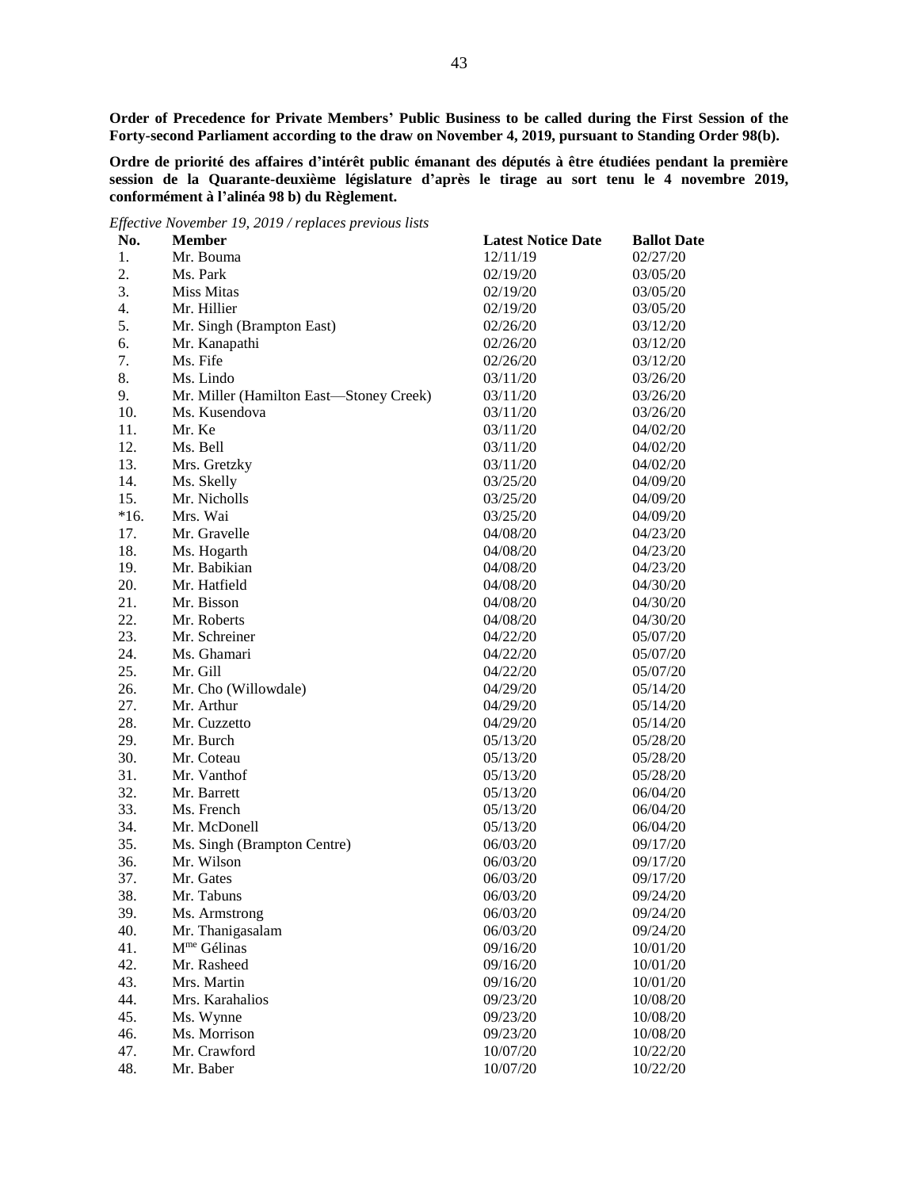**Order of Precedence for Private Members' Public Business to be called during the First Session of the Forty-second Parliament according to the draw on November 4, 2019, pursuant to Standing Order 98(b).**

**Ordre de priorité des affaires d'intérêt public émanant des députés à être étudiées pendant la première session de la Quarante-deuxième législature d'après le tirage au sort tenu le 4 novembre 2019, conformément à l'alinéa 98 b) du Règlement.**

*Effective November 19, 2019 / replaces previous lists*

| No. | Member | Latest Notice Date | Ballot Date |
|---|---|---|---|
| 1. | Mr. Bouma | 12/11/19 | 02/27/20 |
| 2. | Ms. Park | 02/19/20 | 03/05/20 |
| 3. | Miss Mitas | 02/19/20 | 03/05/20 |
| 4. | Mr. Hillier | 02/19/20 | 03/05/20 |
| 5. | Mr. Singh (Brampton East) | 02/26/20 | 03/12/20 |
| 6. | Mr. Kanapathi | 02/26/20 | 03/12/20 |
| 7. | Ms. Fife | 02/26/20 | 03/12/20 |
| 8. | Ms. Lindo | 03/11/20 | 03/26/20 |
| 9. | Mr. Miller (Hamilton East—Stoney Creek) | 03/11/20 | 03/26/20 |
| 10. | Ms. Kusendova | 03/11/20 | 03/26/20 |
| 11. | Mr. Ke | 03/11/20 | 04/02/20 |
| 12. | Ms. Bell | 03/11/20 | 04/02/20 |
| 13. | Mrs. Gretzky | 03/11/20 | 04/02/20 |
| 14. | Ms. Skelly | 03/25/20 | 04/09/20 |
| 15. | Mr. Nicholls | 03/25/20 | 04/09/20 |
| *16. | Mrs. Wai | 03/25/20 | 04/09/20 |
| 17. | Mr. Gravelle | 04/08/20 | 04/23/20 |
| 18. | Ms. Hogarth | 04/08/20 | 04/23/20 |
| 19. | Mr. Babikian | 04/08/20 | 04/23/20 |
| 20. | Mr. Hatfield | 04/08/20 | 04/30/20 |
| 21. | Mr. Bisson | 04/08/20 | 04/30/20 |
| 22. | Mr. Roberts | 04/08/20 | 04/30/20 |
| 23. | Mr. Schreiner | 04/22/20 | 05/07/20 |
| 24. | Ms. Ghamari | 04/22/20 | 05/07/20 |
| 25. | Mr. Gill | 04/22/20 | 05/07/20 |
| 26. | Mr. Cho (Willowdale) | 04/29/20 | 05/14/20 |
| 27. | Mr. Arthur | 04/29/20 | 05/14/20 |
| 28. | Mr. Cuzzetto | 04/29/20 | 05/14/20 |
| 29. | Mr. Burch | 05/13/20 | 05/28/20 |
| 30. | Mr. Coteau | 05/13/20 | 05/28/20 |
| 31. | Mr. Vanthof | 05/13/20 | 05/28/20 |
| 32. | Mr. Barrett | 05/13/20 | 06/04/20 |
| 33. | Ms. French | 05/13/20 | 06/04/20 |
| 34. | Mr. McDonell | 05/13/20 | 06/04/20 |
| 35. | Ms. Singh (Brampton Centre) | 06/03/20 | 09/17/20 |
| 36. | Mr. Wilson | 06/03/20 | 09/17/20 |
| 37. | Mr. Gates | 06/03/20 | 09/17/20 |
| 38. | Mr. Tabuns | 06/03/20 | 09/24/20 |
| 39. | Ms. Armstrong | 06/03/20 | 09/24/20 |
| 40. | Mr. Thanigasalam | 06/03/20 | 09/24/20 |
| 41. | Mme Gélinas | 09/16/20 | 10/01/20 |
| 42. | Mr. Rasheed | 09/16/20 | 10/01/20 |
| 43. | Mrs. Martin | 09/16/20 | 10/01/20 |
| 44. | Mrs. Karahalios | 09/23/20 | 10/08/20 |
| 45. | Ms. Wynne | 09/23/20 | 10/08/20 |
| 46. | Ms. Morrison | 09/23/20 | 10/08/20 |
| 47. | Mr. Crawford | 10/07/20 | 10/22/20 |
| 48. | Mr. Baber | 10/07/20 | 10/22/20 |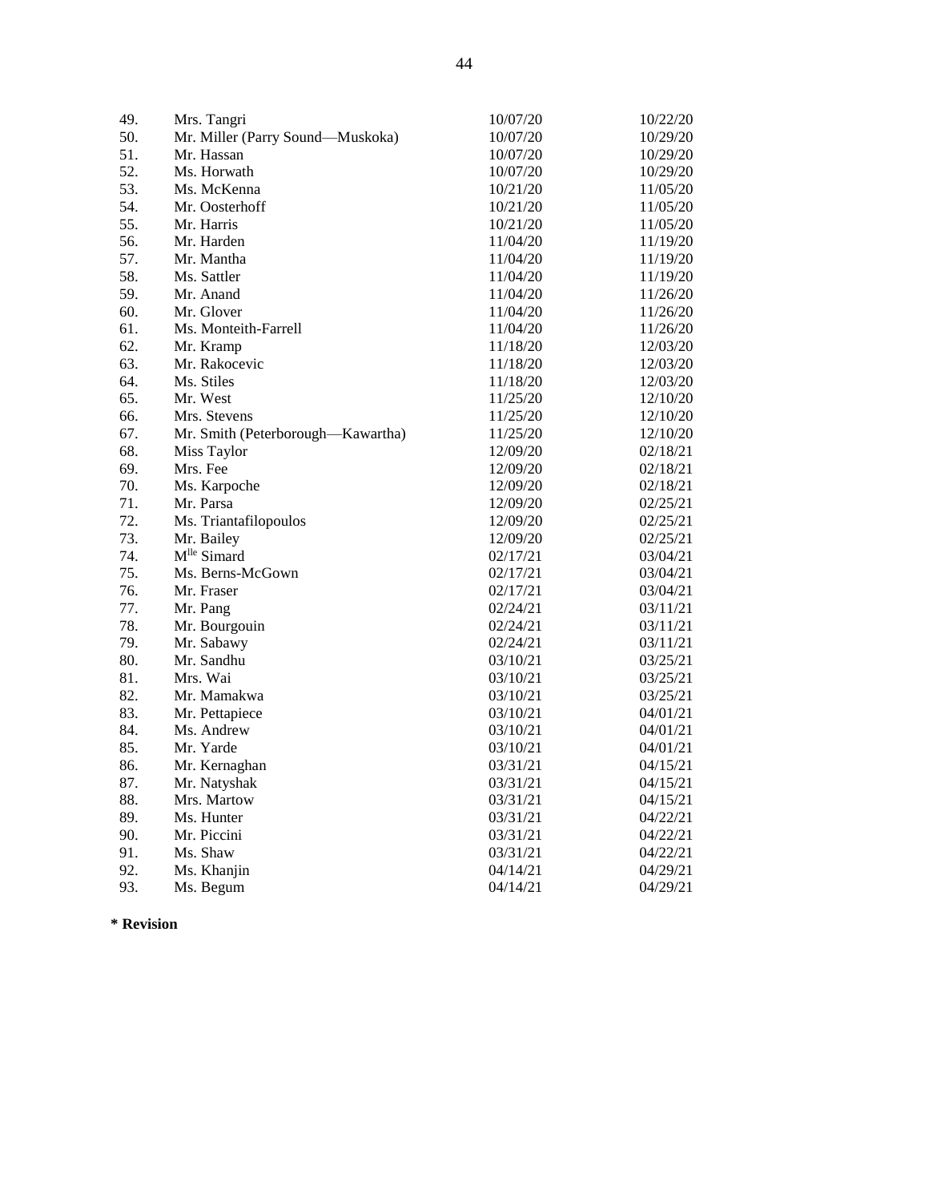| | | | |
|---|---|---|---|
| 49. | Mrs. Tangri | 10/07/20 | 10/22/20 |
| 50. | Mr. Miller (Parry Sound—Muskoka) | 10/07/20 | 10/29/20 |
| 51. | Mr. Hassan | 10/07/20 | 10/29/20 |
| 52. | Ms. Horwath | 10/07/20 | 10/29/20 |
| 53. | Ms. McKenna | 10/21/20 | 11/05/20 |
| 54. | Mr. Oosterhoff | 10/21/20 | 11/05/20 |
| 55. | Mr. Harris | 10/21/20 | 11/05/20 |
| 56. | Mr. Harden | 11/04/20 | 11/19/20 |
| 57. | Mr. Mantha | 11/04/20 | 11/19/20 |
| 58. | Ms. Sattler | 11/04/20 | 11/19/20 |
| 59. | Mr. Anand | 11/04/20 | 11/26/20 |
| 60. | Mr. Glover | 11/04/20 | 11/26/20 |
| 61. | Ms. Monteith-Farrell | 11/04/20 | 11/26/20 |
| 62. | Mr. Kramp | 11/18/20 | 12/03/20 |
| 63. | Mr. Rakocevic | 11/18/20 | 12/03/20 |
| 64. | Ms. Stiles | 11/18/20 | 12/03/20 |
| 65. | Mr. West | 11/25/20 | 12/10/20 |
| 66. | Mrs. Stevens | 11/25/20 | 12/10/20 |
| 67. | Mr. Smith (Peterborough—Kawartha) | 11/25/20 | 12/10/20 |
| 68. | Miss Taylor | 12/09/20 | 02/18/21 |
| 69. | Mrs. Fee | 12/09/20 | 02/18/21 |
| 70. | Ms. Karpoche | 12/09/20 | 02/18/21 |
| 71. | Mr. Parsa | 12/09/20 | 02/25/21 |
| 72. | Ms. Triantafilopoulos | 12/09/20 | 02/25/21 |
| 73. | Mr. Bailey | 12/09/20 | 02/25/21 |
| 74. | Mlle Simard | 02/17/21 | 03/04/21 |
| 75. | Ms. Berns-McGown | 02/17/21 | 03/04/21 |
| 76. | Mr. Fraser | 02/17/21 | 03/04/21 |
| 77. | Mr. Pang | 02/24/21 | 03/11/21 |
| 78. | Mr. Bourgouin | 02/24/21 | 03/11/21 |
| 79. | Mr. Sabawy | 02/24/21 | 03/11/21 |
| 80. | Mr. Sandhu | 03/10/21 | 03/25/21 |
| 81. | Mrs. Wai | 03/10/21 | 03/25/21 |
| 82. | Mr. Mamakwa | 03/10/21 | 03/25/21 |
| 83. | Mr. Pettapiece | 03/10/21 | 04/01/21 |
| 84. | Ms. Andrew | 03/10/21 | 04/01/21 |
| 85. | Mr. Yarde | 03/10/21 | 04/01/21 |
| 86. | Mr. Kernaghan | 03/31/21 | 04/15/21 |
| 87. | Mr. Natyshak | 03/31/21 | 04/15/21 |
| 88. | Mrs. Martow | 03/31/21 | 04/15/21 |
| 89. | Ms. Hunter | 03/31/21 | 04/22/21 |
| 90. | Mr. Piccini | 03/31/21 | 04/22/21 |
| 91. | Ms. Shaw | 03/31/21 | 04/22/21 |
| 92. | Ms. Khanjin | 04/14/21 | 04/29/21 |
| 93. | Ms. Begum | 04/14/21 | 04/29/21 |

**\* Revision**